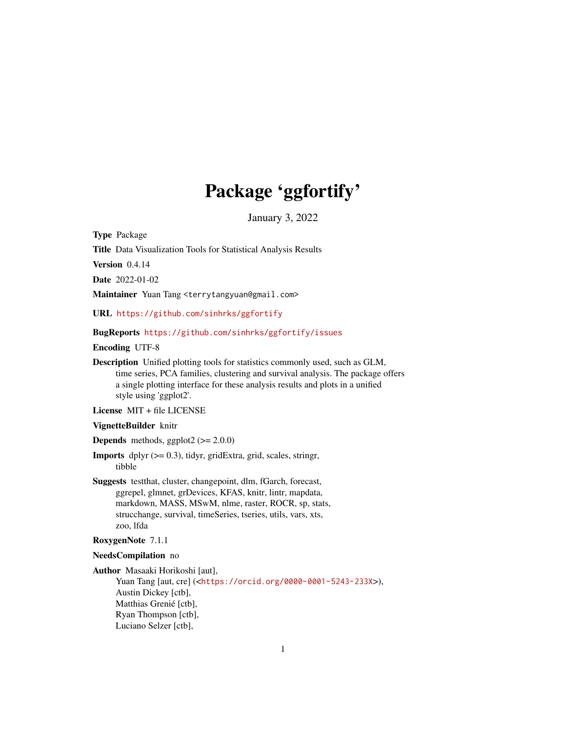# Package 'ggfortify'

January 3, 2022

**Type** Package

**Title** Data Visualization Tools for Statistical Analysis Results

**Version** 0.4.14

**Date** 2022-01-02

**Maintainer** Yuan Tang <terrytangyuan@gmail.com>

**URL** https://github.com/sinhrks/ggfortify

**BugReports** https://github.com/sinhrks/ggfortify/issues

**Encoding** UTF-8

**Description** Unified plotting tools for statistics commonly used, such as GLM, time series, PCA families, clustering and survival analysis. The package offers a single plotting interface for these analysis results and plots in a unified style using 'ggplot2'.

**License** MIT + file LICENSE

**VignetteBuilder** knitr

**Depends** methods, ggplot2 (>= 2.0.0)

**Imports** dplyr (>= 0.3), tidyr, gridExtra, grid, scales, stringr, tibble

**Suggests** testthat, cluster, changepoint, dlm, fGarch, forecast, ggrepel, glmnet, grDevices, KFAS, knitr, lintr, mapdata, markdown, MASS, MSwM, nlme, raster, ROCR, sp, stats, strucchange, survival, timeSeries, tseries, utils, vars, xts, zoo, lfda

**RoxygenNote** 7.1.1

**NeedsCompilation** no

**Author** Masaaki Horikoshi [aut],
Yuan Tang [aut, cre] (<https://orcid.org/0000-0001-5243-233X>),
Austin Dickey [ctb],
Matthias Grenié [ctb],
Ryan Thompson [ctb],
Luciano Selzer [ctb],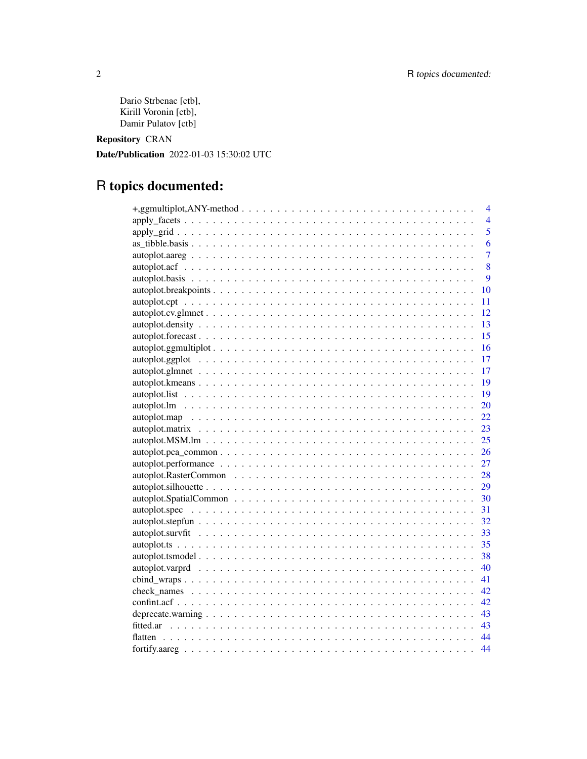Dario Strbenac [ctb],
Kirill Voronin [ctb],
Damir Pulatov [ctb]

**Repository** CRAN

**Date/Publication** 2022-01-03 15:30:02 UTC

# R topics documented:

| | |
|---|---|
| +,ggmultiplot,ANY-method | 4 |
| apply_facets | 4 |
| apply_grid | 5 |
| as_tibble.basis | 6 |
| autoplot.aareg | 7 |
| autoplot.acf | 8 |
| autoplot.basis | 9 |
| autoplot.breakpoints | 10 |
| autoplot.cpt | 11 |
| autoplot.cv.glmnet | 12 |
| autoplot.density | 13 |
| autoplot.forecast | 15 |
| autoplot.ggmultiplot | 16 |
| autoplot.ggplot | 17 |
| autoplot.glmnet | 17 |
| autoplot.kmeans | 19 |
| autoplot.list | 19 |
| autoplot.lm | 20 |
| autoplot.map | 22 |
| autoplot.matrix | 23 |
| autoplot.MSM.lm | 25 |
| autoplot.pca_common | 26 |
| autoplot.performance | 27 |
| autoplot.RasterCommon | 28 |
| autoplot.silhouette | 29 |
| autoplot.SpatialCommon | 30 |
| autoplot.spec | 31 |
| autoplot.stepfun | 32 |
| autoplot.survfit | 33 |
| autoplot.ts | 35 |
| autoplot.tsmodel | 38 |
| autoplot.varprd | 40 |
| cbind_wraps | 41 |
| check_names | 42 |
| confint.acf | 42 |
| deprecate.warning | 43 |
| fitted.ar | 43 |
| flatten | 44 |
| fortify.aareg | 44 |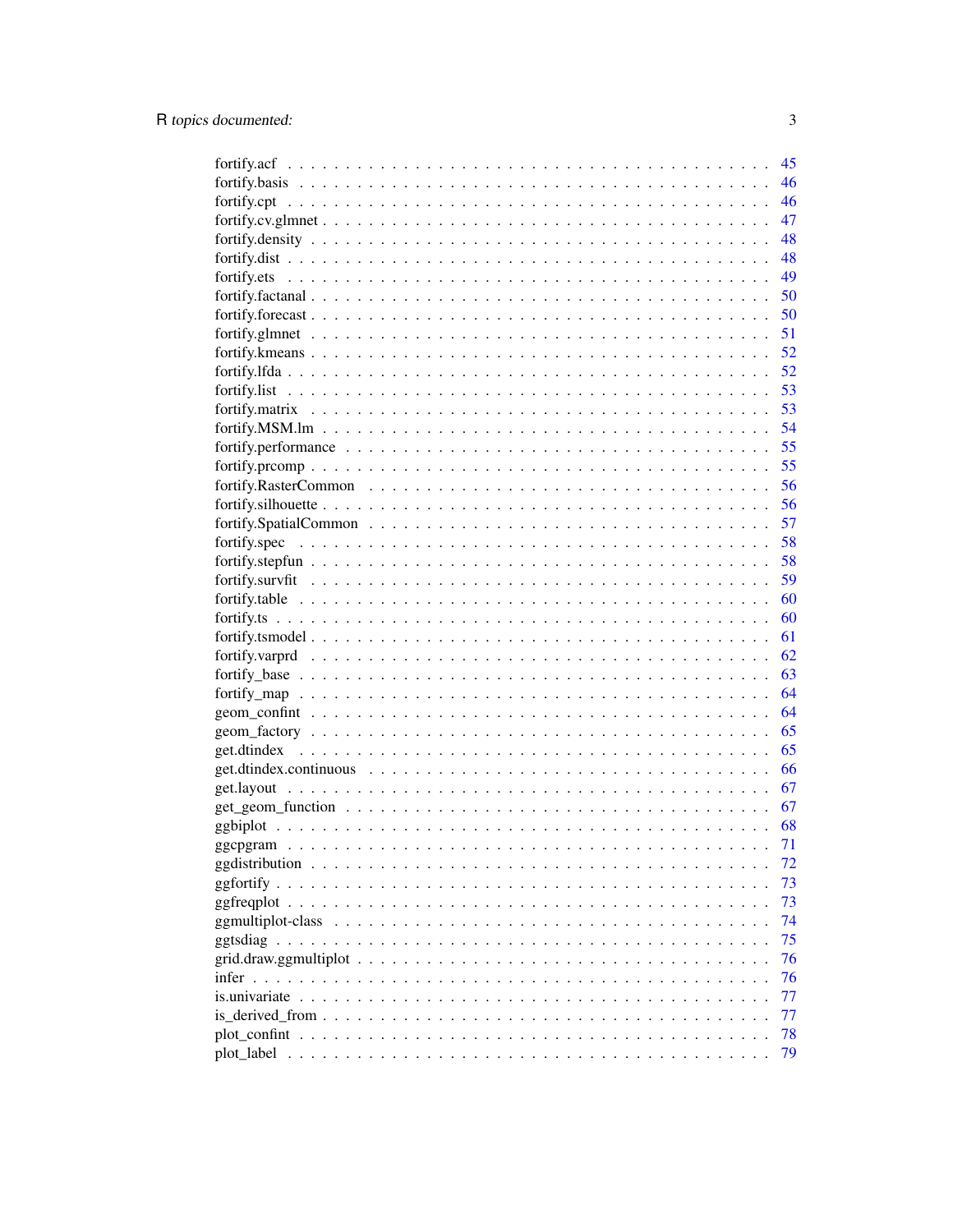fortify.acf . . . . . . . . . . . . . . . . . . . . . . . . . . . . . . . . . . . . . . . . 45
fortify.basis . . . . . . . . . . . . . . . . . . . . . . . . . . . . . . . . . . . . . . . 46
fortify.cpt . . . . . . . . . . . . . . . . . . . . . . . . . . . . . . . . . . . . . . . . 46
fortify.cv.glmnet . . . . . . . . . . . . . . . . . . . . . . . . . . . . . . . . . . . . . 47
fortify.density . . . . . . . . . . . . . . . . . . . . . . . . . . . . . . . . . . . . . . 48
fortify.dist . . . . . . . . . . . . . . . . . . . . . . . . . . . . . . . . . . . . . . . . 48
fortify.ets . . . . . . . . . . . . . . . . . . . . . . . . . . . . . . . . . . . . . . . . 49
fortify.factanal . . . . . . . . . . . . . . . . . . . . . . . . . . . . . . . . . . . . . . 50
fortify.forecast . . . . . . . . . . . . . . . . . . . . . . . . . . . . . . . . . . . . . . 50
fortify.glmnet . . . . . . . . . . . . . . . . . . . . . . . . . . . . . . . . . . . . . . 51
fortify.kmeans . . . . . . . . . . . . . . . . . . . . . . . . . . . . . . . . . . . . . . 52
fortify.lfda . . . . . . . . . . . . . . . . . . . . . . . . . . . . . . . . . . . . . . . . 52
fortify.list . . . . . . . . . . . . . . . . . . . . . . . . . . . . . . . . . . . . . . . . 53
fortify.matrix . . . . . . . . . . . . . . . . . . . . . . . . . . . . . . . . . . . . . . . 53
fortify.MSM.lm . . . . . . . . . . . . . . . . . . . . . . . . . . . . . . . . . . . . . . 54
fortify.performance . . . . . . . . . . . . . . . . . . . . . . . . . . . . . . . . . . . . 55
fortify.prcomp . . . . . . . . . . . . . . . . . . . . . . . . . . . . . . . . . . . . . . 55
fortify.RasterCommon . . . . . . . . . . . . . . . . . . . . . . . . . . . . . . . . . . . 56
fortify.silhouette . . . . . . . . . . . . . . . . . . . . . . . . . . . . . . . . . . . . . 56
fortify.SpatialCommon . . . . . . . . . . . . . . . . . . . . . . . . . . . . . . . . . . . 57
fortify.spec . . . . . . . . . . . . . . . . . . . . . . . . . . . . . . . . . . . . . . . 58
fortify.stepfun . . . . . . . . . . . . . . . . . . . . . . . . . . . . . . . . . . . . . . 58
fortify.survfit . . . . . . . . . . . . . . . . . . . . . . . . . . . . . . . . . . . . . . 59
fortify.table . . . . . . . . . . . . . . . . . . . . . . . . . . . . . . . . . . . . . . . 60
fortify.ts . . . . . . . . . . . . . . . . . . . . . . . . . . . . . . . . . . . . . . . . 60
fortify.tsmodel . . . . . . . . . . . . . . . . . . . . . . . . . . . . . . . . . . . . . . 61
fortify.varprd . . . . . . . . . . . . . . . . . . . . . . . . . . . . . . . . . . . . . . 62
fortify_base . . . . . . . . . . . . . . . . . . . . . . . . . . . . . . . . . . . . . . . 63
fortify_map . . . . . . . . . . . . . . . . . . . . . . . . . . . . . . . . . . . . . . . 64
geom_confint . . . . . . . . . . . . . . . . . . . . . . . . . . . . . . . . . . . . . . 64
geom_factory . . . . . . . . . . . . . . . . . . . . . . . . . . . . . . . . . . . . . . 65
get.dtindex . . . . . . . . . . . . . . . . . . . . . . . . . . . . . . . . . . . . . . . 65
get.dtindex.continuous . . . . . . . . . . . . . . . . . . . . . . . . . . . . . . . . . . 66
get.layout . . . . . . . . . . . . . . . . . . . . . . . . . . . . . . . . . . . . . . . . 67
get_geom_function . . . . . . . . . . . . . . . . . . . . . . . . . . . . . . . . . . . . 67
ggbiplot . . . . . . . . . . . . . . . . . . . . . . . . . . . . . . . . . . . . . . . . . 68
ggcpgram . . . . . . . . . . . . . . . . . . . . . . . . . . . . . . . . . . . . . . . . 71
ggdistribution . . . . . . . . . . . . . . . . . . . . . . . . . . . . . . . . . . . . . . 72
ggfortify . . . . . . . . . . . . . . . . . . . . . . . . . . . . . . . . . . . . . . . . 73
ggfreqplot . . . . . . . . . . . . . . . . . . . . . . . . . . . . . . . . . . . . . . . . 73
ggmultiplot-class . . . . . . . . . . . . . . . . . . . . . . . . . . . . . . . . . . . . 74
ggtsdiag . . . . . . . . . . . . . . . . . . . . . . . . . . . . . . . . . . . . . . . . . 75
grid.draw.ggmultiplot . . . . . . . . . . . . . . . . . . . . . . . . . . . . . . . . . . . 76
infer . . . . . . . . . . . . . . . . . . . . . . . . . . . . . . . . . . . . . . . . . . 76
is.univariate . . . . . . . . . . . . . . . . . . . . . . . . . . . . . . . . . . . . . . . 77
is_derived_from . . . . . . . . . . . . . . . . . . . . . . . . . . . . . . . . . . . . . 77
plot_confint . . . . . . . . . . . . . . . . . . . . . . . . . . . . . . . . . . . . . . . 78
plot_label . . . . . . . . . . . . . . . . . . . . . . . . . . . . . . . . . . . . . . . . 79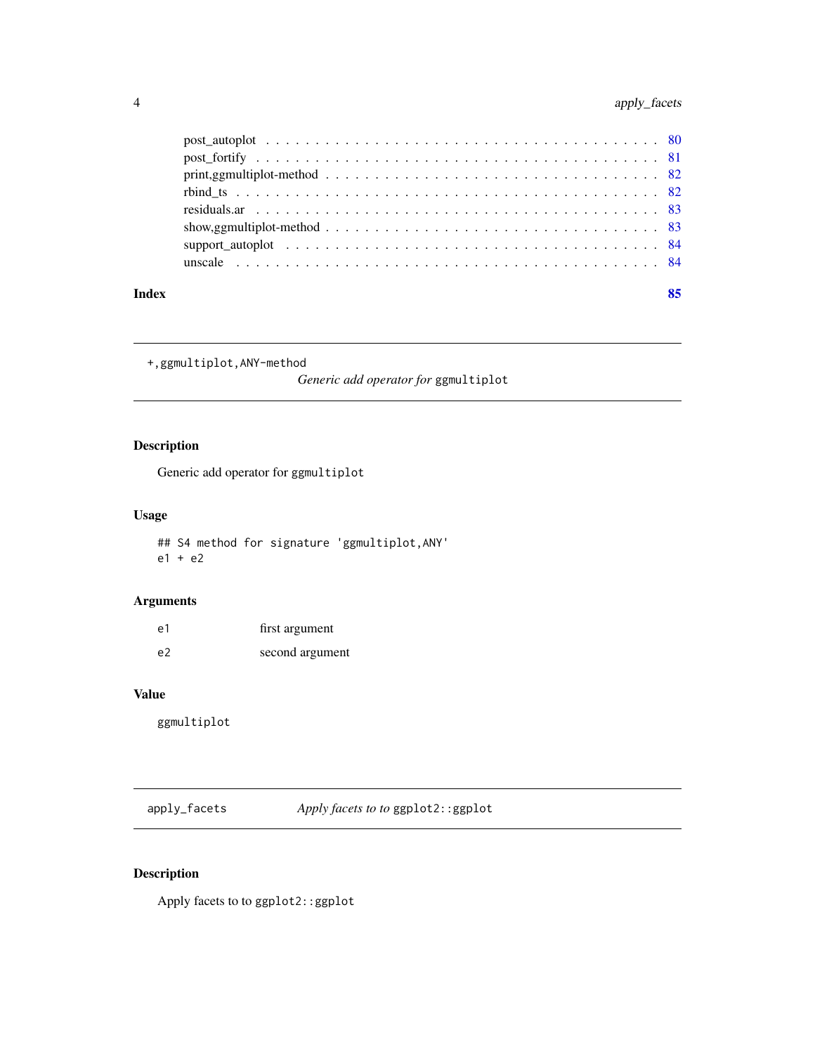post_autoplot . . . . . . . . . . . . . . . . . . . . . . . . . . . . . . . . . . . . . 80
post_fortify . . . . . . . . . . . . . . . . . . . . . . . . . . . . . . . . . . . . . . 81
print,ggmultiplot-method . . . . . . . . . . . . . . . . . . . . . . . . . . . . . . . . . 82
rbind_ts . . . . . . . . . . . . . . . . . . . . . . . . . . . . . . . . . . . . . . . . 82
residuals.ar . . . . . . . . . . . . . . . . . . . . . . . . . . . . . . . . . . . . . . 83
show,ggmultiplot-method . . . . . . . . . . . . . . . . . . . . . . . . . . . . . . . . . 83
support_autoplot . . . . . . . . . . . . . . . . . . . . . . . . . . . . . . . . . . . . 84
unscale . . . . . . . . . . . . . . . . . . . . . . . . . . . . . . . . . . . . . . . . . 84

**Index** **85**

---

`+,ggmultiplot,ANY-method` *Generic add operator for* `ggmultiplot`

---

## Description

Generic add operator for `ggmultiplot`

## Usage

```
## S4 method for signature 'ggmultiplot,ANY'
e1 + e2
```

## Arguments

| | |
|---|---|
| e1 | first argument |
| e2 | second argument |

## Value

`ggmultiplot`

---

`apply_facets` *Apply facets to to* `ggplot2::ggplot`

---

## Description

Apply facets to to `ggplot2::ggplot`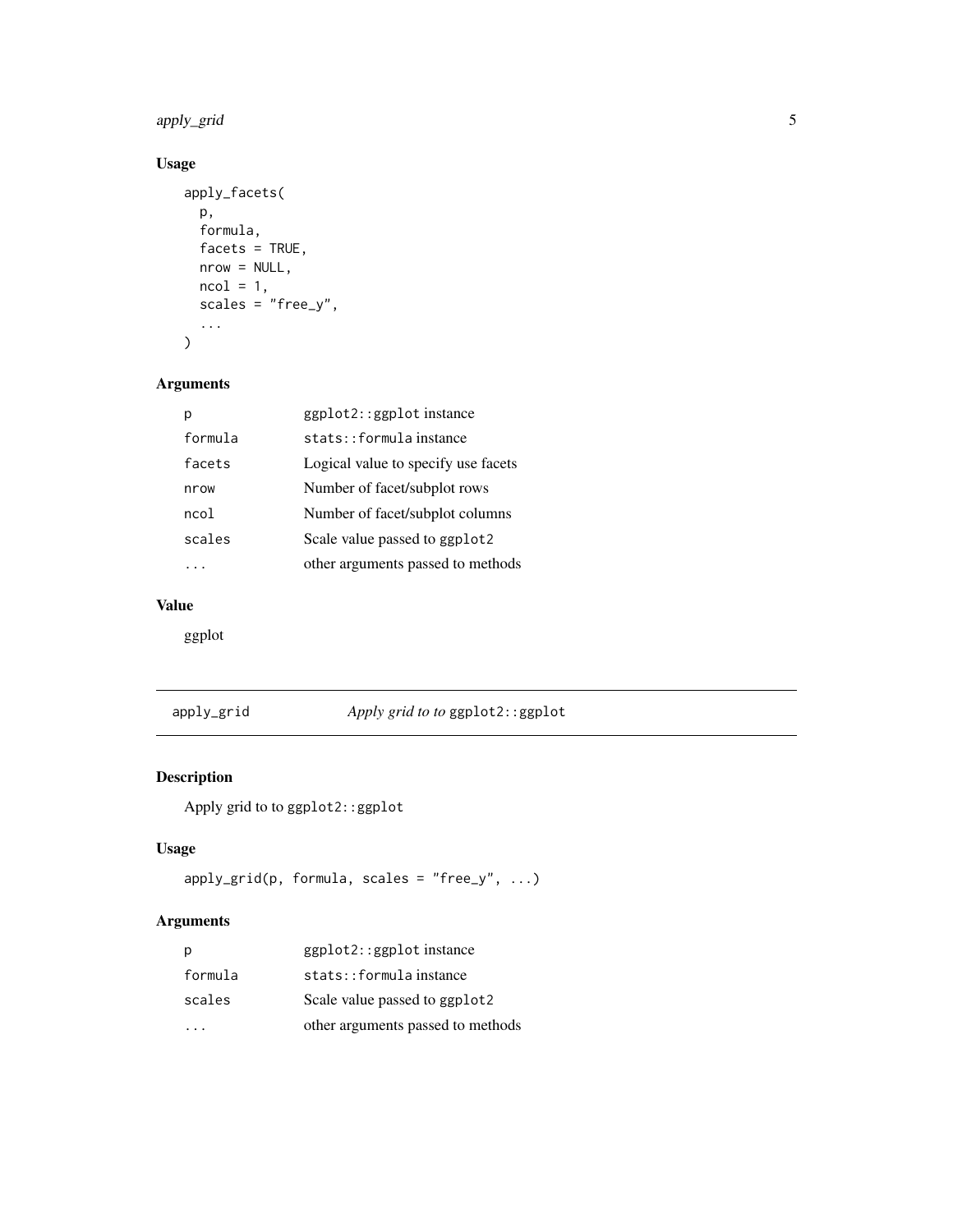### Usage

```
apply_facets(
  p,
  formula,
  facets = TRUE,
  nrow = NULL,
  ncol = 1,
  scales = "free_y",
  ...
)
```

### Arguments

| | |
|---|---|
| p | `ggplot2::ggplot` instance |
| formula | `stats::formula` instance |
| facets | Logical value to specify use facets |
| nrow | Number of facet/subplot rows |
| ncol | Number of facet/subplot columns |
| scales | Scale value passed to `ggplot2` |
| ... | other arguments passed to methods |

### Value

ggplot

---

## apply_grid — *Apply grid to to* `ggplot2::ggplot`

### Description

Apply grid to to `ggplot2::ggplot`

### Usage

```
apply_grid(p, formula, scales = "free_y", ...)
```

### Arguments

| | |
|---|---|
| p | `ggplot2::ggplot` instance |
| formula | `stats::formula` instance |
| scales | Scale value passed to `ggplot2` |
| ... | other arguments passed to methods |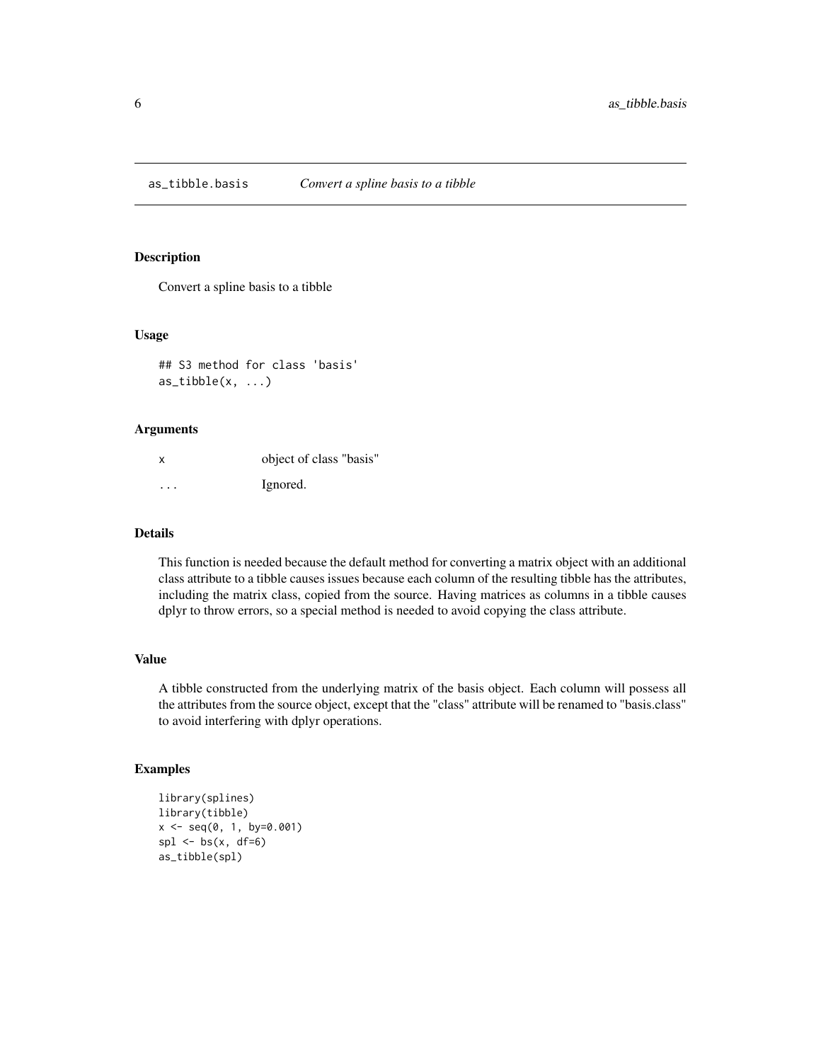## as_tibble.basis *Convert a spline basis to a tibble*

### Description

Convert a spline basis to a tibble

### Usage

```
## S3 method for class 'basis'
as_tibble(x, ...)
```

### Arguments

| | |
|---|---|
| x | object of class "basis" |
| ... | Ignored. |

### Details

This function is needed because the default method for converting a matrix object with an additional class attribute to a tibble causes issues because each column of the resulting tibble has the attributes, including the matrix class, copied from the source. Having matrices as columns in a tibble causes dplyr to throw errors, so a special method is needed to avoid copying the class attribute.

### Value

A tibble constructed from the underlying matrix of the basis object. Each column will possess all the attributes from the source object, except that the "class" attribute will be renamed to "basis.class" to avoid interfering with dplyr operations.

### Examples

```
library(splines)
library(tibble)
x <- seq(0, 1, by=0.001)
spl <- bs(x, df=6)
as_tibble(spl)
```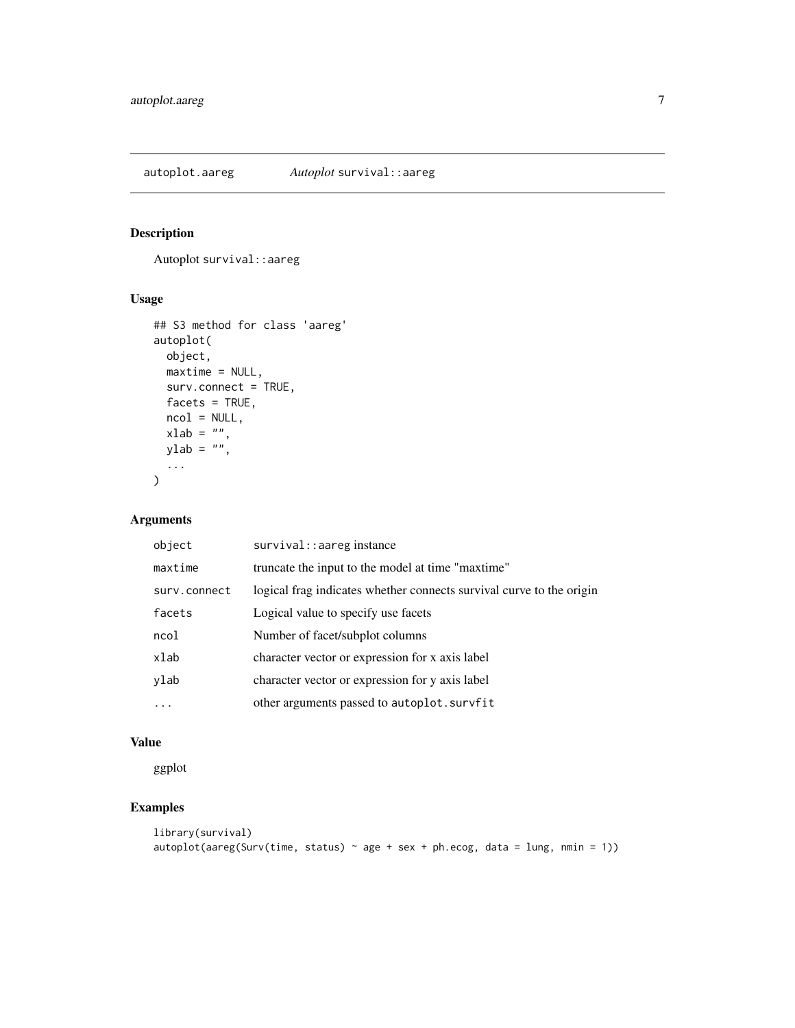# autoplot.aareg *Autoplot* `survival::aareg`

## Description

Autoplot `survival::aareg`

## Usage

```
## S3 method for class 'aareg'
autoplot(
  object,
  maxtime = NULL,
  surv.connect = TRUE,
  facets = TRUE,
  ncol = NULL,
  xlab = "",
  ylab = "",
  ...
)
```

## Arguments

| | |
|---|---|
| `object` | `survival::aareg` instance |
| `maxtime` | truncate the input to the model at time "maxtime" |
| `surv.connect` | logical frag indicates whether connects survival curve to the origin |
| `facets` | Logical value to specify use facets |
| `ncol` | Number of facet/subplot columns |
| `xlab` | character vector or expression for x axis label |
| `ylab` | character vector or expression for y axis label |
| `...` | other arguments passed to `autoplot.survfit` |

## Value

ggplot

## Examples

```
library(survival)
autoplot(aareg(Surv(time, status) ~ age + sex + ph.ecog, data = lung, nmin = 1))
```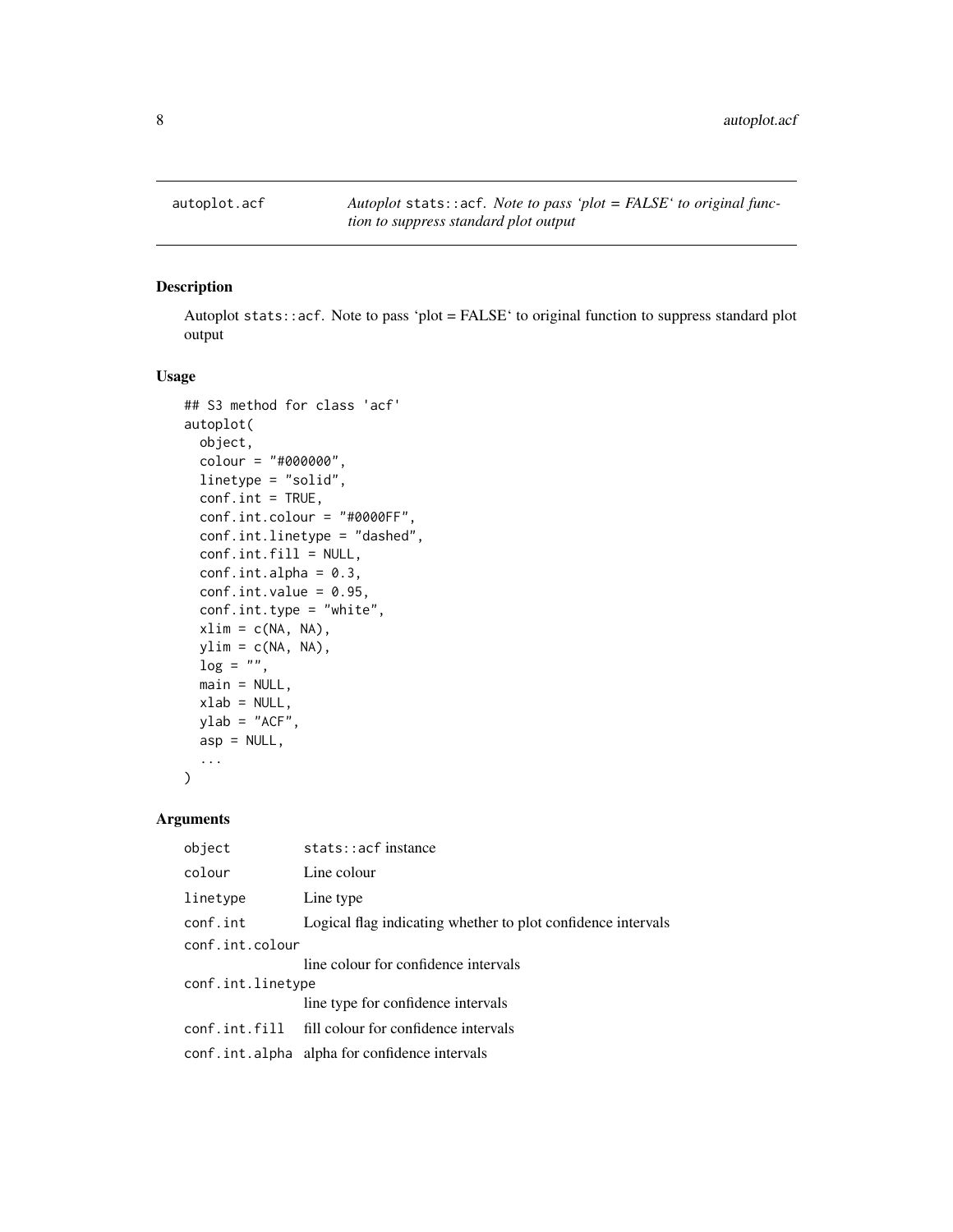autoplot.acf — *Autoplot* `stats::acf`*. Note to pass 'plot = FALSE' to original function to suppress standard plot output*

## Description

Autoplot `stats::acf`. Note to pass 'plot = FALSE' to original function to suppress standard plot output

## Usage

```
## S3 method for class 'acf'
autoplot(
  object,
  colour = "#000000",
  linetype = "solid",
  conf.int = TRUE,
  conf.int.colour = "#0000FF",
  conf.int.linetype = "dashed",
  conf.int.fill = NULL,
  conf.int.alpha = 0.3,
  conf.int.value = 0.95,
  conf.int.type = "white",
  xlim = c(NA, NA),
  ylim = c(NA, NA),
  log = "",
  main = NULL,
  xlab = NULL,
  ylab = "ACF",
  asp = NULL,
  ...
)
```

## Arguments

| | |
|---|---|
| `object` | `stats::acf` instance |
| `colour` | Line colour |
| `linetype` | Line type |
| `conf.int` | Logical flag indicating whether to plot confidence intervals |
| `conf.int.colour` | line colour for confidence intervals |
| `conf.int.linetype` | line type for confidence intervals |
| `conf.int.fill` | fill colour for confidence intervals |
| `conf.int.alpha` | alpha for confidence intervals |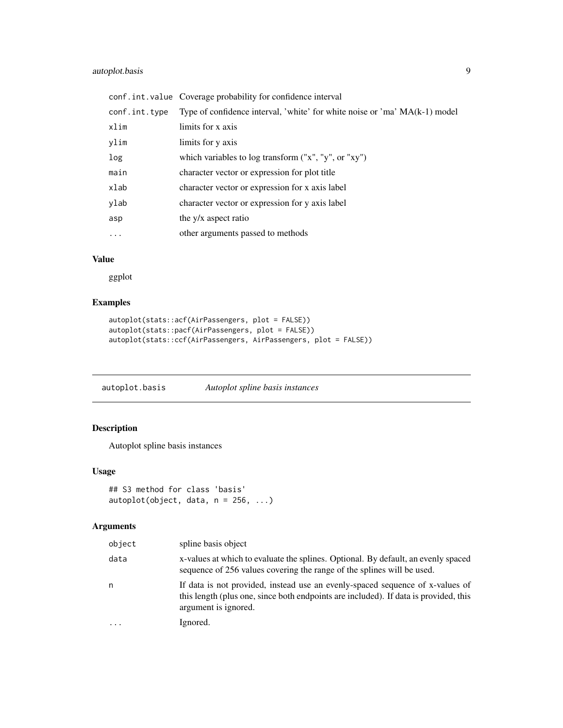| | |
|---|---|
| conf.int.value | Coverage probability for confidence interval |
| conf.int.type | Type of confidence interval, 'white' for white noise or 'ma' MA(k-1) model |
| xlim | limits for x axis |
| ylim | limits for y axis |
| log | which variables to log transform ("x", "y", or "xy") |
| main | character vector or expression for plot title |
| xlab | character vector or expression for x axis label |
| ylab | character vector or expression for y axis label |
| asp | the y/x aspect ratio |
| ... | other arguments passed to methods |

### Value

ggplot

### Examples

```
autoplot(stats::acf(AirPassengers, plot = FALSE))
autoplot(stats::pacf(AirPassengers, plot = FALSE))
autoplot(stats::ccf(AirPassengers, AirPassengers, plot = FALSE))
```

---

## autoplot.basis — *Autoplot spline basis instances*

### Description

Autoplot spline basis instances

### Usage

```
## S3 method for class 'basis'
autoplot(object, data, n = 256, ...)
```

### Arguments

| | |
|---|---|
| object | spline basis object |
| data | x-values at which to evaluate the splines. Optional. By default, an evenly spaced sequence of 256 values covering the range of the splines will be used. |
| n | If data is not provided, instead use an evenly-spaced sequence of x-values of this length (plus one, since both endpoints are included). If data is provided, this argument is ignored. |
| ... | Ignored. |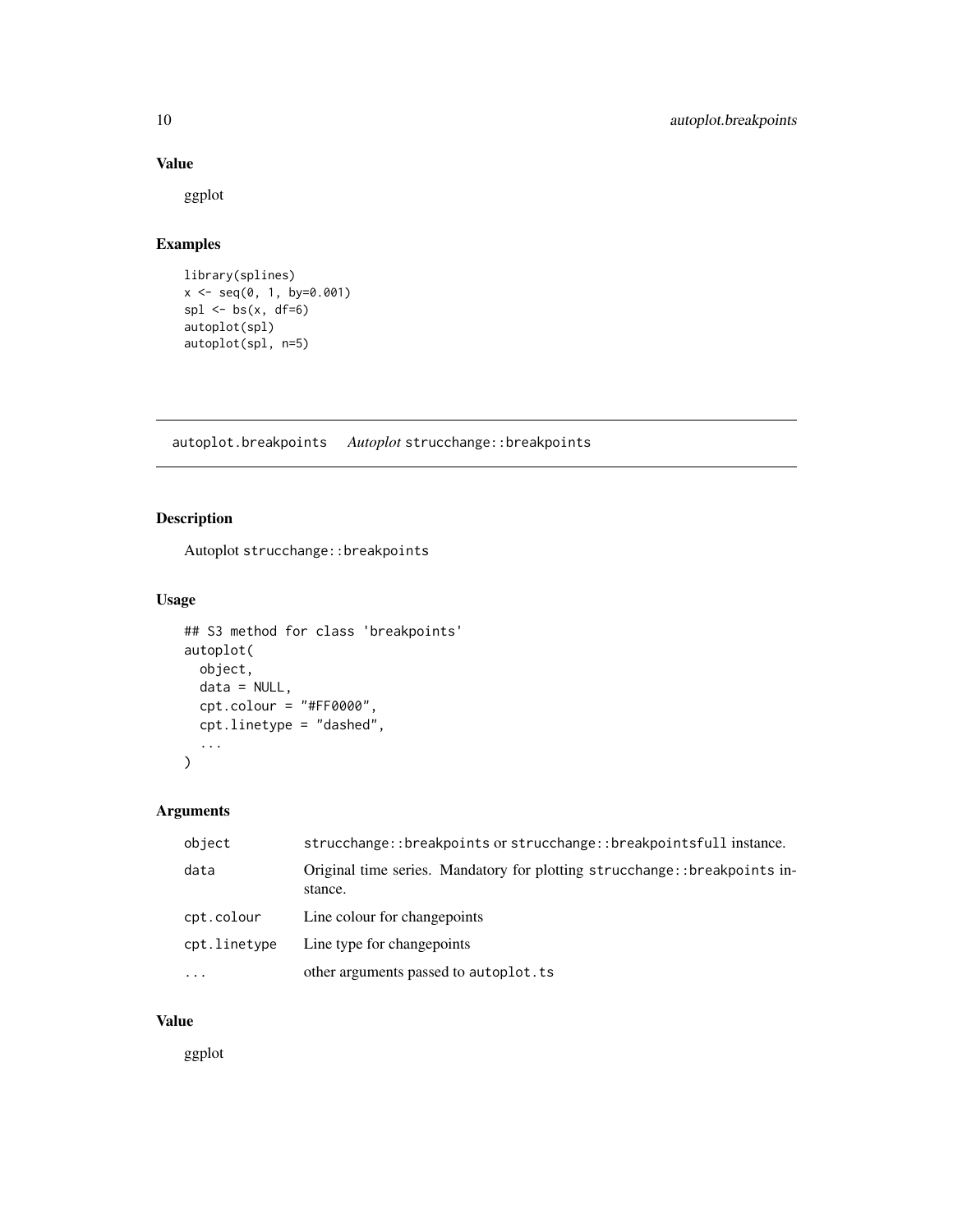### Value

ggplot

### Examples

```
library(splines)
x <- seq(0, 1, by=0.001)
spl <- bs(x, df=6)
autoplot(spl)
autoplot(spl, n=5)
```

---

## autoplot.breakpoints    *Autoplot* strucchange::breakpoints

### Description

Autoplot strucchange::breakpoints

### Usage

```
## S3 method for class 'breakpoints'
autoplot(
  object,
  data = NULL,
  cpt.colour = "#FF0000",
  cpt.linetype = "dashed",
  ...
)
```

### Arguments

| | |
|---|---|
| object | strucchange::breakpoints or strucchange::breakpointsfull instance. |
| data | Original time series. Mandatory for plotting strucchange::breakpoints instance. |
| cpt.colour | Line colour for changepoints |
| cpt.linetype | Line type for changepoints |
| ... | other arguments passed to autoplot.ts |

### Value

ggplot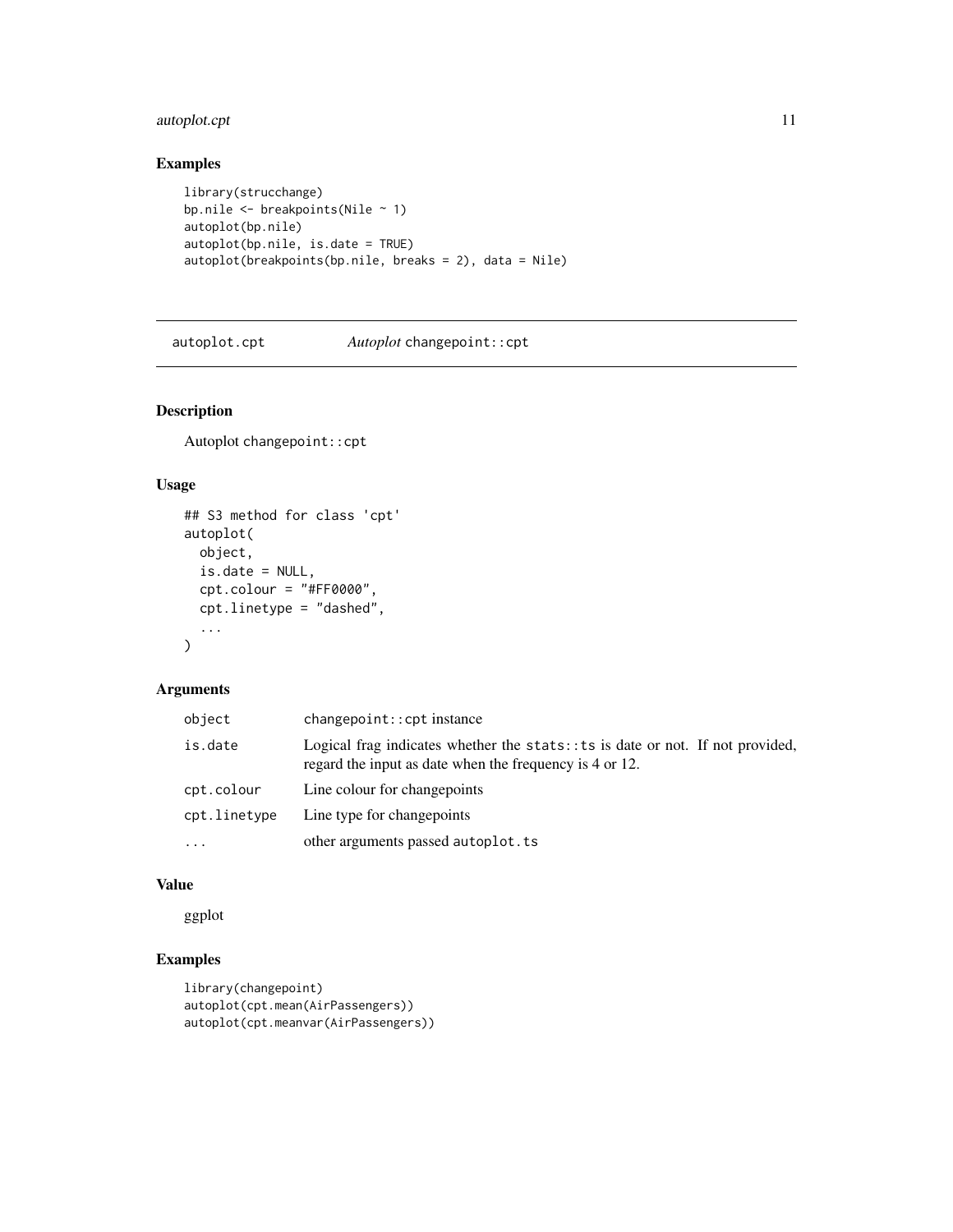## Examples

```
library(strucchange)
bp.nile <- breakpoints(Nile ~ 1)
autoplot(bp.nile)
autoplot(bp.nile, is.date = TRUE)
autoplot(breakpoints(bp.nile, breaks = 2), data = Nile)
```

---

# autoplot.cpt    *Autoplot* changepoint::cpt

## Description

Autoplot changepoint::cpt

## Usage

```
## S3 method for class 'cpt'
autoplot(
  object,
  is.date = NULL,
  cpt.colour = "#FF0000",
  cpt.linetype = "dashed",
  ...
)
```

## Arguments

| | |
|---|---|
| object | changepoint::cpt instance |
| is.date | Logical frag indicates whether the stats::ts is date or not. If not provided, regard the input as date when the frequency is 4 or 12. |
| cpt.colour | Line colour for changepoints |
| cpt.linetype | Line type for changepoints |
| ... | other arguments passed autoplot.ts |

## Value

ggplot

## Examples

```
library(changepoint)
autoplot(cpt.mean(AirPassengers))
autoplot(cpt.meanvar(AirPassengers))
```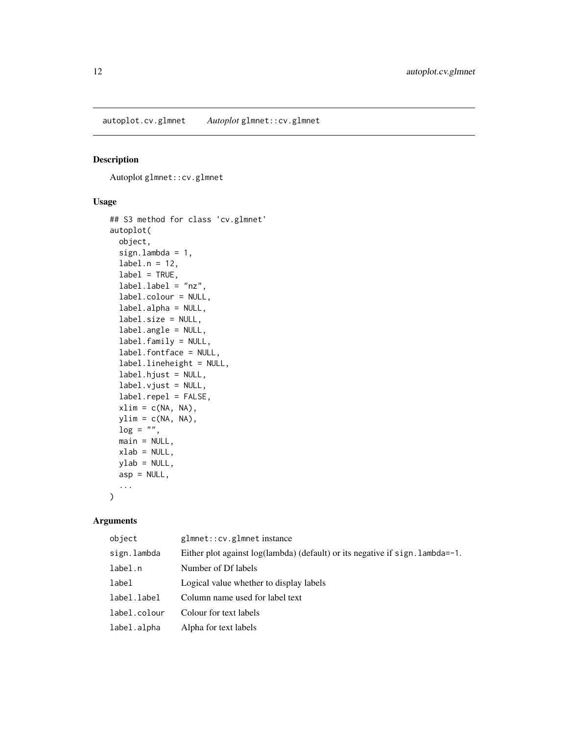autoplot.cv.glmnet *Autoplot* glmnet::cv.glmnet

## Description

Autoplot glmnet::cv.glmnet

## Usage

```
## S3 method for class 'cv.glmnet'
autoplot(
  object,
  sign.lambda = 1,
  label.n = 12,
  label = TRUE,
  label.label = "nz",
  label.colour = NULL,
  label.alpha = NULL,
  label.size = NULL,
  label.angle = NULL,
  label.family = NULL,
  label.fontface = NULL,
  label.lineheight = NULL,
  label.hjust = NULL,
  label.vjust = NULL,
  label.repel = FALSE,
  xlim = c(NA, NA),
  ylim = c(NA, NA),
  log = "",
  main = NULL,
  xlab = NULL,
  ylab = NULL,
  asp = NULL,
  ...
)
```

## Arguments

| | |
|---|---|
| object | glmnet::cv.glmnet instance |
| sign.lambda | Either plot against log(lambda) (default) or its negative if sign.lambda=-1. |
| label.n | Number of Df labels |
| label | Logical value whether to display labels |
| label.label | Column name used for label text |
| label.colour | Colour for text labels |
| label.alpha | Alpha for text labels |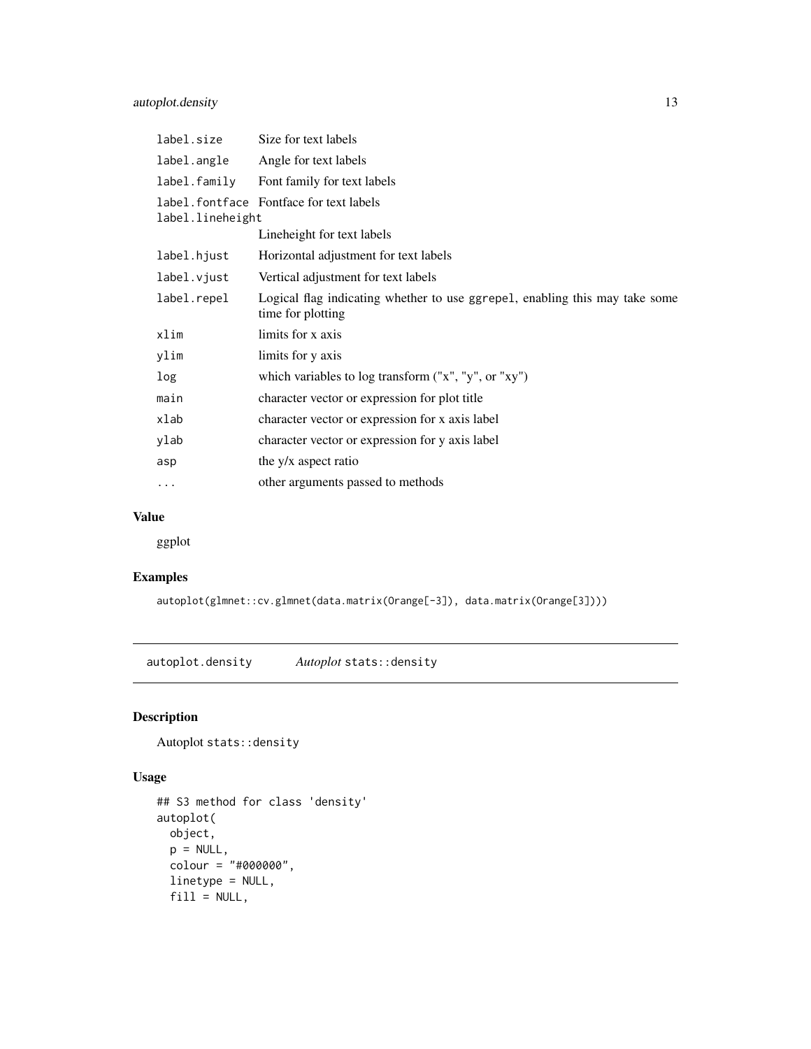| | |
|---|---|
| label.size | Size for text labels |
| label.angle | Angle for text labels |
| label.family | Font family for text labels |
| label.fontface | Fontface for text labels |
| label.lineheight | Lineheight for text labels |
| label.hjust | Horizontal adjustment for text labels |
| label.vjust | Vertical adjustment for text labels |
| label.repel | Logical flag indicating whether to use ggrepel, enabling this may take some time for plotting |
| xlim | limits for x axis |
| ylim | limits for y axis |
| log | which variables to log transform ("x", "y", or "xy") |
| main | character vector or expression for plot title |
| xlab | character vector or expression for x axis label |
| ylab | character vector or expression for y axis label |
| asp | the y/x aspect ratio |
| ... | other arguments passed to methods |

## Value

ggplot

## Examples

```
autoplot(glmnet::cv.glmnet(data.matrix(Orange[-3]), data.matrix(Orange[3])))
```

# autoplot.density *Autoplot* `stats::density`

## Description

Autoplot `stats::density`

## Usage

```
## S3 method for class 'density'
autoplot(
  object,
  p = NULL,
  colour = "#000000",
  linetype = NULL,
  fill = NULL,
```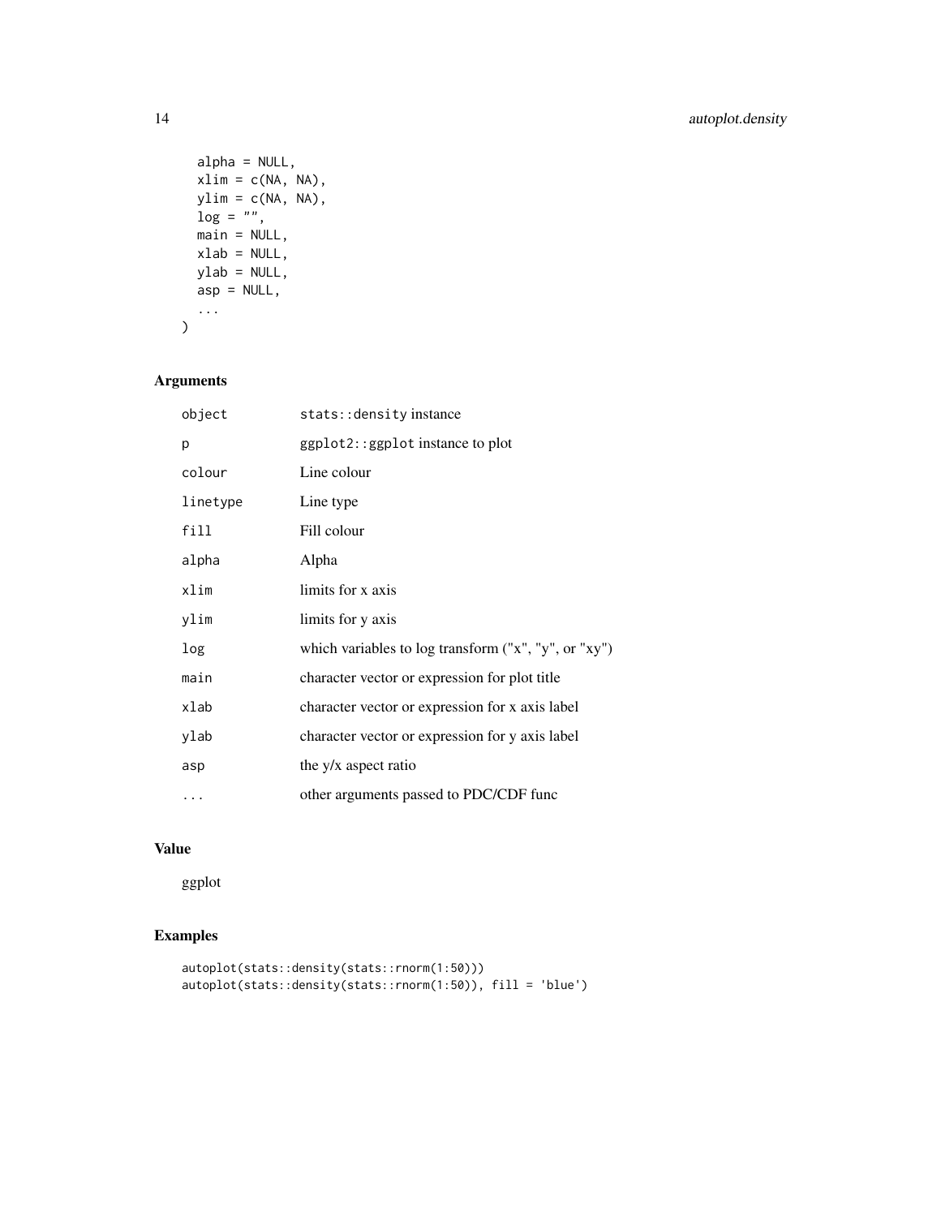```
  alpha = NULL,
  xlim = c(NA, NA),
  ylim = c(NA, NA),
  log = "",
  main = NULL,
  xlab = NULL,
  ylab = NULL,
  asp = NULL,
  ...
)
```

## Arguments

| | |
|---|---|
| `object` | `stats::density` instance |
| `p` | `ggplot2::ggplot` instance to plot |
| `colour` | Line colour |
| `linetype` | Line type |
| `fill` | Fill colour |
| `alpha` | Alpha |
| `xlim` | limits for x axis |
| `ylim` | limits for y axis |
| `log` | which variables to log transform ("x", "y", or "xy") |
| `main` | character vector or expression for plot title |
| `xlab` | character vector or expression for x axis label |
| `ylab` | character vector or expression for y axis label |
| `asp` | the y/x aspect ratio |
| `...` | other arguments passed to PDC/CDF func |

## Value

ggplot

## Examples

```
autoplot(stats::density(stats::rnorm(1:50)))
autoplot(stats::density(stats::rnorm(1:50)), fill = 'blue')
```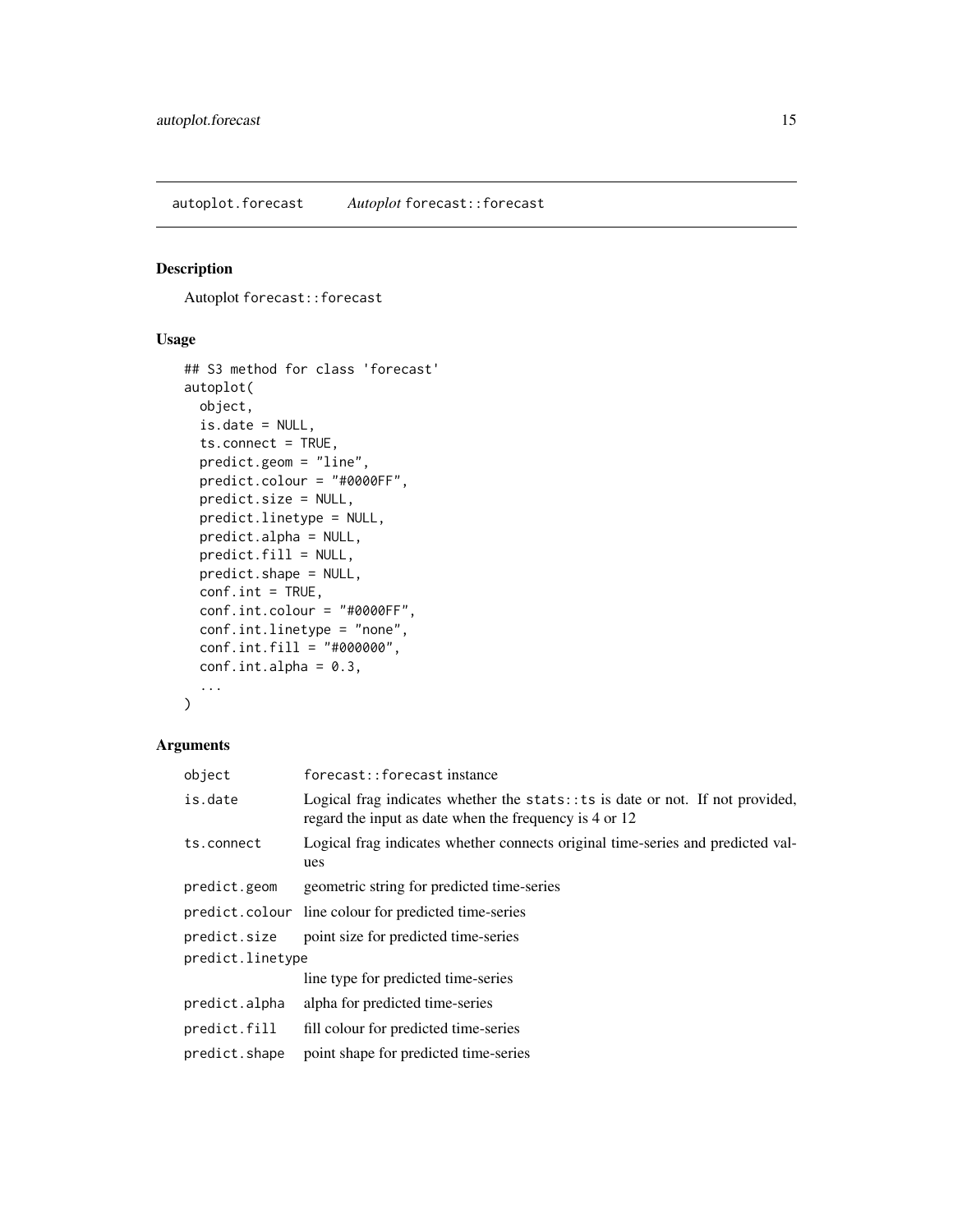autoplot.forecast — *Autoplot* `forecast::forecast`

## Description

Autoplot `forecast::forecast`

## Usage

```
## S3 method for class 'forecast'
autoplot(
  object,
  is.date = NULL,
  ts.connect = TRUE,
  predict.geom = "line",
  predict.colour = "#0000FF",
  predict.size = NULL,
  predict.linetype = NULL,
  predict.alpha = NULL,
  predict.fill = NULL,
  predict.shape = NULL,
  conf.int = TRUE,
  conf.int.colour = "#0000FF",
  conf.int.linetype = "none",
  conf.int.fill = "#000000",
  conf.int.alpha = 0.3,
  ...
)
```

## Arguments

| | |
|---|---|
| `object` | `forecast::forecast` instance |
| `is.date` | Logical frag indicates whether the `stats::ts` is date or not. If not provided, regard the input as date when the frequency is 4 or 12 |
| `ts.connect` | Logical frag indicates whether connects original time-series and predicted values |
| `predict.geom` | geometric string for predicted time-series |
| `predict.colour` | line colour for predicted time-series |
| `predict.size` | point size for predicted time-series |
| `predict.linetype` | line type for predicted time-series |
| `predict.alpha` | alpha for predicted time-series |
| `predict.fill` | fill colour for predicted time-series |
| `predict.shape` | point shape for predicted time-series |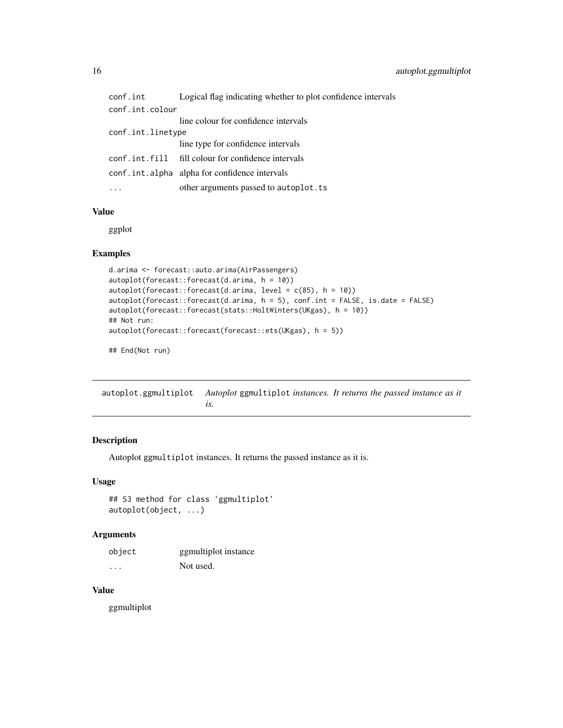| | |
|---|---|
| conf.int | Logical flag indicating whether to plot confidence intervals |
| conf.int.colour | line colour for confidence intervals |
| conf.int.linetype | line type for confidence intervals |
| conf.int.fill | fill colour for confidence intervals |
| conf.int.alpha | alpha for confidence intervals |
| ... | other arguments passed to autoplot.ts |

### Value

ggplot

### Examples

```
d.arima <- forecast::auto.arima(AirPassengers)
autoplot(forecast::forecast(d.arima, h = 10))
autoplot(forecast::forecast(d.arima, level = c(85), h = 10))
autoplot(forecast::forecast(d.arima, h = 5), conf.int = FALSE, is.date = FALSE)
autoplot(forecast::forecast(stats::HoltWinters(UKgas), h = 10))
## Not run:
autoplot(forecast::forecast(forecast::ets(UKgas), h = 5))

## End(Not run)
```

---

## autoplot.ggmultiplot — *Autoplot* ggmultiplot *instances. It returns the passed instance as it is.*

### Description

Autoplot ggmultiplot instances. It returns the passed instance as it is.

### Usage

```
## S3 method for class 'ggmultiplot'
autoplot(object, ...)
```

### Arguments

| | |
|---|---|
| object | ggmultiplot instance |
| ... | Not used. |

### Value

ggmultiplot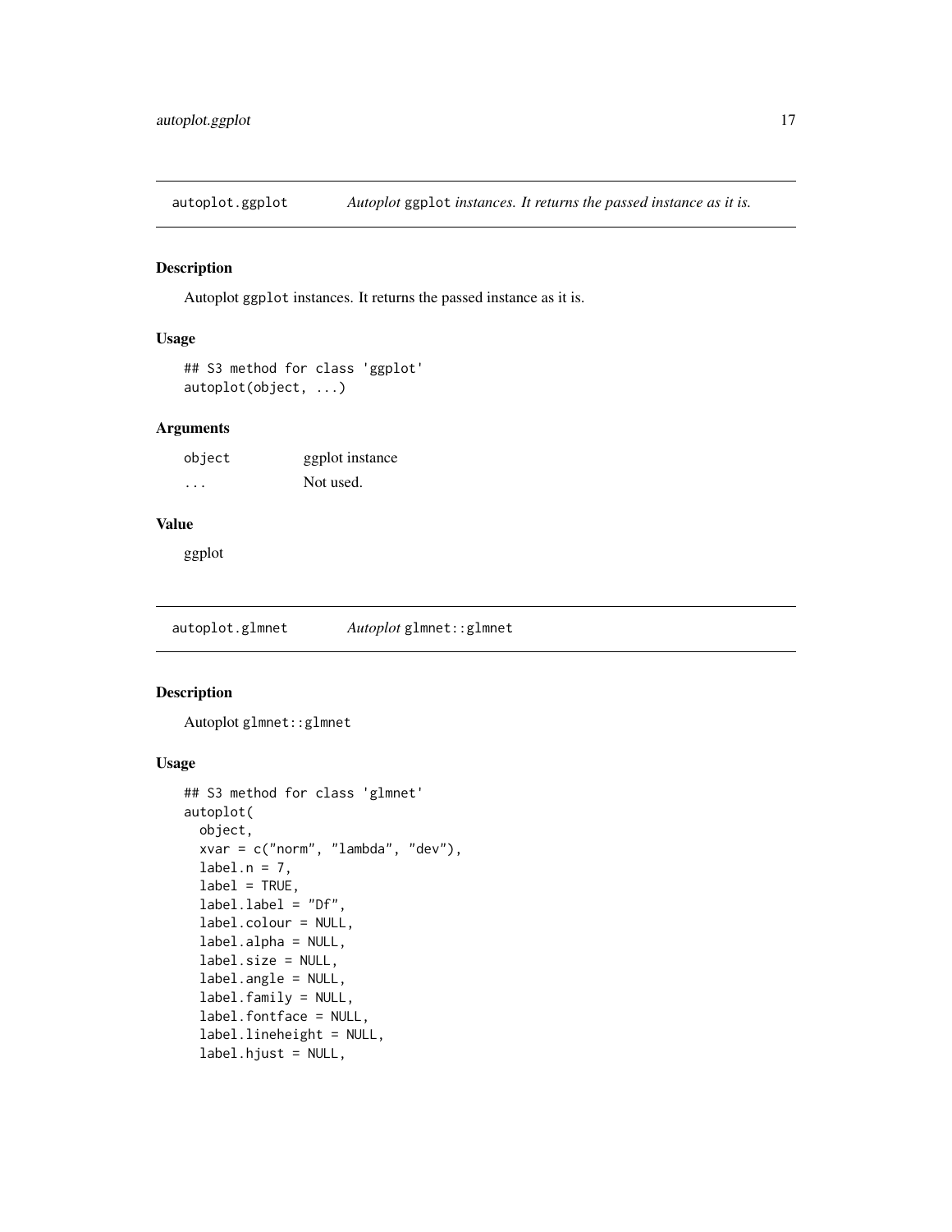## autoplot.ggplot — *Autoplot* `ggplot` *instances. It returns the passed instance as it is.*

### Description

Autoplot `ggplot` instances. It returns the passed instance as it is.

### Usage

```
## S3 method for class 'ggplot'
autoplot(object, ...)
```

### Arguments

| | |
|---|---|
| `object` | ggplot instance |
| `...` | Not used. |

### Value

ggplot

## autoplot.glmnet — *Autoplot* `glmnet::glmnet`

### Description

Autoplot `glmnet::glmnet`

### Usage

```
## S3 method for class 'glmnet'
autoplot(
  object,
  xvar = c("norm", "lambda", "dev"),
  label.n = 7,
  label = TRUE,
  label.label = "Df",
  label.colour = NULL,
  label.alpha = NULL,
  label.size = NULL,
  label.angle = NULL,
  label.family = NULL,
  label.fontface = NULL,
  label.lineheight = NULL,
  label.hjust = NULL,
```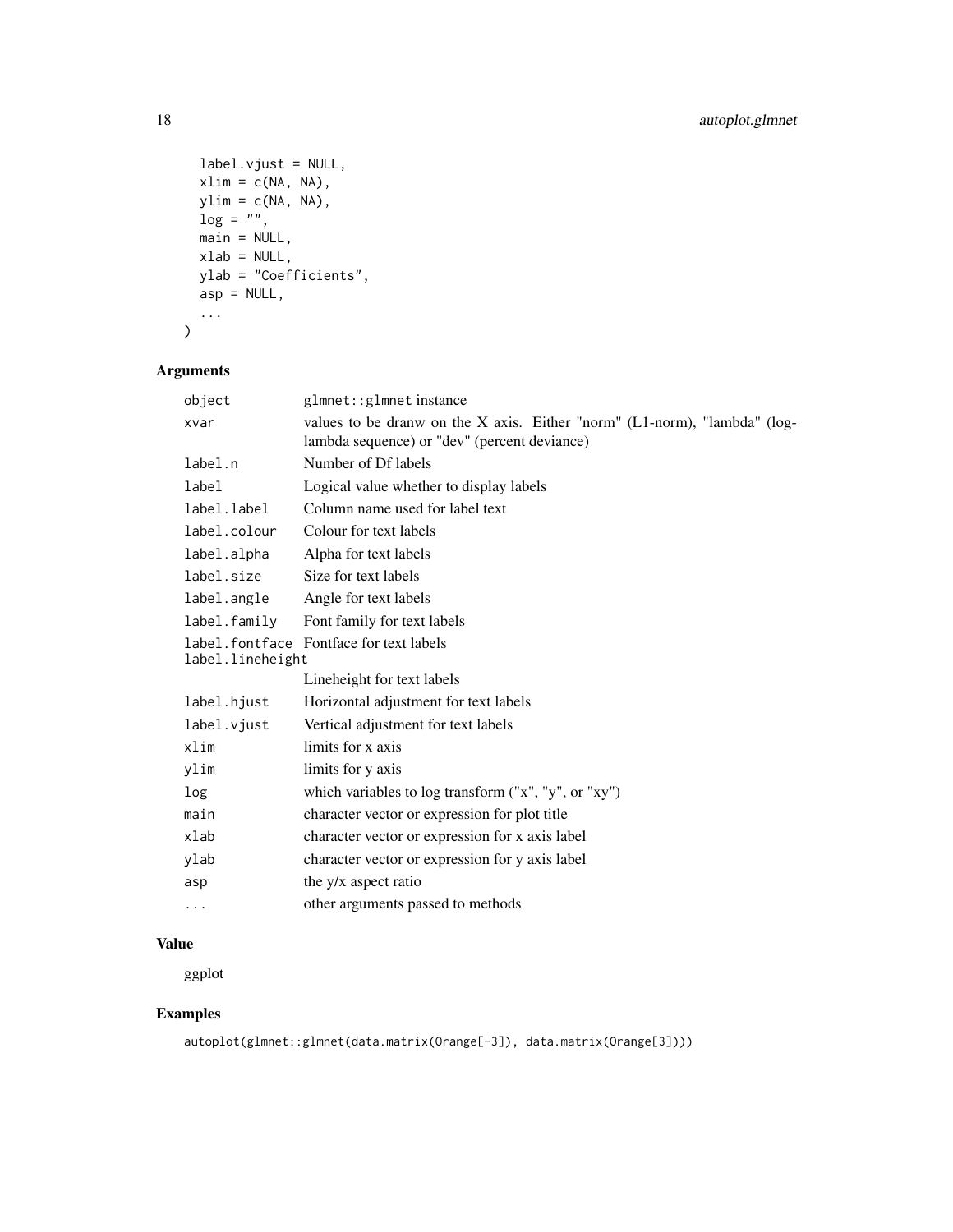```
  label.vjust = NULL,
  xlim = c(NA, NA),
  ylim = c(NA, NA),
  log = "",
  main = NULL,
  xlab = NULL,
  ylab = "Coefficients",
  asp = NULL,
  ...
)
```

## Arguments

| | |
|---|---|
| `object` | `glmnet::glmnet` instance |
| `xvar` | values to be dranw on the X axis. Either "norm" (L1-norm), "lambda" (log-lambda sequence) or "dev" (percent deviance) |
| `label.n` | Number of Df labels |
| `label` | Logical value whether to display labels |
| `label.label` | Column name used for label text |
| `label.colour` | Colour for text labels |
| `label.alpha` | Alpha for text labels |
| `label.size` | Size for text labels |
| `label.angle` | Angle for text labels |
| `label.family` | Font family for text labels |
| `label.fontface` | Fontface for text labels |
| `label.lineheight` | Lineheight for text labels |
| `label.hjust` | Horizontal adjustment for text labels |
| `label.vjust` | Vertical adjustment for text labels |
| `xlim` | limits for x axis |
| `ylim` | limits for y axis |
| `log` | which variables to log transform ("x", "y", or "xy") |
| `main` | character vector or expression for plot title |
| `xlab` | character vector or expression for x axis label |
| `ylab` | character vector or expression for y axis label |
| `asp` | the y/x aspect ratio |
| `...` | other arguments passed to methods |

## Value

ggplot

## Examples

```
autoplot(glmnet::glmnet(data.matrix(Orange[-3]), data.matrix(Orange[3])))
```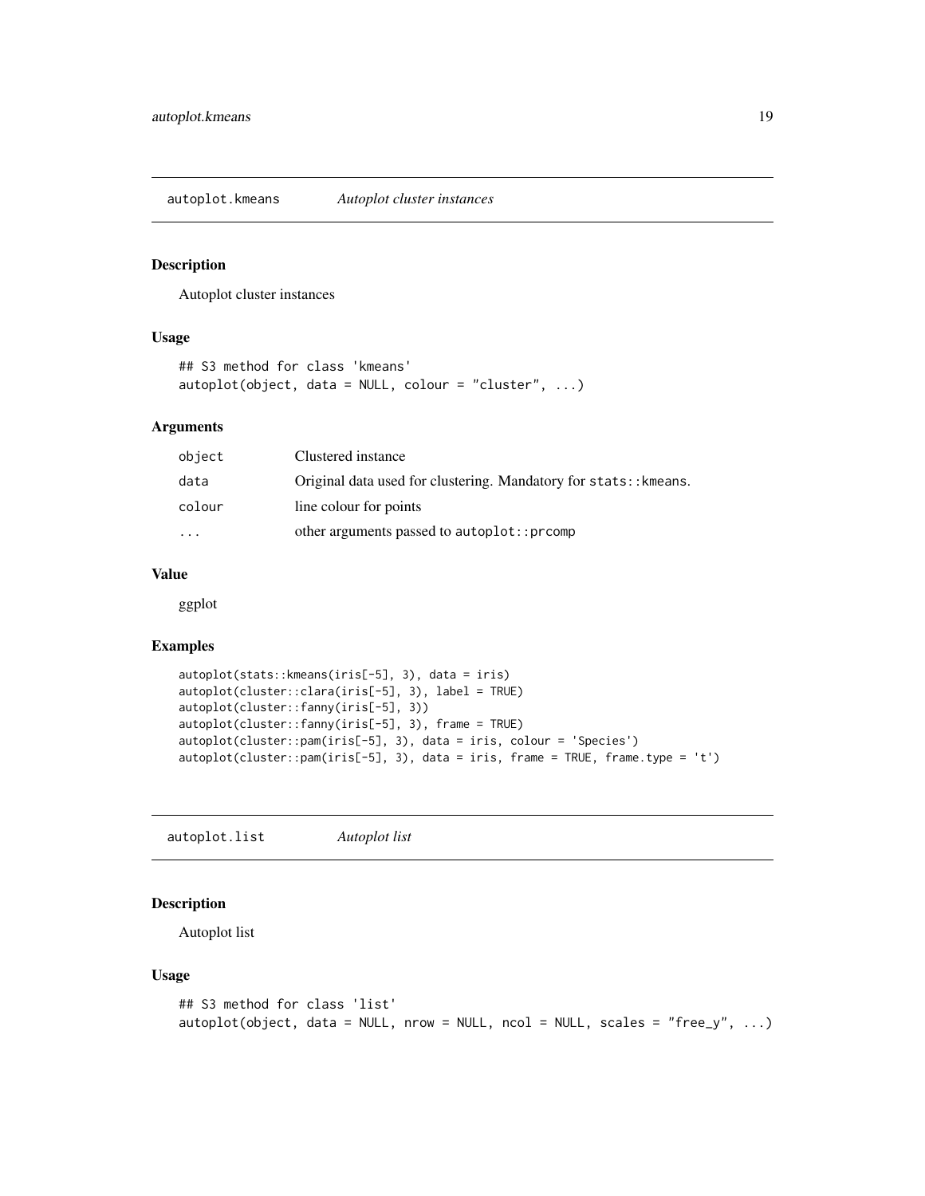## autoplot.kmeans *Autoplot cluster instances*

### Description

Autoplot cluster instances

### Usage

```
## S3 method for class 'kmeans'
autoplot(object, data = NULL, colour = "cluster", ...)
```

### Arguments

| | |
|---|---|
| object | Clustered instance |
| data | Original data used for clustering. Mandatory for `stats::kmeans`. |
| colour | line colour for points |
| ... | other arguments passed to `autoplot::prcomp` |

### Value

ggplot

### Examples

```
autoplot(stats::kmeans(iris[-5], 3), data = iris)
autoplot(cluster::clara(iris[-5], 3), label = TRUE)
autoplot(cluster::fanny(iris[-5], 3))
autoplot(cluster::fanny(iris[-5], 3), frame = TRUE)
autoplot(cluster::pam(iris[-5], 3), data = iris, colour = 'Species')
autoplot(cluster::pam(iris[-5], 3), data = iris, frame = TRUE, frame.type = 't')
```

## autoplot.list *Autoplot list*

### Description

Autoplot list

### Usage

```
## S3 method for class 'list'
autoplot(object, data = NULL, nrow = NULL, ncol = NULL, scales = "free_y", ...)
```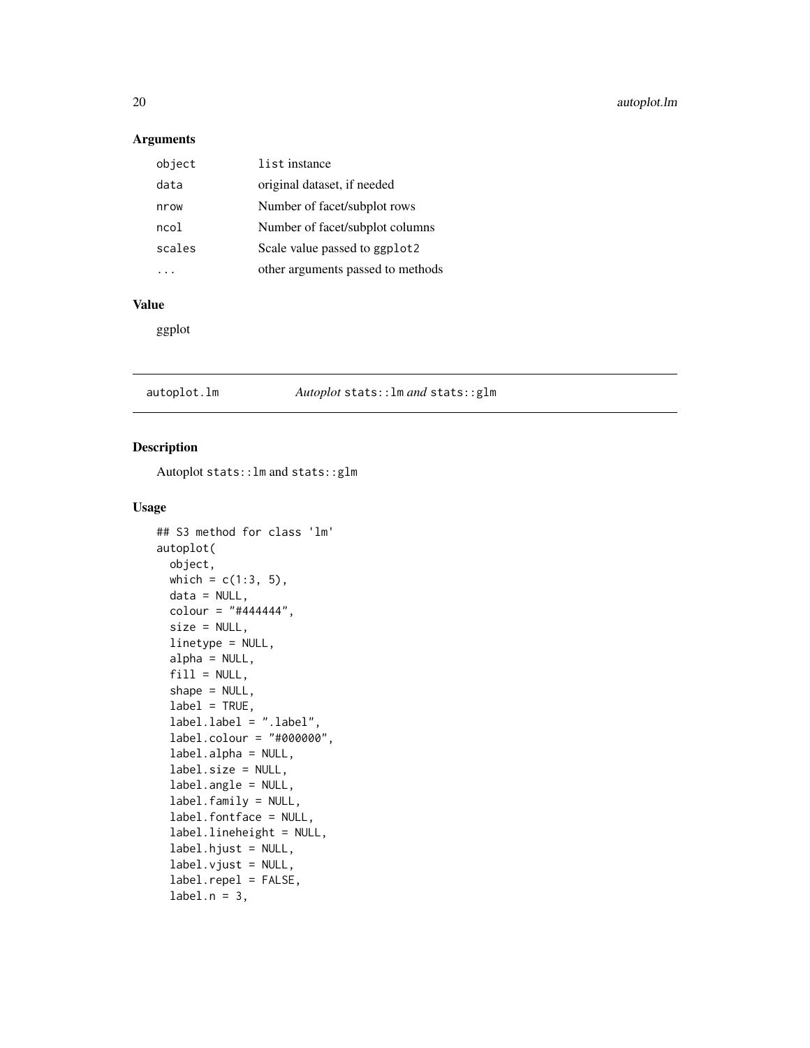## Arguments

| | |
|---|---|
| `object` | `list` instance |
| `data` | original dataset, if needed |
| `nrow` | Number of facet/subplot rows |
| `ncol` | Number of facet/subplot columns |
| `scales` | Scale value passed to `ggplot2` |
| `...` | other arguments passed to methods |

## Value

ggplot

---

# autoplot.lm — *Autoplot* `stats::lm` *and* `stats::glm`

## Description

Autoplot `stats::lm` and `stats::glm`

## Usage

```
## S3 method for class 'lm'
autoplot(
  object,
  which = c(1:3, 5),
  data = NULL,
  colour = "#444444",
  size = NULL,
  linetype = NULL,
  alpha = NULL,
  fill = NULL,
  shape = NULL,
  label = TRUE,
  label.label = ".label",
  label.colour = "#000000",
  label.alpha = NULL,
  label.size = NULL,
  label.angle = NULL,
  label.family = NULL,
  label.fontface = NULL,
  label.lineheight = NULL,
  label.hjust = NULL,
  label.vjust = NULL,
  label.repel = FALSE,
  label.n = 3,
```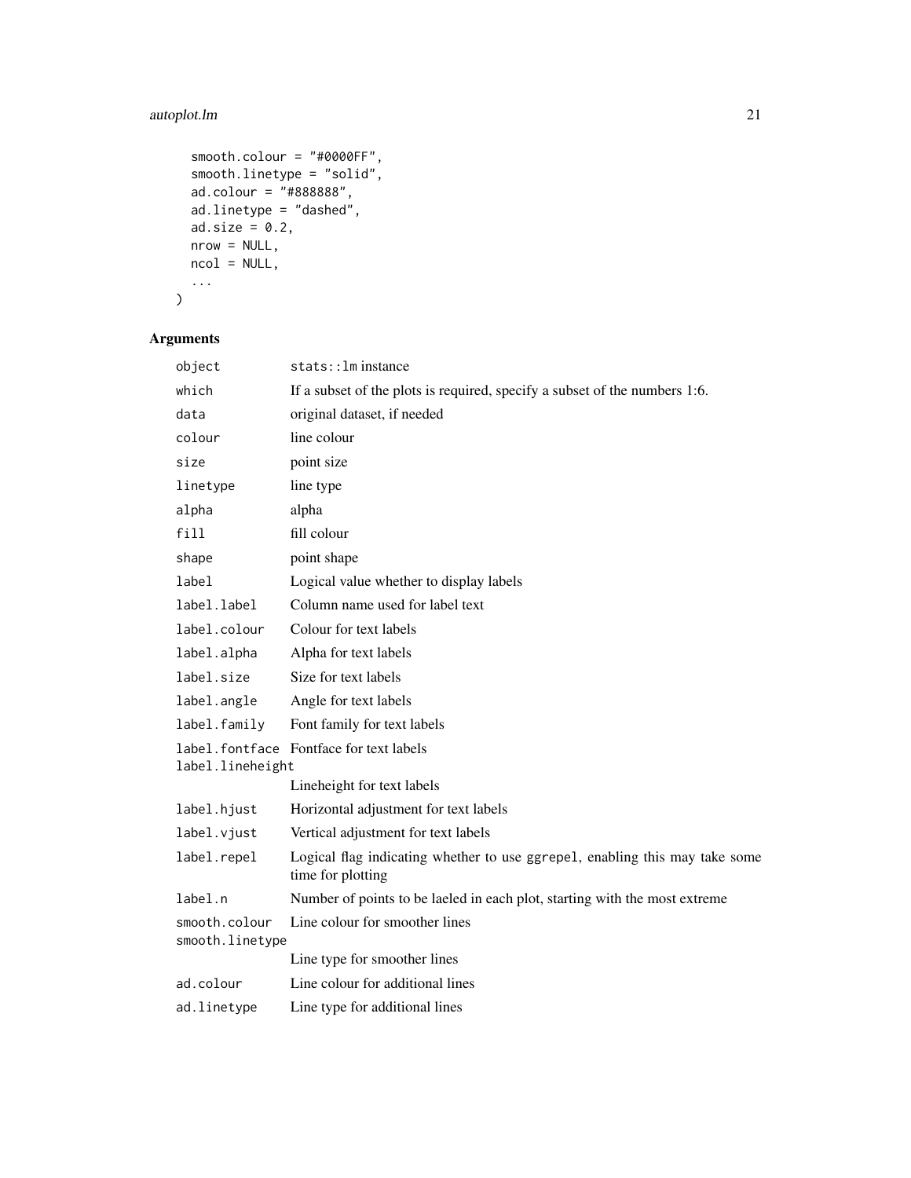```
  smooth.colour = "#0000FF",
  smooth.linetype = "solid",
  ad.colour = "#888888",
  ad.linetype = "dashed",
  ad.size = 0.2,
  nrow = NULL,
  ncol = NULL,
  ...
)
```

## Arguments

| | |
|---|---|
| object | stats::lm instance |
| which | If a subset of the plots is required, specify a subset of the numbers 1:6. |
| data | original dataset, if needed |
| colour | line colour |
| size | point size |
| linetype | line type |
| alpha | alpha |
| fill | fill colour |
| shape | point shape |
| label | Logical value whether to display labels |
| label.label | Column name used for label text |
| label.colour | Colour for text labels |
| label.alpha | Alpha for text labels |
| label.size | Size for text labels |
| label.angle | Angle for text labels |
| label.family | Font family for text labels |
| label.fontface | Fontface for text labels |
| label.lineheight | Lineheight for text labels |
| label.hjust | Horizontal adjustment for text labels |
| label.vjust | Vertical adjustment for text labels |
| label.repel | Logical flag indicating whether to use ggrepel, enabling this may take some time for plotting |
| label.n | Number of points to be laeled in each plot, starting with the most extreme |
| smooth.colour | Line colour for smoother lines |
| smooth.linetype | Line type for smoother lines |
| ad.colour | Line colour for additional lines |
| ad.linetype | Line type for additional lines |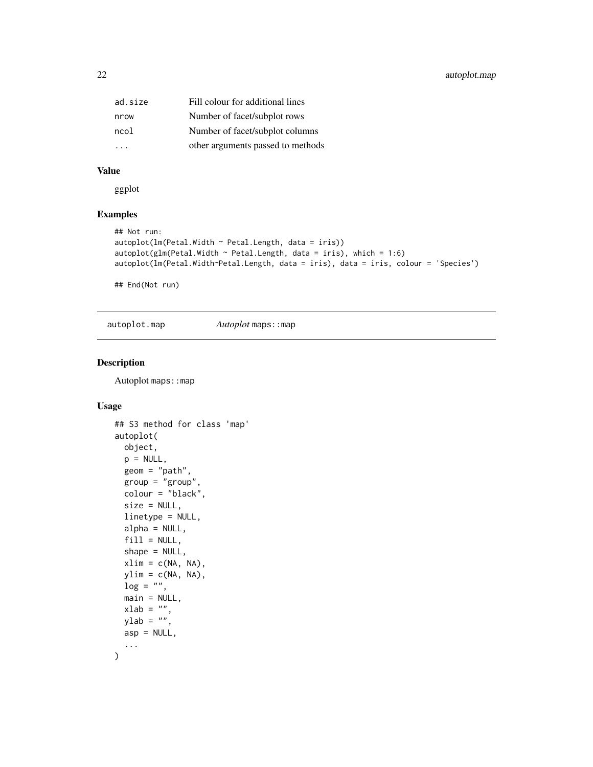| | |
|---|---|
| ad.size | Fill colour for additional lines |
| nrow | Number of facet/subplot rows |
| ncol | Number of facet/subplot columns |
| ... | other arguments passed to methods |

### Value

ggplot

### Examples

```
## Not run:
autoplot(lm(Petal.Width ~ Petal.Length, data = iris))
autoplot(glm(Petal.Width ~ Petal.Length, data = iris), which = 1:6)
autoplot(lm(Petal.Width~Petal.Length, data = iris), data = iris, colour = 'Species')

## End(Not run)
```

---

## autoplot.map — *Autoplot* `maps::map`

### Description

Autoplot `maps::map`

### Usage

```
## S3 method for class 'map'
autoplot(
  object,
  p = NULL,
  geom = "path",
  group = "group",
  colour = "black",
  size = NULL,
  linetype = NULL,
  alpha = NULL,
  fill = NULL,
  shape = NULL,
  xlim = c(NA, NA),
  ylim = c(NA, NA),
  log = "",
  main = NULL,
  xlab = "",
  ylab = "",
  asp = NULL,
  ...
)
```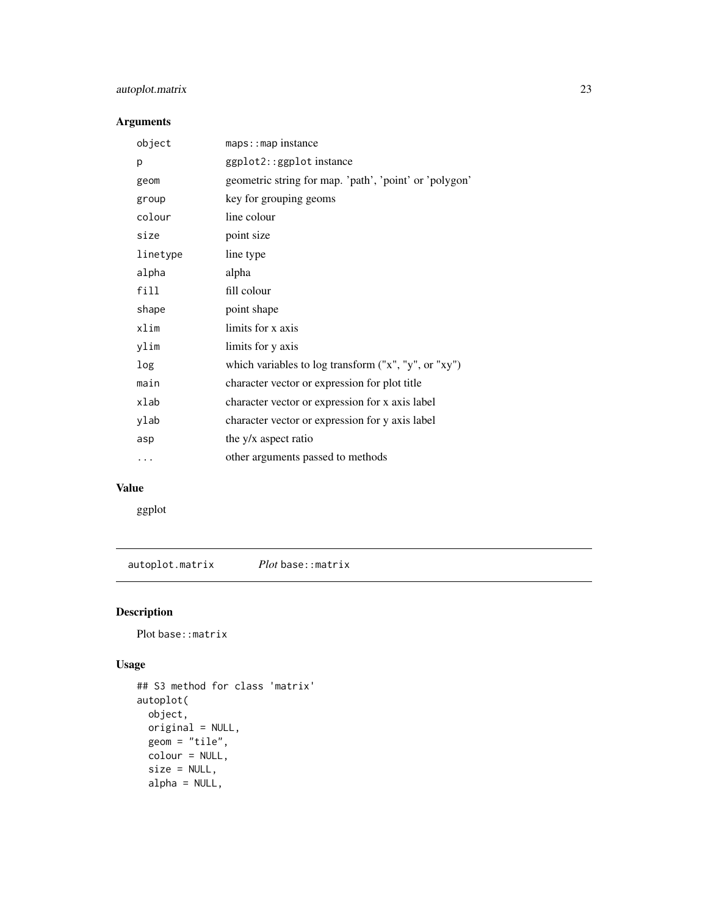## Arguments

| | |
|---|---|
| `object` | `maps::map` instance |
| `p` | `ggplot2::ggplot` instance |
| `geom` | geometric string for map. 'path', 'point' or 'polygon' |
| `group` | key for grouping geoms |
| `colour` | line colour |
| `size` | point size |
| `linetype` | line type |
| `alpha` | alpha |
| `fill` | fill colour |
| `shape` | point shape |
| `xlim` | limits for x axis |
| `ylim` | limits for y axis |
| `log` | which variables to log transform ("x", "y", or "xy") |
| `main` | character vector or expression for plot title |
| `xlab` | character vector or expression for x axis label |
| `ylab` | character vector or expression for y axis label |
| `asp` | the y/x aspect ratio |
| `...` | other arguments passed to methods |

## Value

ggplot

---

# autoplot.matrix — *Plot* `base::matrix`

## Description

Plot `base::matrix`

## Usage

```
## S3 method for class 'matrix'
autoplot(
  object,
  original = NULL,
  geom = "tile",
  colour = NULL,
  size = NULL,
  alpha = NULL,
```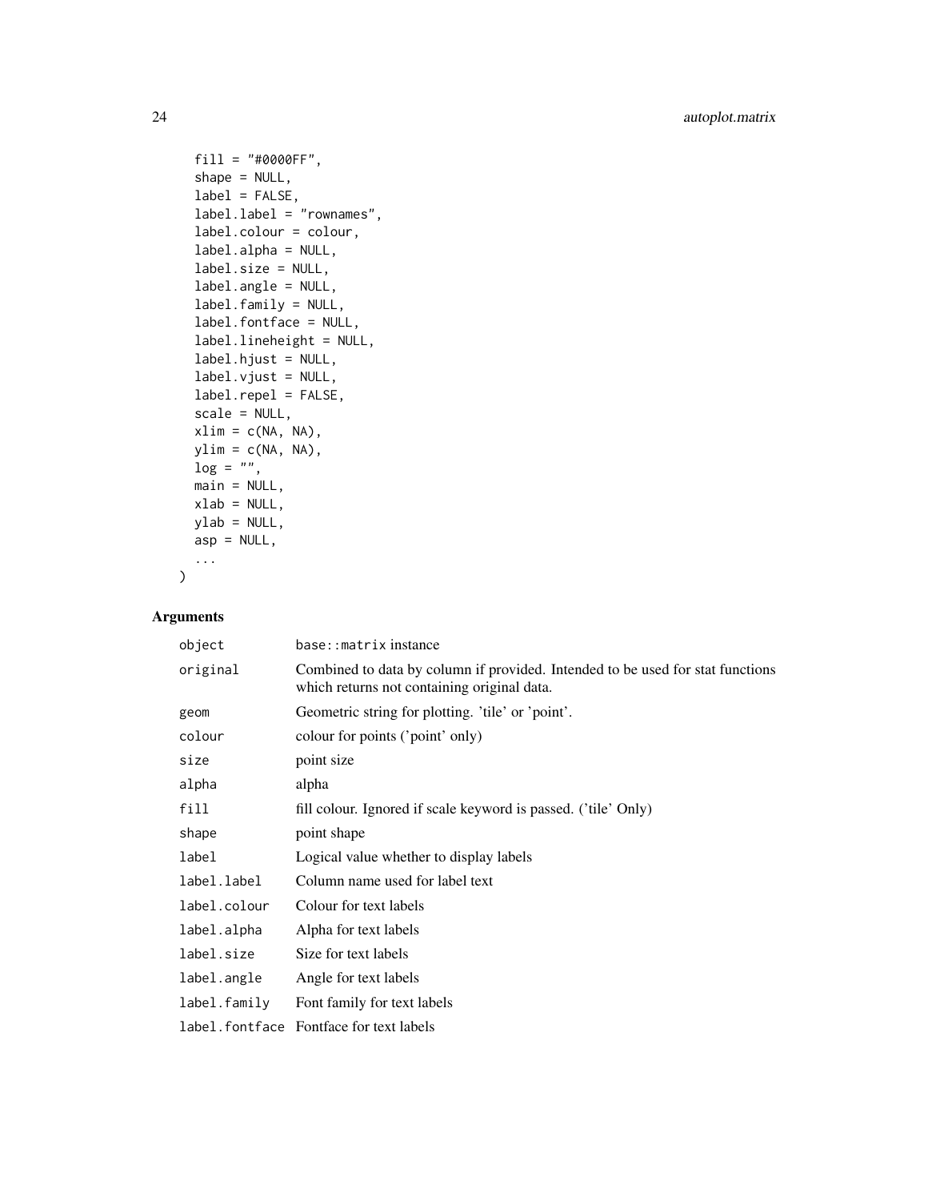```
  fill = "#0000FF",
  shape = NULL,
  label = FALSE,
  label.label = "rownames",
  label.colour = colour,
  label.alpha = NULL,
  label.size = NULL,
  label.angle = NULL,
  label.family = NULL,
  label.fontface = NULL,
  label.lineheight = NULL,
  label.hjust = NULL,
  label.vjust = NULL,
  label.repel = FALSE,
  scale = NULL,
  xlim = c(NA, NA),
  ylim = c(NA, NA),
  log = "",
  main = NULL,
  xlab = NULL,
  ylab = NULL,
  asp = NULL,
  ...
)
```

## Arguments

| | |
|---|---|
| `object` | `base::matrix` instance |
| `original` | Combined to data by column if provided. Intended to be used for stat functions which returns not containing original data. |
| `geom` | Geometric string for plotting. 'tile' or 'point'. |
| `colour` | colour for points ('point' only) |
| `size` | point size |
| `alpha` | alpha |
| `fill` | fill colour. Ignored if scale keyword is passed. ('tile' Only) |
| `shape` | point shape |
| `label` | Logical value whether to display labels |
| `label.label` | Column name used for label text |
| `label.colour` | Colour for text labels |
| `label.alpha` | Alpha for text labels |
| `label.size` | Size for text labels |
| `label.angle` | Angle for text labels |
| `label.family` | Font family for text labels |
| `label.fontface` | Fontface for text labels |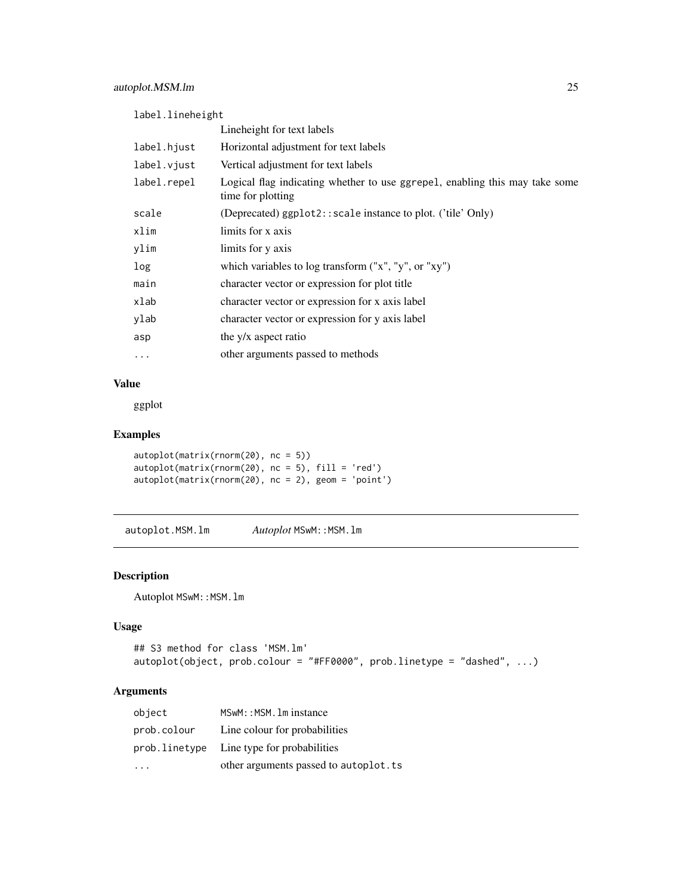| | |
|---|---|
| label.lineheight | Lineheight for text labels |
| label.hjust | Horizontal adjustment for text labels |
| label.vjust | Vertical adjustment for text labels |
| label.repel | Logical flag indicating whether to use ggrepel, enabling this may take some time for plotting |
| scale | (Deprecated) ggplot2::scale instance to plot. ('tile' Only) |
| xlim | limits for x axis |
| ylim | limits for y axis |
| log | which variables to log transform ("x", "y", or "xy") |
| main | character vector or expression for plot title |
| xlab | character vector or expression for x axis label |
| ylab | character vector or expression for y axis label |
| asp | the y/x aspect ratio |
| ... | other arguments passed to methods |

### Value

ggplot

### Examples

```
autoplot(matrix(rnorm(20), nc = 5))
autoplot(matrix(rnorm(20), nc = 5), fill = 'red')
autoplot(matrix(rnorm(20), nc = 2), geom = 'point')
```

---

## autoplot.MSM.lm    *Autoplot* MSwM::MSM.lm

### Description

Autoplot MSwM::MSM.lm

### Usage

```
## S3 method for class 'MSM.lm'
autoplot(object, prob.colour = "#FF0000", prob.linetype = "dashed", ...)
```

### Arguments

| | |
|---|---|
| object | MSwM::MSM.lm instance |
| prob.colour | Line colour for probabilities |
| prob.linetype | Line type for probabilities |
| ... | other arguments passed to autoplot.ts |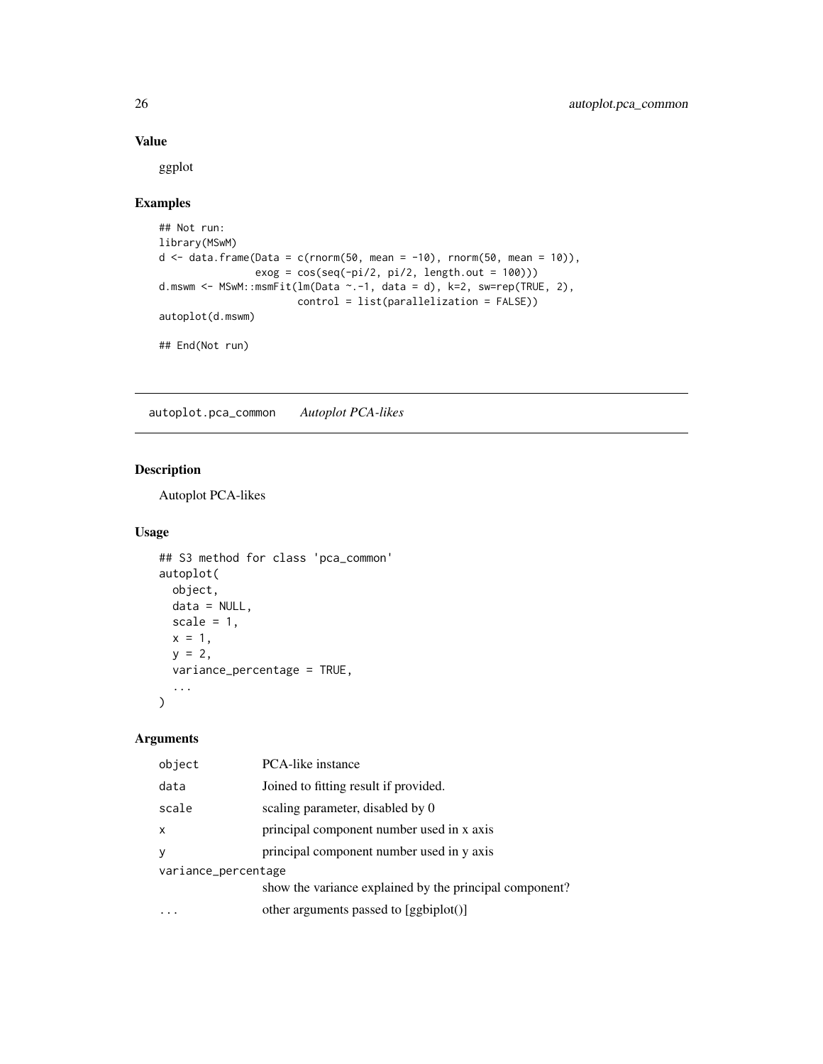### Value

ggplot

### Examples

```
## Not run:
library(MSwM)
d <- data.frame(Data = c(rnorm(50, mean = -10), rnorm(50, mean = 10)),
                exog = cos(seq(-pi/2, pi/2, length.out = 100)))
d.mswm <- MSwM::msmFit(lm(Data ~.-1, data = d), k=2, sw=rep(TRUE, 2),
                       control = list(parallelization = FALSE))
autoplot(d.mswm)

## End(Not run)
```

---

## autoplot.pca_common    *Autoplot PCA-likes*

### Description

Autoplot PCA-likes

### Usage

```
## S3 method for class 'pca_common'
autoplot(
  object,
  data = NULL,
  scale = 1,
  x = 1,
  y = 2,
  variance_percentage = TRUE,
  ...
)
```

### Arguments

| | |
|---|---|
| `object` | PCA-like instance |
| `data` | Joined to fitting result if provided. |
| `scale` | scaling parameter, disabled by 0 |
| `x` | principal component number used in x axis |
| `y` | principal component number used in y axis |
| `variance_percentage` | show the variance explained by the principal component? |
| `...` | other arguments passed to [ggbiplot()] |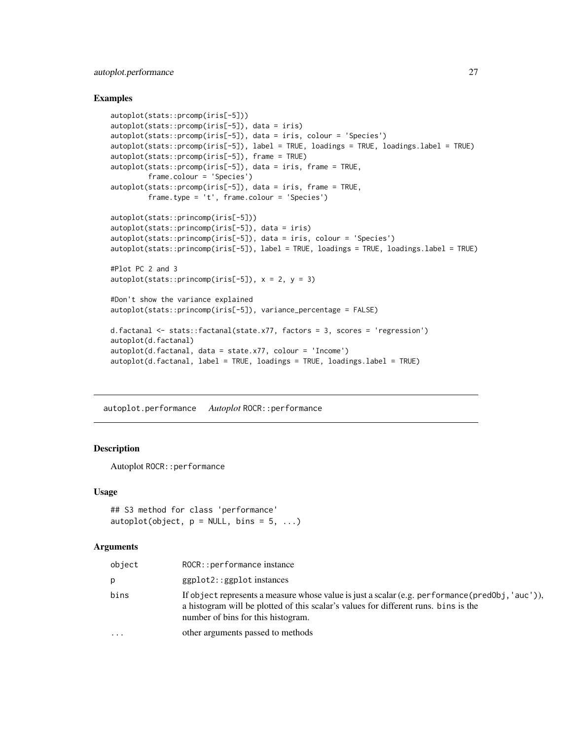### Examples

```
autoplot(stats::prcomp(iris[-5]))
autoplot(stats::prcomp(iris[-5]), data = iris)
autoplot(stats::prcomp(iris[-5]), data = iris, colour = 'Species')
autoplot(stats::prcomp(iris[-5]), label = TRUE, loadings = TRUE, loadings.label = TRUE)
autoplot(stats::prcomp(iris[-5]), frame = TRUE)
autoplot(stats::prcomp(iris[-5]), data = iris, frame = TRUE,
         frame.colour = 'Species')
autoplot(stats::prcomp(iris[-5]), data = iris, frame = TRUE,
         frame.type = 't', frame.colour = 'Species')

autoplot(stats::princomp(iris[-5]))
autoplot(stats::princomp(iris[-5]), data = iris)
autoplot(stats::princomp(iris[-5]), data = iris, colour = 'Species')
autoplot(stats::princomp(iris[-5]), label = TRUE, loadings = TRUE, loadings.label = TRUE)

#Plot PC 2 and 3
autoplot(stats::princomp(iris[-5]), x = 2, y = 3)

#Don't show the variance explained
autoplot(stats::princomp(iris[-5]), variance_percentage = FALSE)

d.factanal <- stats::factanal(state.x77, factors = 3, scores = 'regression')
autoplot(d.factanal)
autoplot(d.factanal, data = state.x77, colour = 'Income')
autoplot(d.factanal, label = TRUE, loadings = TRUE, loadings.label = TRUE)
```

---

## autoplot.performance    *Autoplot* ROCR::performance

---

### Description

Autoplot ROCR::performance

### Usage

```
## S3 method for class 'performance'
autoplot(object, p = NULL, bins = 5, ...)
```

### Arguments

| | |
|---|---|
| object | ROCR::performance instance |
| p | ggplot2::ggplot instances |
| bins | If object represents a measure whose value is just a scalar (e.g. performance(predObj,'auc')), a histogram will be plotted of this scalar's values for different runs. bins is the number of bins for this histogram. |
| ... | other arguments passed to methods |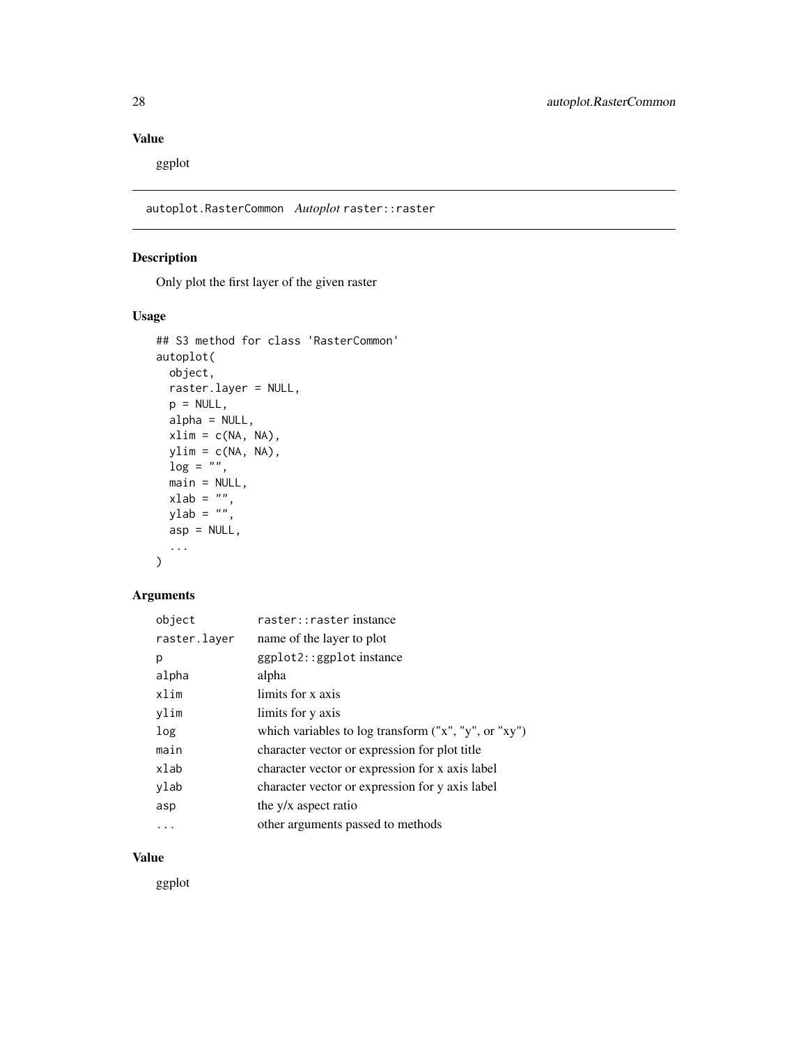### Value

ggplot

## autoplot.RasterCommon *Autoplot* `raster::raster`

### Description

Only plot the first layer of the given raster

### Usage

```
## S3 method for class 'RasterCommon'
autoplot(
  object,
  raster.layer = NULL,
  p = NULL,
  alpha = NULL,
  xlim = c(NA, NA),
  ylim = c(NA, NA),
  log = "",
  main = NULL,
  xlab = "",
  ylab = "",
  asp = NULL,
  ...
)
```

### Arguments

| | |
|---|---|
| `object` | `raster::raster` instance |
| `raster.layer` | name of the layer to plot |
| `p` | `ggplot2::ggplot` instance |
| `alpha` | alpha |
| `xlim` | limits for x axis |
| `ylim` | limits for y axis |
| `log` | which variables to log transform ("x", "y", or "xy") |
| `main` | character vector or expression for plot title |
| `xlab` | character vector or expression for x axis label |
| `ylab` | character vector or expression for y axis label |
| `asp` | the y/x aspect ratio |
| `...` | other arguments passed to methods |

### Value

ggplot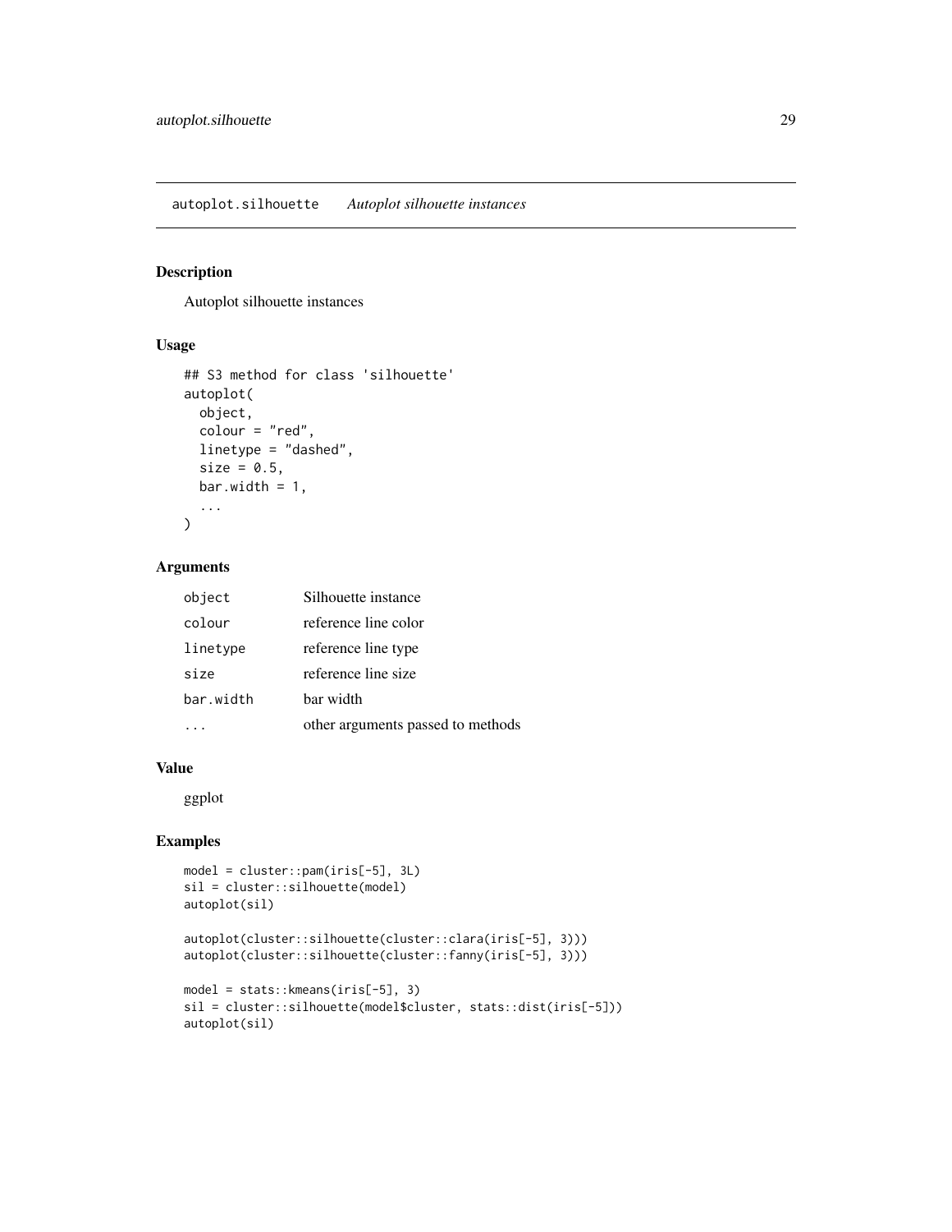## autoplot.silhouette *Autoplot silhouette instances*

### Description

Autoplot silhouette instances

### Usage

```
## S3 method for class 'silhouette'
autoplot(
  object,
  colour = "red",
  linetype = "dashed",
  size = 0.5,
  bar.width = 1,
  ...
)
```

### Arguments

| | |
|---|---|
| object | Silhouette instance |
| colour | reference line color |
| linetype | reference line type |
| size | reference line size |
| bar.width | bar width |
| ... | other arguments passed to methods |

### Value

ggplot

### Examples

```
model = cluster::pam(iris[-5], 3L)
sil = cluster::silhouette(model)
autoplot(sil)

autoplot(cluster::silhouette(cluster::clara(iris[-5], 3)))
autoplot(cluster::silhouette(cluster::fanny(iris[-5], 3)))

model = stats::kmeans(iris[-5], 3)
sil = cluster::silhouette(model$cluster, stats::dist(iris[-5]))
autoplot(sil)
```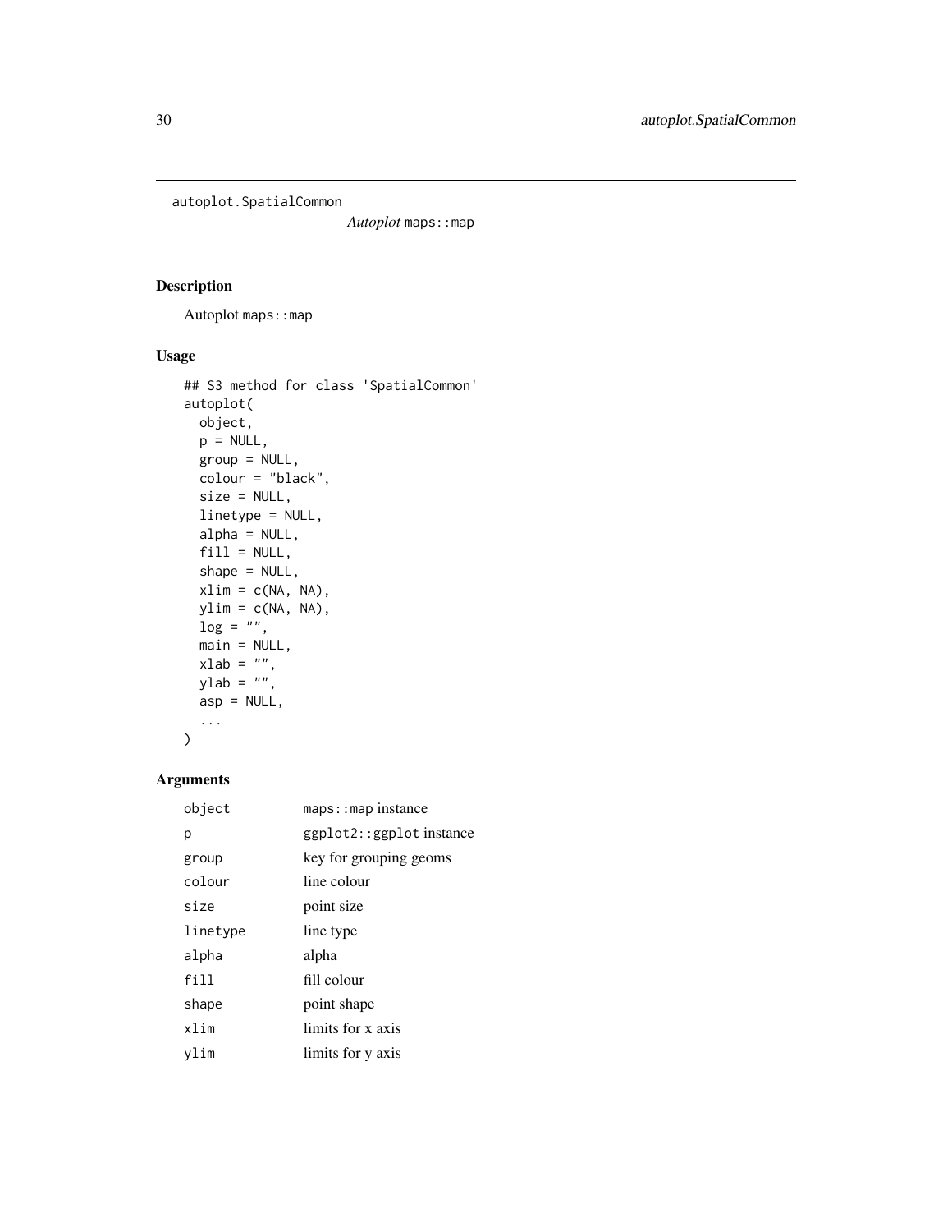autoplot.SpatialCommon    *Autoplot* `maps::map`

## Description

Autoplot `maps::map`

## Usage

```
## S3 method for class 'SpatialCommon'
autoplot(
  object,
  p = NULL,
  group = NULL,
  colour = "black",
  size = NULL,
  linetype = NULL,
  alpha = NULL,
  fill = NULL,
  shape = NULL,
  xlim = c(NA, NA),
  ylim = c(NA, NA),
  log = "",
  main = NULL,
  xlab = "",
  ylab = "",
  asp = NULL,
  ...
)
```

## Arguments

| | |
|---|---|
| `object` | `maps::map` instance |
| `p` | `ggplot2::ggplot` instance |
| `group` | key for grouping geoms |
| `colour` | line colour |
| `size` | point size |
| `linetype` | line type |
| `alpha` | alpha |
| `fill` | fill colour |
| `shape` | point shape |
| `xlim` | limits for x axis |
| `ylim` | limits for y axis |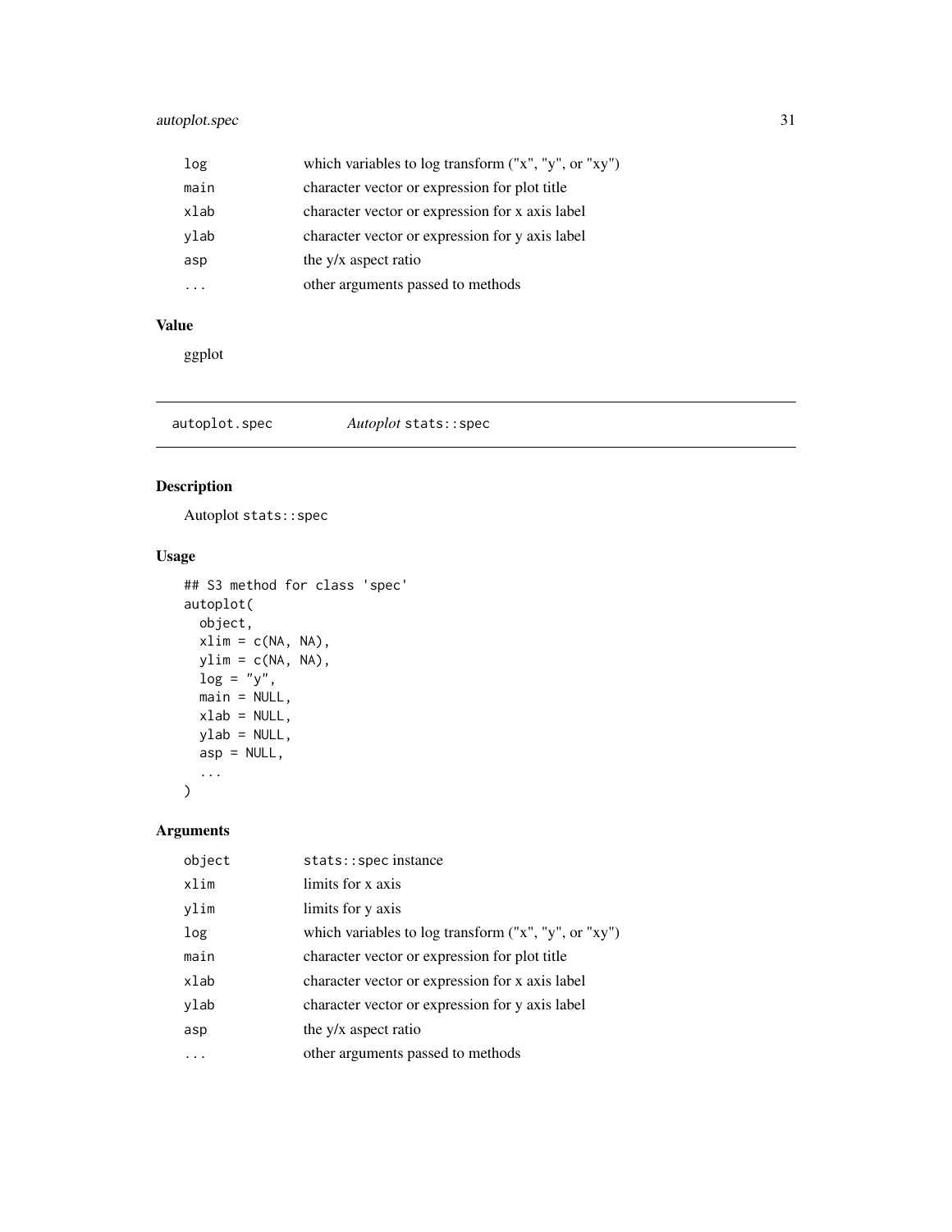| | |
|---|---|
| log | which variables to log transform ("x", "y", or "xy") |
| main | character vector or expression for plot title |
| xlab | character vector or expression for x axis label |
| ylab | character vector or expression for y axis label |
| asp | the y/x aspect ratio |
| ... | other arguments passed to methods |

### Value

ggplot

---

## autoplot.spec — *Autoplot* `stats::spec`

---

### Description

Autoplot `stats::spec`

### Usage

```
## S3 method for class 'spec'
autoplot(
  object,
  xlim = c(NA, NA),
  ylim = c(NA, NA),
  log = "y",
  main = NULL,
  xlab = NULL,
  ylab = NULL,
  asp = NULL,
  ...
)
```

### Arguments

| | |
|---|---|
| object | `stats::spec` instance |
| xlim | limits for x axis |
| ylim | limits for y axis |
| log | which variables to log transform ("x", "y", or "xy") |
| main | character vector or expression for plot title |
| xlab | character vector or expression for x axis label |
| ylab | character vector or expression for y axis label |
| asp | the y/x aspect ratio |
| ... | other arguments passed to methods |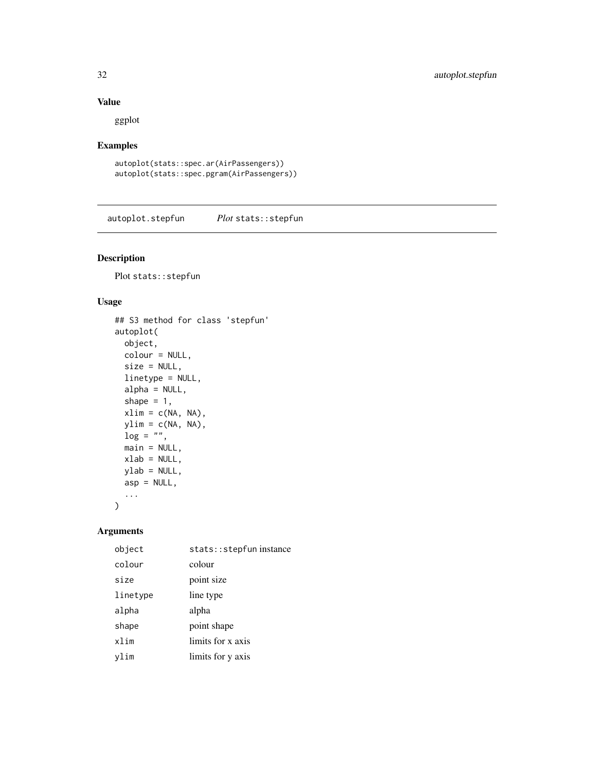## Value

ggplot

## Examples

```
autoplot(stats::spec.ar(AirPassengers))
autoplot(stats::spec.pgram(AirPassengers))
```

---

# autoplot.stepfun *Plot* stats::stepfun

## Description

Plot stats::stepfun

## Usage

```
## S3 method for class 'stepfun'
autoplot(
  object,
  colour = NULL,
  size = NULL,
  linetype = NULL,
  alpha = NULL,
  shape = 1,
  xlim = c(NA, NA),
  ylim = c(NA, NA),
  log = "",
  main = NULL,
  xlab = NULL,
  ylab = NULL,
  asp = NULL,
  ...
)
```

## Arguments

| | |
|---|---|
| object | stats::stepfun instance |
| colour | colour |
| size | point size |
| linetype | line type |
| alpha | alpha |
| shape | point shape |
| xlim | limits for x axis |
| ylim | limits for y axis |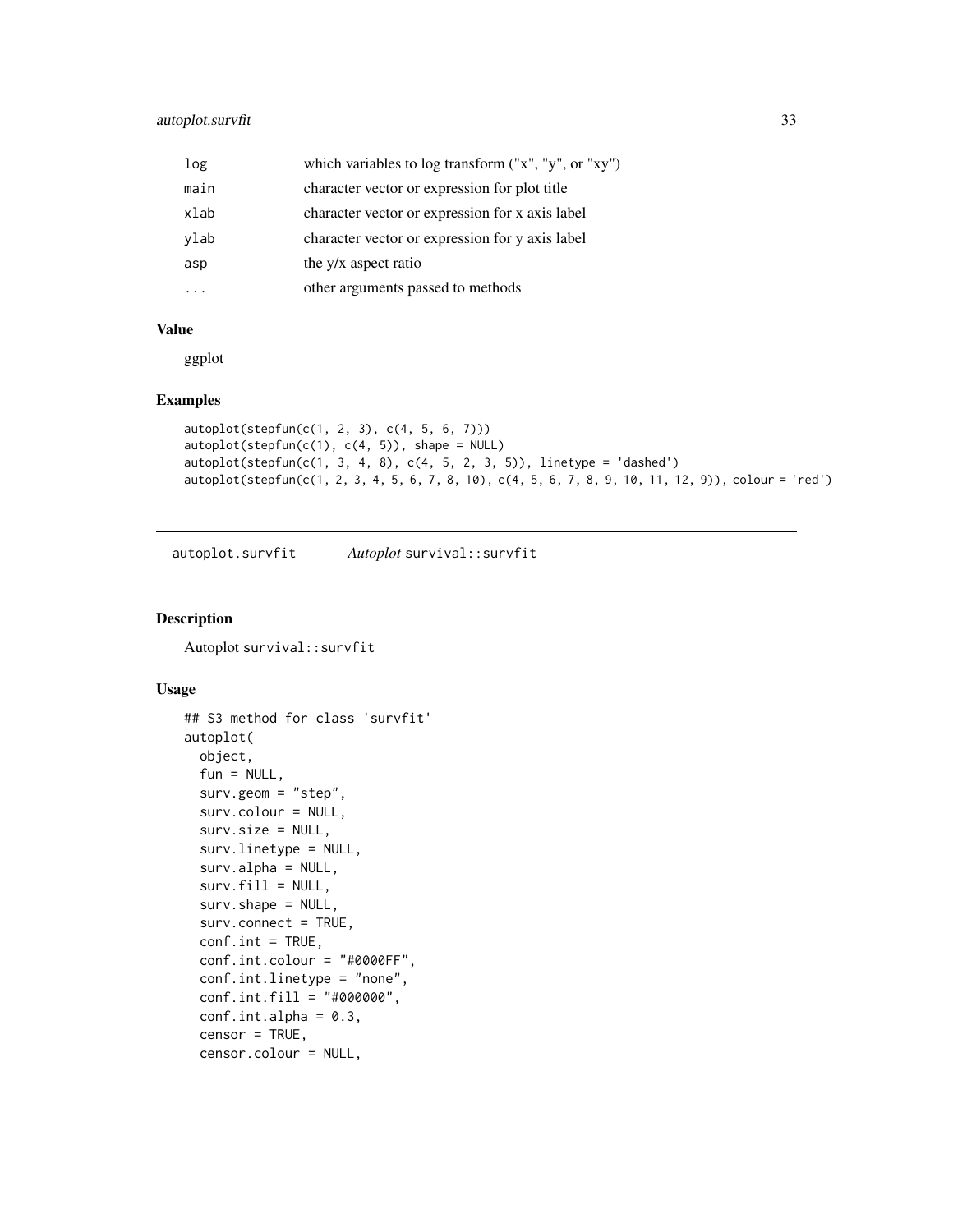| | |
|---|---|
| log | which variables to log transform ("x", "y", or "xy") |
| main | character vector or expression for plot title |
| xlab | character vector or expression for x axis label |
| ylab | character vector or expression for y axis label |
| asp | the y/x aspect ratio |
| ... | other arguments passed to methods |

### Value

ggplot

### Examples

```
autoplot(stepfun(c(1, 2, 3), c(4, 5, 6, 7)))
autoplot(stepfun(c(1), c(4, 5)), shape = NULL)
autoplot(stepfun(c(1, 3, 4, 8), c(4, 5, 2, 3, 5)), linetype = 'dashed')
autoplot(stepfun(c(1, 2, 3, 4, 5, 6, 7, 8, 10), c(4, 5, 6, 7, 8, 9, 10, 11, 12, 9)), colour = 'red')
```

## autoplot.survfit    *Autoplot* `survival::survfit`

### Description

Autoplot `survival::survfit`

### Usage

```
## S3 method for class 'survfit'
autoplot(
  object,
  fun = NULL,
  surv.geom = "step",
  surv.colour = NULL,
  surv.size = NULL,
  surv.linetype = NULL,
  surv.alpha = NULL,
  surv.fill = NULL,
  surv.shape = NULL,
  surv.connect = TRUE,
  conf.int = TRUE,
  conf.int.colour = "#0000FF",
  conf.int.linetype = "none",
  conf.int.fill = "#000000",
  conf.int.alpha = 0.3,
  censor = TRUE,
  censor.colour = NULL,
```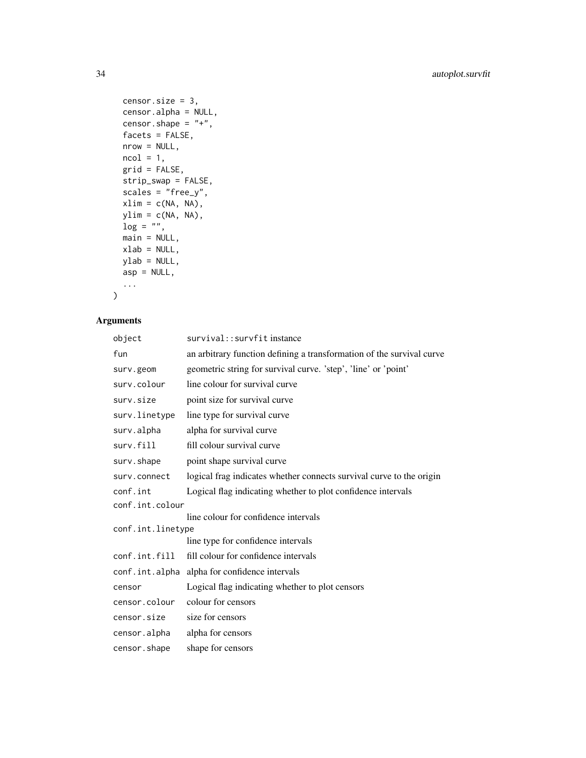```
  censor.size = 3,
  censor.alpha = NULL,
  censor.shape = "+",
  facets = FALSE,
  nrow = NULL,
  ncol = 1,
  grid = FALSE,
  strip_swap = FALSE,
  scales = "free_y",
  xlim = c(NA, NA),
  ylim = c(NA, NA),
  log = "",
  main = NULL,
  xlab = NULL,
  ylab = NULL,
  asp = NULL,
  ...
)
```

## Arguments

| | |
|---|---|
| `object` | `survival::survfit` instance |
| `fun` | an arbitrary function defining a transformation of the survival curve |
| `surv.geom` | geometric string for survival curve. 'step', 'line' or 'point' |
| `surv.colour` | line colour for survival curve |
| `surv.size` | point size for survival curve |
| `surv.linetype` | line type for survival curve |
| `surv.alpha` | alpha for survival curve |
| `surv.fill` | fill colour survival curve |
| `surv.shape` | point shape survival curve |
| `surv.connect` | logical frag indicates whether connects survival curve to the origin |
| `conf.int` | Logical flag indicating whether to plot confidence intervals |
| `conf.int.colour` | line colour for confidence intervals |
| `conf.int.linetype` | line type for confidence intervals |
| `conf.int.fill` | fill colour for confidence intervals |
| `conf.int.alpha` | alpha for confidence intervals |
| `censor` | Logical flag indicating whether to plot censors |
| `censor.colour` | colour for censors |
| `censor.size` | size for censors |
| `censor.alpha` | alpha for censors |
| `censor.shape` | shape for censors |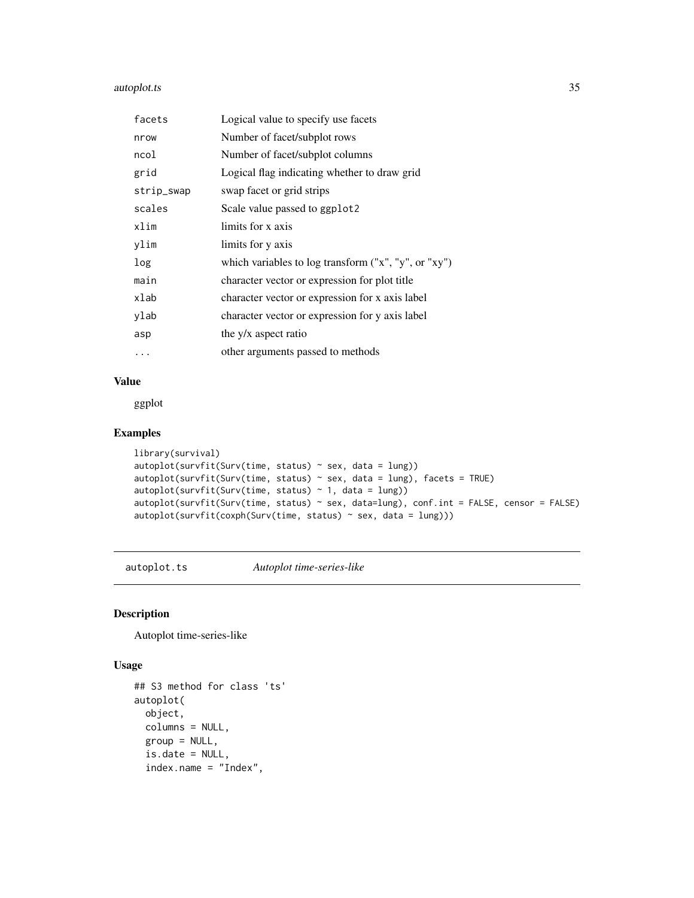| | |
|---|---|
| facets | Logical value to specify use facets |
| nrow | Number of facet/subplot rows |
| ncol | Number of facet/subplot columns |
| grid | Logical flag indicating whether to draw grid |
| strip_swap | swap facet or grid strips |
| scales | Scale value passed to ggplot2 |
| xlim | limits for x axis |
| ylim | limits for y axis |
| log | which variables to log transform ("x", "y", or "xy") |
| main | character vector or expression for plot title |
| xlab | character vector or expression for x axis label |
| ylab | character vector or expression for y axis label |
| asp | the y/x aspect ratio |
| ... | other arguments passed to methods |

### Value

ggplot

### Examples

```
library(survival)
autoplot(survfit(Surv(time, status) ~ sex, data = lung))
autoplot(survfit(Surv(time, status) ~ sex, data = lung), facets = TRUE)
autoplot(survfit(Surv(time, status) ~ 1, data = lung))
autoplot(survfit(Surv(time, status) ~ sex, data=lung), conf.int = FALSE, censor = FALSE)
autoplot(survfit(coxph(Surv(time, status) ~ sex, data = lung)))
```

---

## autoplot.ts — *Autoplot time-series-like*

### Description

Autoplot time-series-like

### Usage

```
## S3 method for class 'ts'
autoplot(
  object,
  columns = NULL,
  group = NULL,
  is.date = NULL,
  index.name = "Index",
```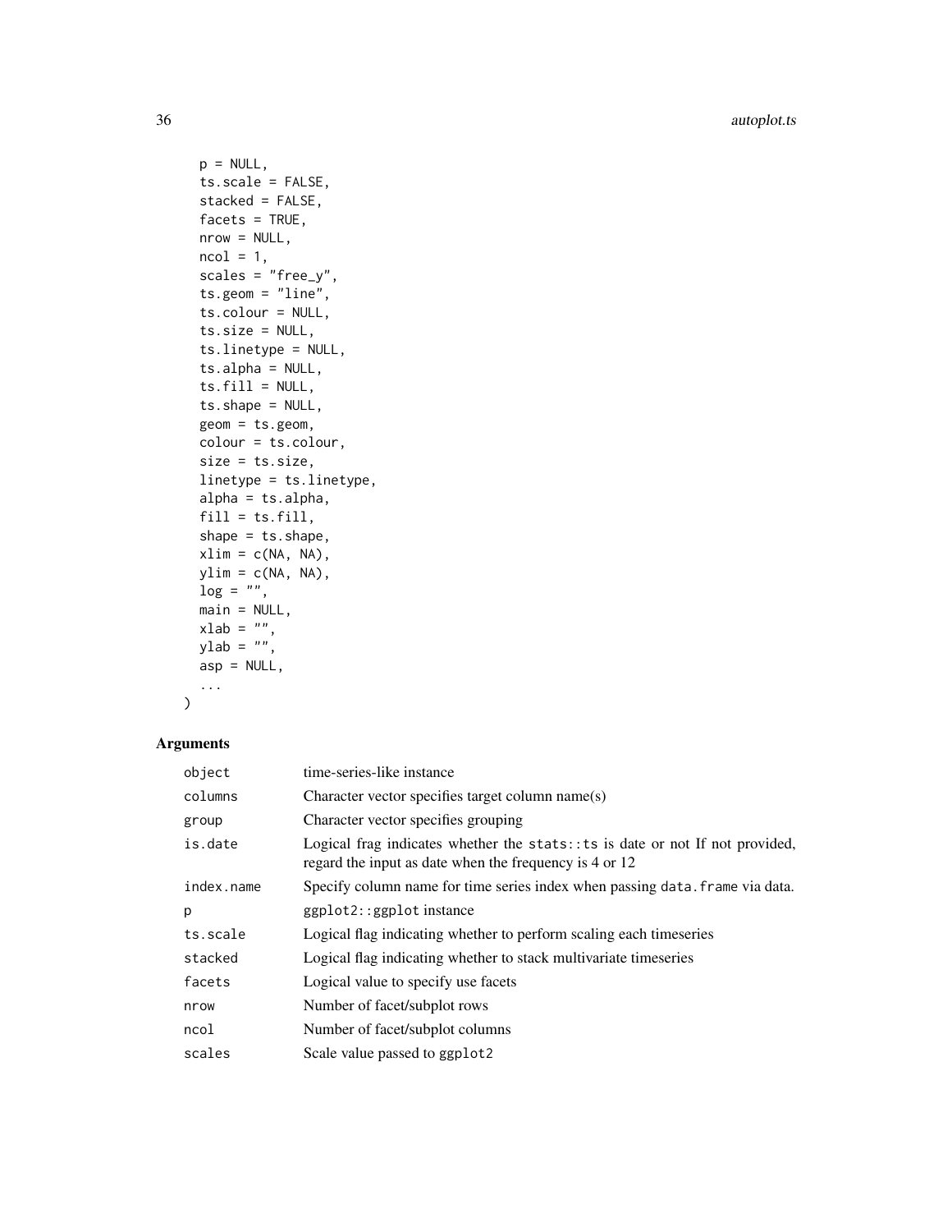```
  p = NULL,
  ts.scale = FALSE,
  stacked = FALSE,
  facets = TRUE,
  nrow = NULL,
  ncol = 1,
  scales = "free_y",
  ts.geom = "line",
  ts.colour = NULL,
  ts.size = NULL,
  ts.linetype = NULL,
  ts.alpha = NULL,
  ts.fill = NULL,
  ts.shape = NULL,
  geom = ts.geom,
  colour = ts.colour,
  size = ts.size,
  linetype = ts.linetype,
  alpha = ts.alpha,
  fill = ts.fill,
  shape = ts.shape,
  xlim = c(NA, NA),
  ylim = c(NA, NA),
  log = "",
  main = NULL,
  xlab = "",
  ylab = "",
  asp = NULL,
  ...
)
```

## Arguments

| | |
|---|---|
| `object` | time-series-like instance |
| `columns` | Character vector specifies target column name(s) |
| `group` | Character vector specifies grouping |
| `is.date` | Logical frag indicates whether the `stats::ts` is date or not If not provided, regard the input as date when the frequency is 4 or 12 |
| `index.name` | Specify column name for time series index when passing `data.frame` via data. |
| `p` | `ggplot2::ggplot` instance |
| `ts.scale` | Logical flag indicating whether to perform scaling each timeseries |
| `stacked` | Logical flag indicating whether to stack multivariate timeseries |
| `facets` | Logical value to specify use facets |
| `nrow` | Number of facet/subplot rows |
| `ncol` | Number of facet/subplot columns |
| `scales` | Scale value passed to `ggplot2` |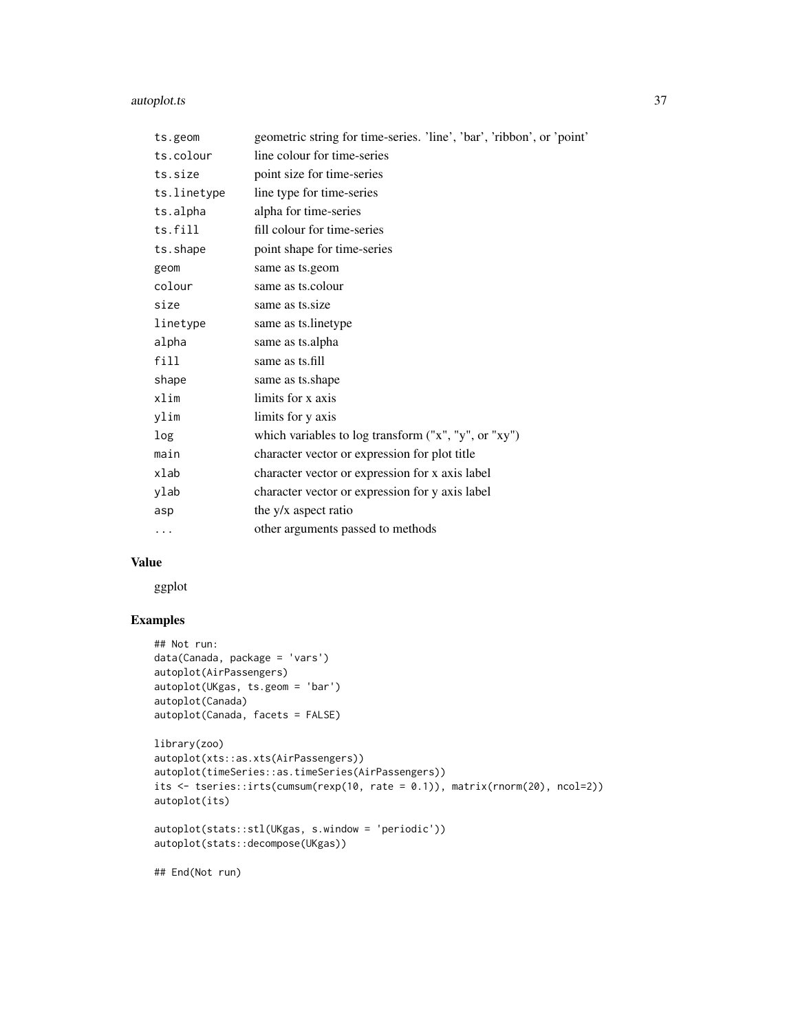| | |
|---|---|
| ts.geom | geometric string for time-series. 'line', 'bar', 'ribbon', or 'point' |
| ts.colour | line colour for time-series |
| ts.size | point size for time-series |
| ts.linetype | line type for time-series |
| ts.alpha | alpha for time-series |
| ts.fill | fill colour for time-series |
| ts.shape | point shape for time-series |
| geom | same as ts.geom |
| colour | same as ts.colour |
| size | same as ts.size |
| linetype | same as ts.linetype |
| alpha | same as ts.alpha |
| fill | same as ts.fill |
| shape | same as ts.shape |
| xlim | limits for x axis |
| ylim | limits for y axis |
| log | which variables to log transform ("x", "y", or "xy") |
| main | character vector or expression for plot title |
| xlab | character vector or expression for x axis label |
| ylab | character vector or expression for y axis label |
| asp | the y/x aspect ratio |
| ... | other arguments passed to methods |

## Value

ggplot

## Examples

```
## Not run:
data(Canada, package = 'vars')
autoplot(AirPassengers)
autoplot(UKgas, ts.geom = 'bar')
autoplot(Canada)
autoplot(Canada, facets = FALSE)

library(zoo)
autoplot(xts::as.xts(AirPassengers))
autoplot(timeSeries::as.timeSeries(AirPassengers))
its <- tseries::irts(cumsum(rexp(10, rate = 0.1)), matrix(rnorm(20), ncol=2))
autoplot(its)

autoplot(stats::stl(UKgas, s.window = 'periodic'))
autoplot(stats::decompose(UKgas))

## End(Not run)
```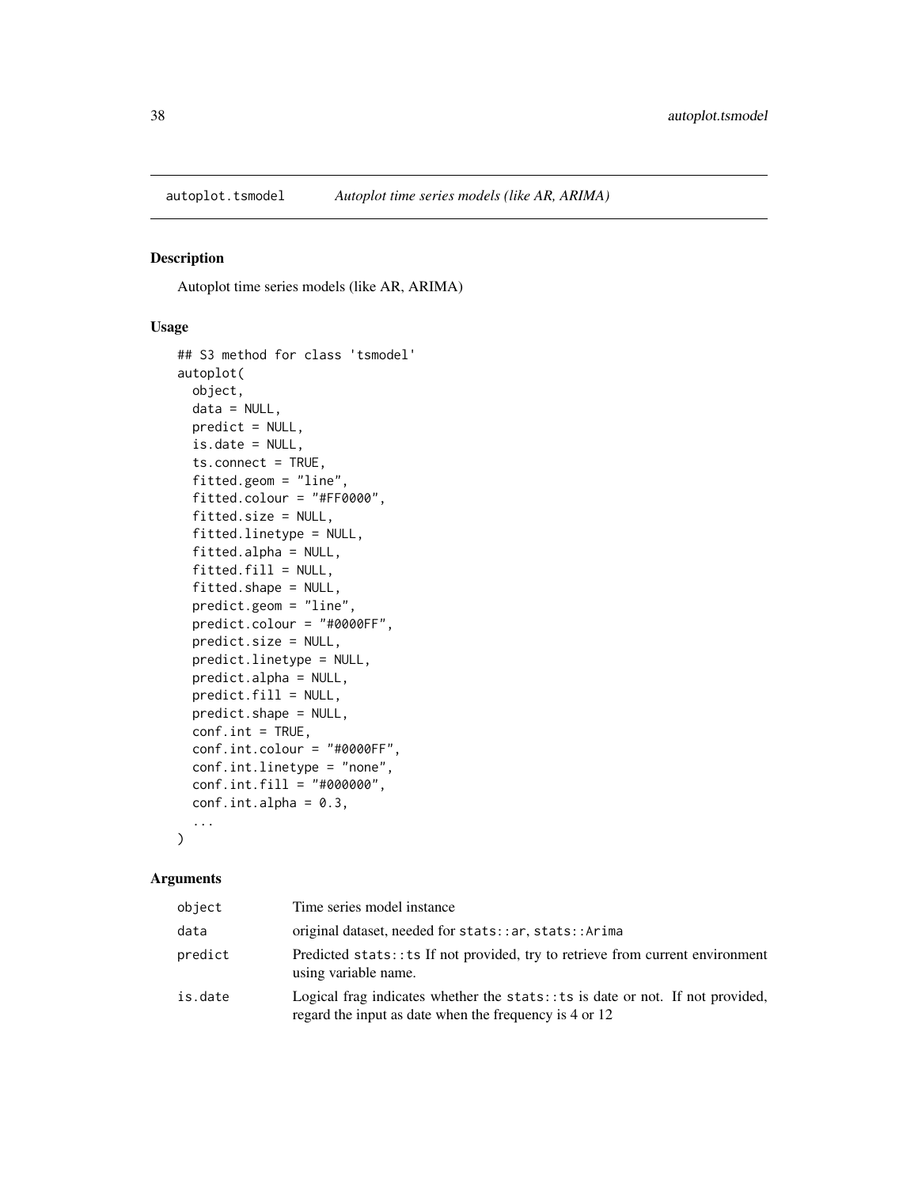autoplot.tsmodel *Autoplot time series models (like AR, ARIMA)*

## Description

Autoplot time series models (like AR, ARIMA)

## Usage

```
## S3 method for class 'tsmodel'
autoplot(
  object,
  data = NULL,
  predict = NULL,
  is.date = NULL,
  ts.connect = TRUE,
  fitted.geom = "line",
  fitted.colour = "#FF0000",
  fitted.size = NULL,
  fitted.linetype = NULL,
  fitted.alpha = NULL,
  fitted.fill = NULL,
  fitted.shape = NULL,
  predict.geom = "line",
  predict.colour = "#0000FF",
  predict.size = NULL,
  predict.linetype = NULL,
  predict.alpha = NULL,
  predict.fill = NULL,
  predict.shape = NULL,
  conf.int = TRUE,
  conf.int.colour = "#0000FF",
  conf.int.linetype = "none",
  conf.int.fill = "#000000",
  conf.int.alpha = 0.3,
  ...
)
```

## Arguments

| | |
|---|---|
| object | Time series model instance |
| data | original dataset, needed for `stats::ar`, `stats::Arima` |
| predict | Predicted `stats::ts` If not provided, try to retrieve from current environment using variable name. |
| is.date | Logical frag indicates whether the `stats::ts` is date or not. If not provided, regard the input as date when the frequency is 4 or 12 |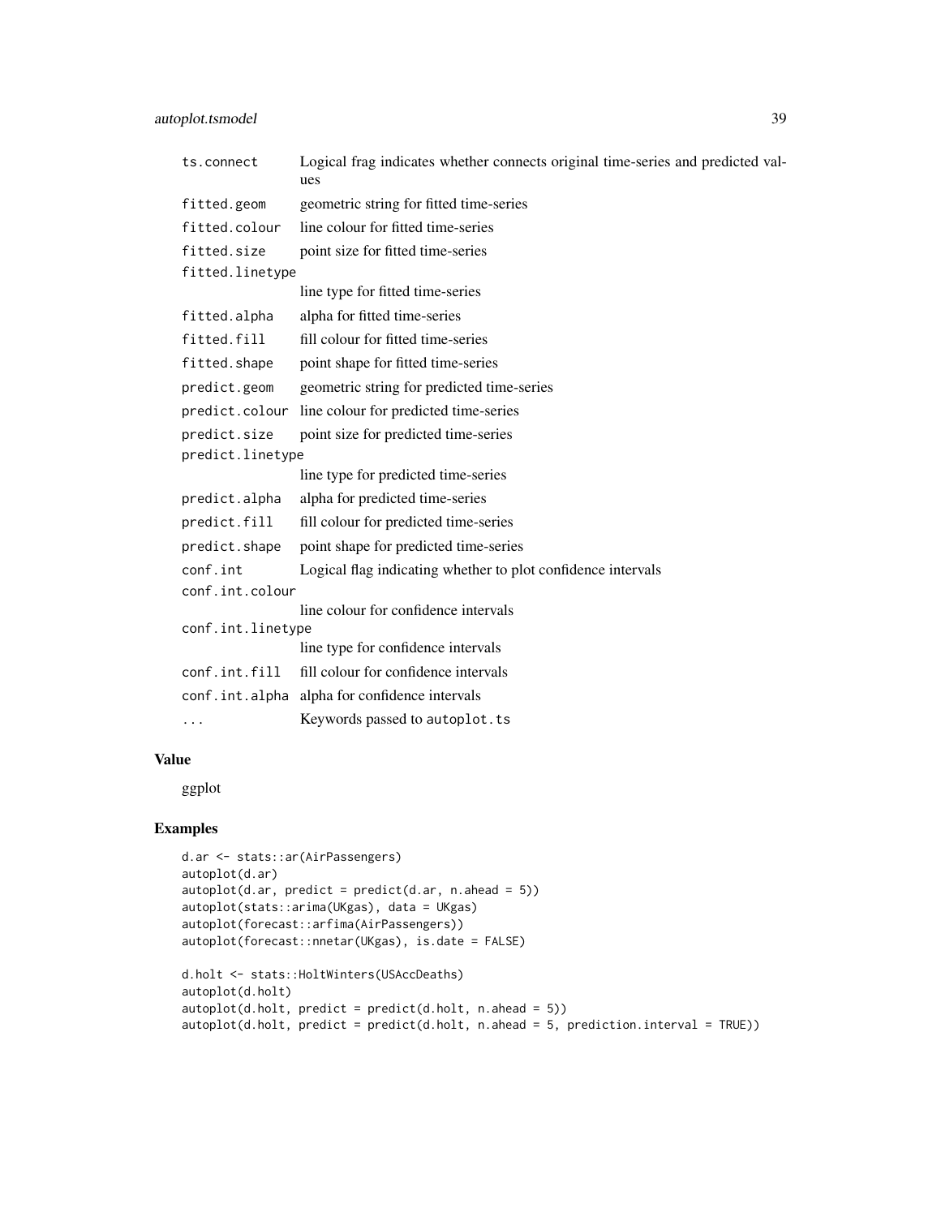| | |
|---|---|
| ts.connect | Logical frag indicates whether connects original time-series and predicted values |
| fitted.geom | geometric string for fitted time-series |
| fitted.colour | line colour for fitted time-series |
| fitted.size | point size for fitted time-series |
| fitted.linetype | line type for fitted time-series |
| fitted.alpha | alpha for fitted time-series |
| fitted.fill | fill colour for fitted time-series |
| fitted.shape | point shape for fitted time-series |
| predict.geom | geometric string for predicted time-series |
| predict.colour | line colour for predicted time-series |
| predict.size | point size for predicted time-series |
| predict.linetype | line type for predicted time-series |
| predict.alpha | alpha for predicted time-series |
| predict.fill | fill colour for predicted time-series |
| predict.shape | point shape for predicted time-series |
| conf.int | Logical flag indicating whether to plot confidence intervals |
| conf.int.colour | line colour for confidence intervals |
| conf.int.linetype | line type for confidence intervals |
| conf.int.fill | fill colour for confidence intervals |
| conf.int.alpha | alpha for confidence intervals |
| ... | Keywords passed to autoplot.ts |

## Value

ggplot

## Examples

```
d.ar <- stats::ar(AirPassengers)
autoplot(d.ar)
autoplot(d.ar, predict = predict(d.ar, n.ahead = 5))
autoplot(stats::arima(UKgas), data = UKgas)
autoplot(forecast::arfima(AirPassengers))
autoplot(forecast::nnetar(UKgas), is.date = FALSE)

d.holt <- stats::HoltWinters(USAccDeaths)
autoplot(d.holt)
autoplot(d.holt, predict = predict(d.holt, n.ahead = 5))
autoplot(d.holt, predict = predict(d.holt, n.ahead = 5, prediction.interval = TRUE))
```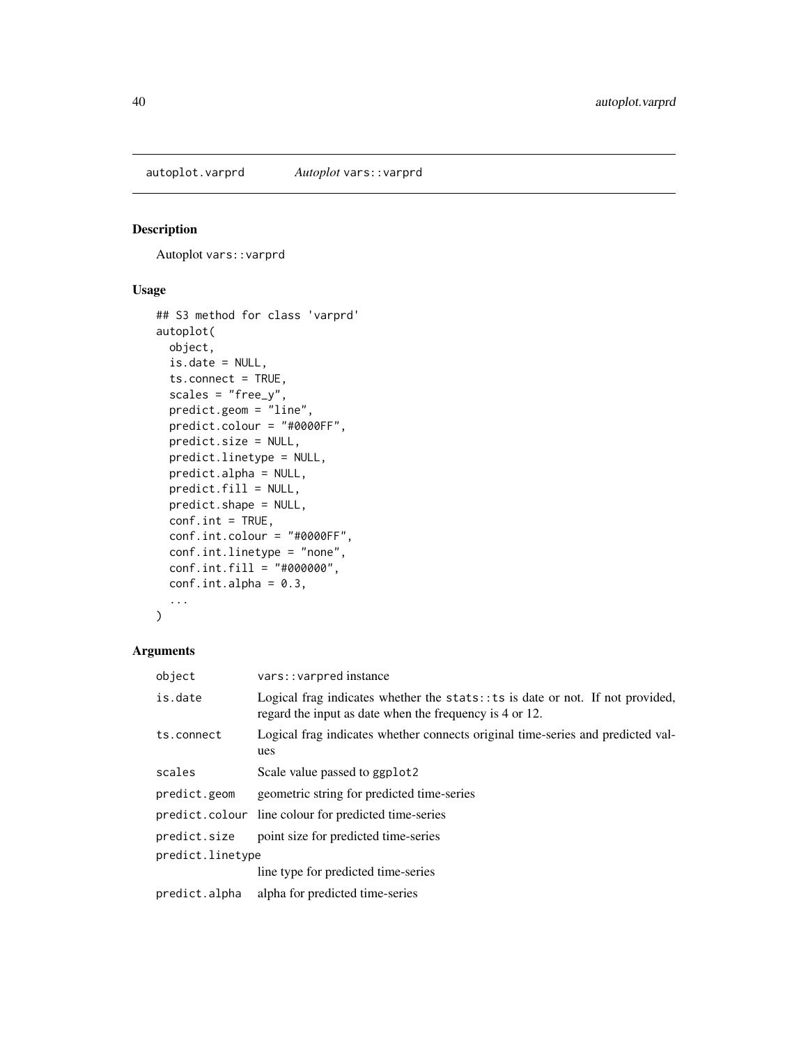autoplot.varprd *Autoplot* `vars::varprd`

## Description

Autoplot `vars::varprd`

## Usage

```
## S3 method for class 'varprd'
autoplot(
  object,
  is.date = NULL,
  ts.connect = TRUE,
  scales = "free_y",
  predict.geom = "line",
  predict.colour = "#0000FF",
  predict.size = NULL,
  predict.linetype = NULL,
  predict.alpha = NULL,
  predict.fill = NULL,
  predict.shape = NULL,
  conf.int = TRUE,
  conf.int.colour = "#0000FF",
  conf.int.linetype = "none",
  conf.int.fill = "#000000",
  conf.int.alpha = 0.3,
  ...
)
```

## Arguments

| | |
|---|---|
| `object` | `vars::varpred` instance |
| `is.date` | Logical frag indicates whether the `stats::ts` is date or not. If not provided, regard the input as date when the frequency is 4 or 12. |
| `ts.connect` | Logical frag indicates whether connects original time-series and predicted values |
| `scales` | Scale value passed to `ggplot2` |
| `predict.geom` | geometric string for predicted time-series |
| `predict.colour` | line colour for predicted time-series |
| `predict.size` | point size for predicted time-series |
| `predict.linetype` | line type for predicted time-series |
| `predict.alpha` | alpha for predicted time-series |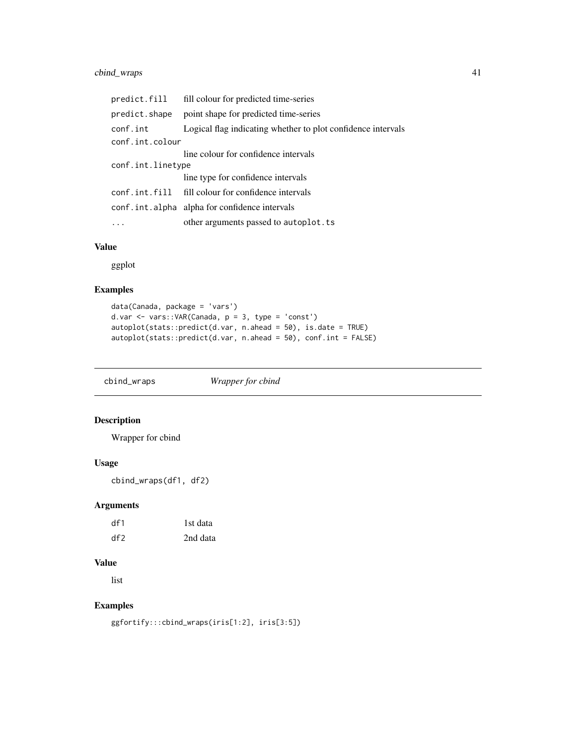| | |
|---|---|
| predict.fill | fill colour for predicted time-series |
| predict.shape | point shape for predicted time-series |
| conf.int | Logical flag indicating whether to plot confidence intervals |
| conf.int.colour | line colour for confidence intervals |
| conf.int.linetype | line type for confidence intervals |
| conf.int.fill | fill colour for confidence intervals |
| conf.int.alpha | alpha for confidence intervals |
| ... | other arguments passed to autoplot.ts |

### Value

ggplot

### Examples

```
data(Canada, package = 'vars')
d.var <- vars::VAR(Canada, p = 3, type = 'const')
autoplot(stats::predict(d.var, n.ahead = 50), is.date = TRUE)
autoplot(stats::predict(d.var, n.ahead = 50), conf.int = FALSE)
```

---

## cbind_wraps *Wrapper for cbind*

### Description

Wrapper for cbind

### Usage

```
cbind_wraps(df1, df2)
```

### Arguments

| | |
|---|---|
| df1 | 1st data |
| df2 | 2nd data |

### Value

list

### Examples

```
ggfortify:::cbind_wraps(iris[1:2], iris[3:5])
```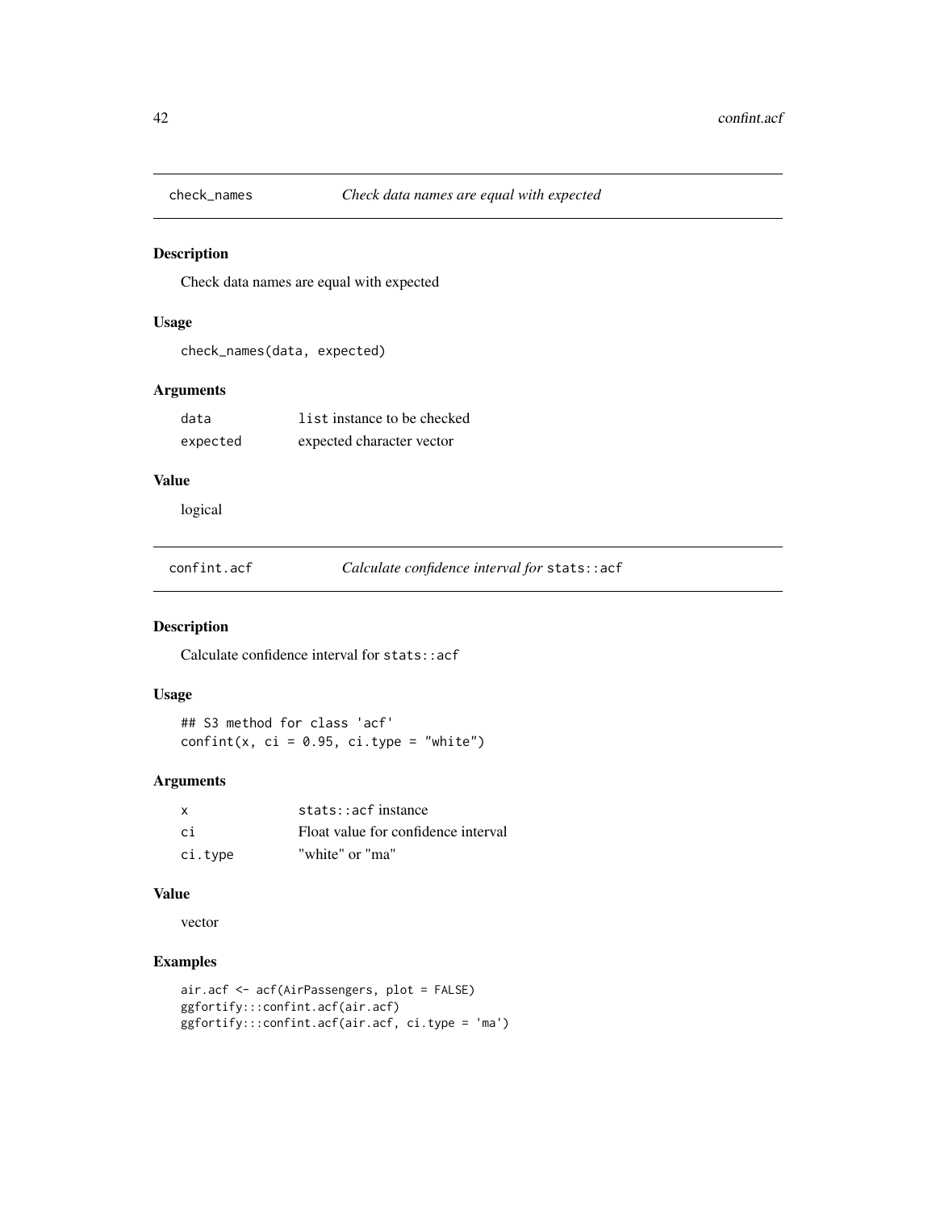## check_names — *Check data names are equal with expected*

### Description

Check data names are equal with expected

### Usage

```
check_names(data, expected)
```

### Arguments

| | |
|---|---|
| data | `list` instance to be checked |
| expected | expected character vector |

### Value

logical

## confint.acf — *Calculate confidence interval for* `stats::acf`

### Description

Calculate confidence interval for `stats::acf`

### Usage

```
## S3 method for class 'acf'
confint(x, ci = 0.95, ci.type = "white")
```

### Arguments

| | |
|---|---|
| x | `stats::acf` instance |
| ci | Float value for confidence interval |
| ci.type | "white" or "ma" |

### Value

vector

### Examples

```
air.acf <- acf(AirPassengers, plot = FALSE)
ggfortify:::confint.acf(air.acf)
ggfortify:::confint.acf(air.acf, ci.type = 'ma')
```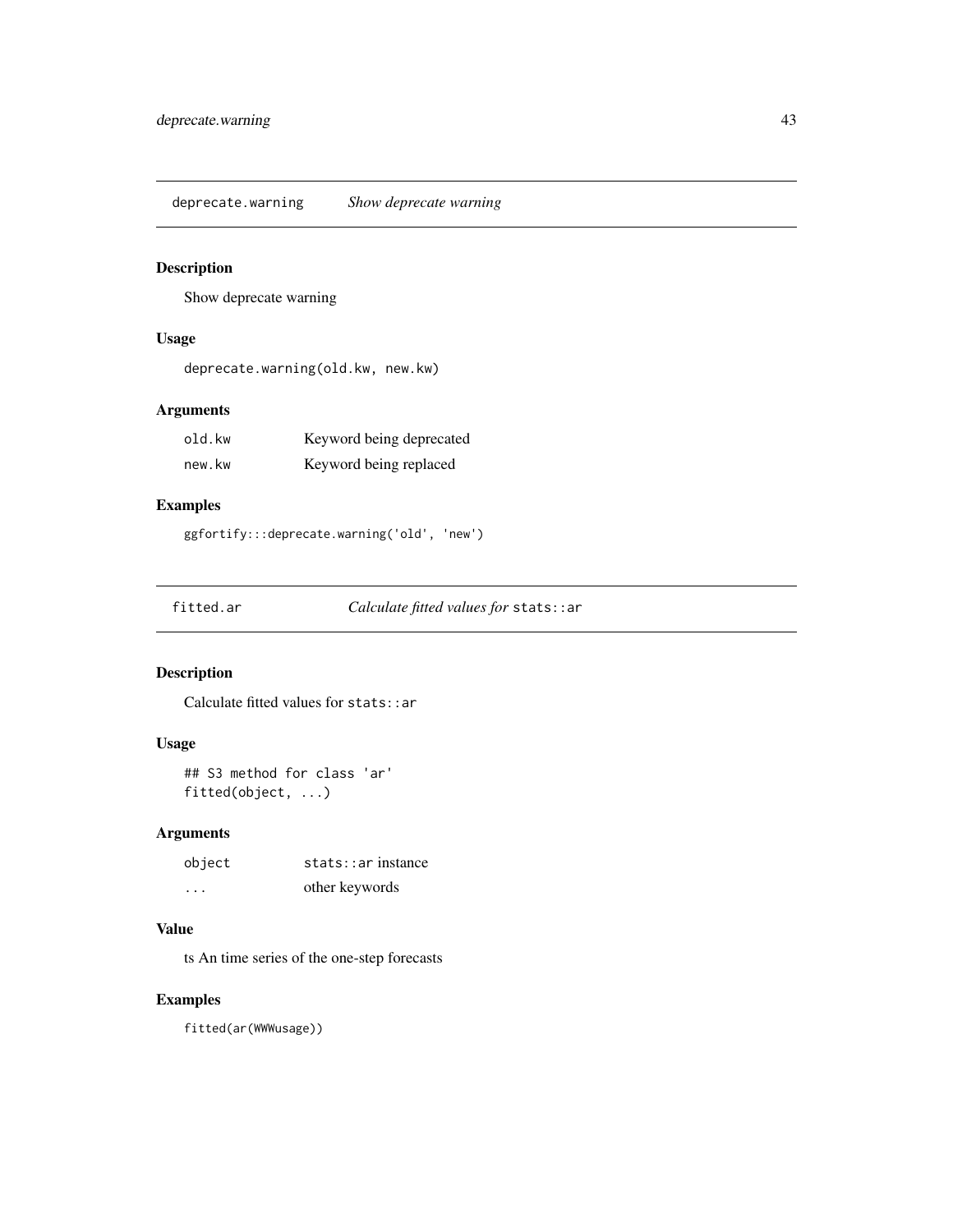## deprecate.warning — *Show deprecate warning*

### Description

Show deprecate warning

### Usage

```
deprecate.warning(old.kw, new.kw)
```

### Arguments

| | |
|---|---|
| `old.kw` | Keyword being deprecated |
| `new.kw` | Keyword being replaced |

### Examples

```
ggfortify:::deprecate.warning('old', 'new')
```

## fitted.ar — *Calculate fitted values for* `stats::ar`

### Description

Calculate fitted values for `stats::ar`

### Usage

```
## S3 method for class 'ar'
fitted(object, ...)
```

### Arguments

| | |
|---|---|
| `object` | `stats::ar` instance |
| `...` | other keywords |

### Value

ts An time series of the one-step forecasts

### Examples

```
fitted(ar(WWWusage))
```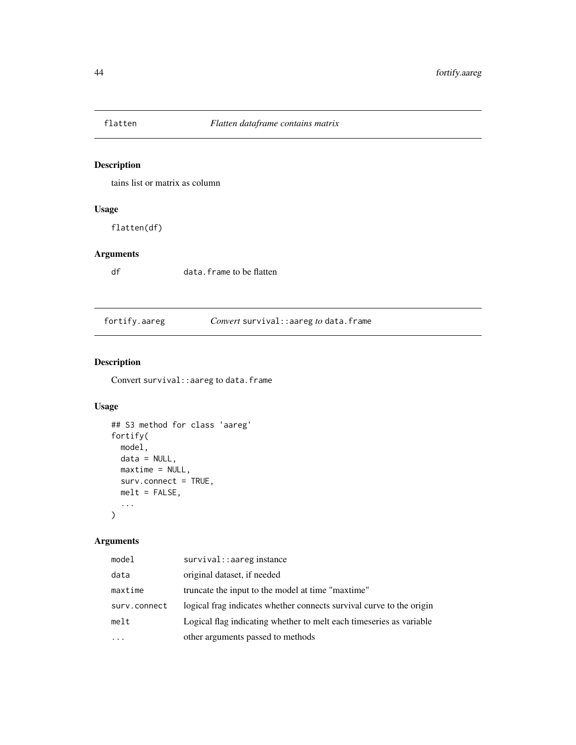## flatten — *Flatten dataframe contains matrix*

### Description

tains list or matrix as column

### Usage

```
flatten(df)
```

### Arguments

| | |
|---|---|
| df | data.frame to be flatten |

## fortify.aareg — *Convert* survival::aareg *to* data.frame

### Description

Convert survival::aareg to data.frame

### Usage

```
## S3 method for class 'aareg'
fortify(
  model,
  data = NULL,
  maxtime = NULL,
  surv.connect = TRUE,
  melt = FALSE,
  ...
)
```

### Arguments

| | |
|---|---|
| model | survival::aareg instance |
| data | original dataset, if needed |
| maxtime | truncate the input to the model at time "maxtime" |
| surv.connect | logical frag indicates whether connects survival curve to the origin |
| melt | Logical flag indicating whether to melt each timeseries as variable |
| ... | other arguments passed to methods |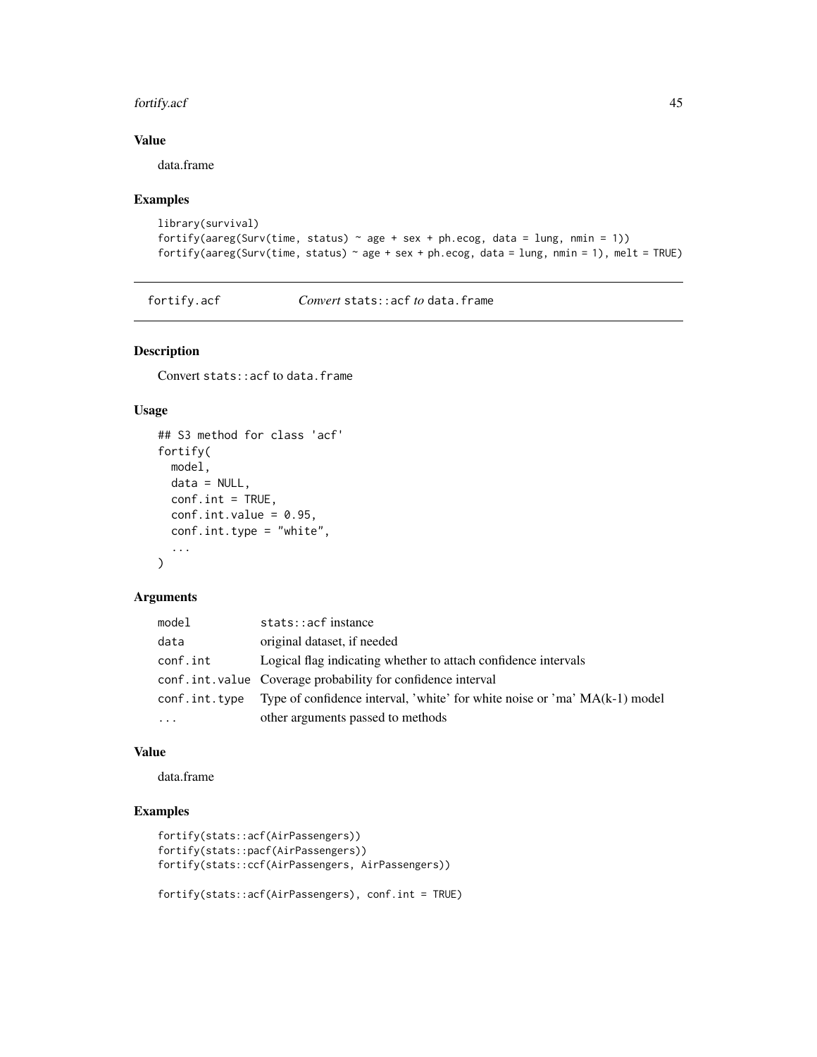### Value

data.frame

### Examples

```
library(survival)
fortify(aareg(Surv(time, status) ~ age + sex + ph.ecog, data = lung, nmin = 1))
fortify(aareg(Surv(time, status) ~ age + sex + ph.ecog, data = lung, nmin = 1), melt = TRUE)
```

## fortify.acf — *Convert* stats::acf *to* data.frame

### Description

Convert stats::acf to data.frame

### Usage

```
## S3 method for class 'acf'
fortify(
  model,
  data = NULL,
  conf.int = TRUE,
  conf.int.value = 0.95,
  conf.int.type = "white",
  ...
)
```

### Arguments

| | |
|---|---|
| model | stats::acf instance |
| data | original dataset, if needed |
| conf.int | Logical flag indicating whether to attach confidence intervals |
| conf.int.value | Coverage probability for confidence interval |
| conf.int.type | Type of confidence interval, 'white' for white noise or 'ma' MA(k-1) model |
| ... | other arguments passed to methods |

### Value

data.frame

### Examples

```
fortify(stats::acf(AirPassengers))
fortify(stats::pacf(AirPassengers))
fortify(stats::ccf(AirPassengers, AirPassengers))

fortify(stats::acf(AirPassengers), conf.int = TRUE)
```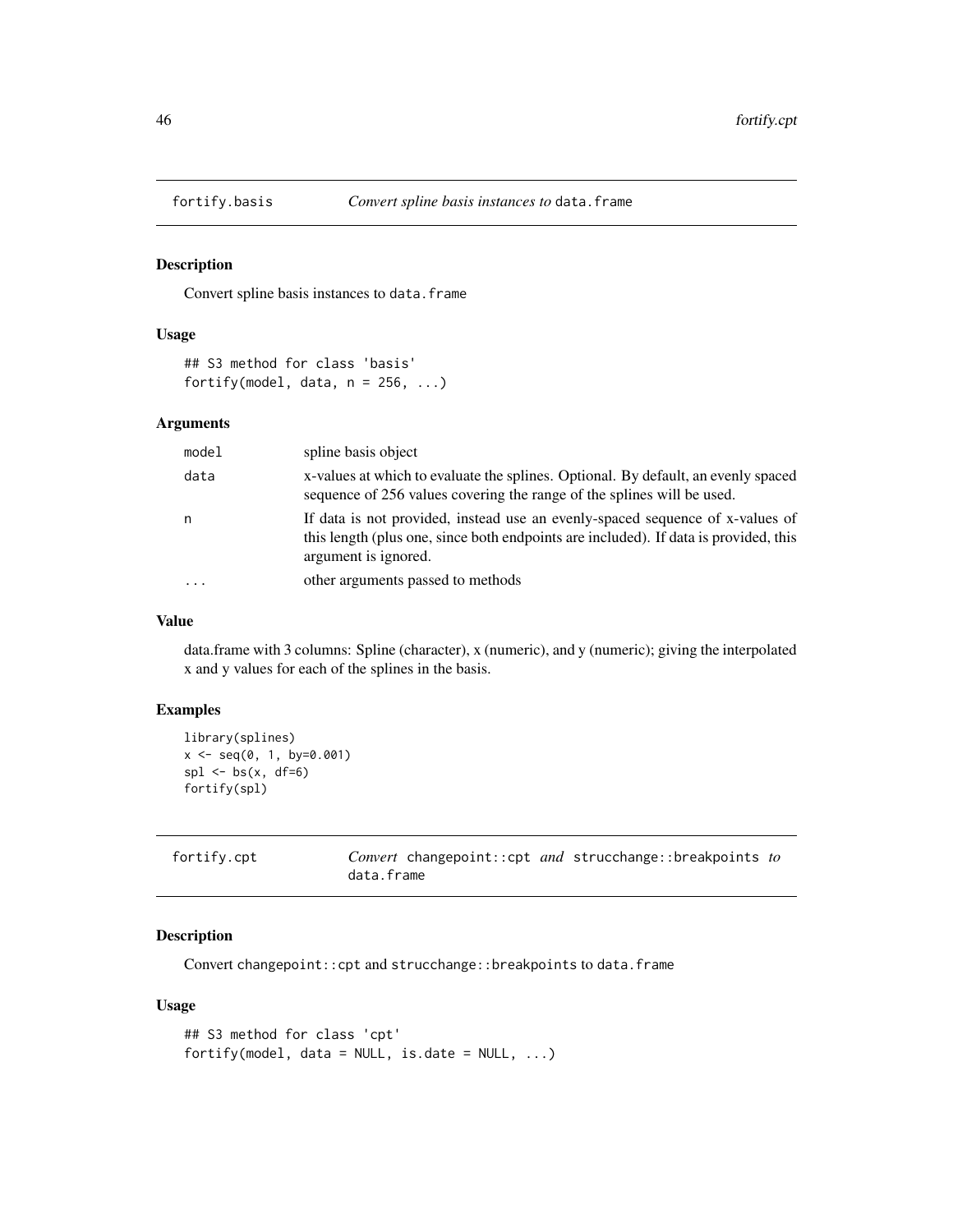## fortify.basis *Convert spline basis instances to* data.frame

### Description

Convert spline basis instances to data.frame

### Usage

```
## S3 method for class 'basis'
fortify(model, data, n = 256, ...)
```

### Arguments

| | |
|---|---|
| model | spline basis object |
| data | x-values at which to evaluate the splines. Optional. By default, an evenly spaced sequence of 256 values covering the range of the splines will be used. |
| n | If data is not provided, instead use an evenly-spaced sequence of x-values of this length (plus one, since both endpoints are included). If data is provided, this argument is ignored. |
| ... | other arguments passed to methods |

### Value

data.frame with 3 columns: Spline (character), x (numeric), and y (numeric); giving the interpolated x and y values for each of the splines in the basis.

### Examples

```
library(splines)
x <- seq(0, 1, by=0.001)
spl <- bs(x, df=6)
fortify(spl)
```

## fortify.cpt *Convert* changepoint::cpt *and* strucchange::breakpoints *to* data.frame

### Description

Convert changepoint::cpt and strucchange::breakpoints to data.frame

### Usage

```
## S3 method for class 'cpt'
fortify(model, data = NULL, is.date = NULL, ...)
```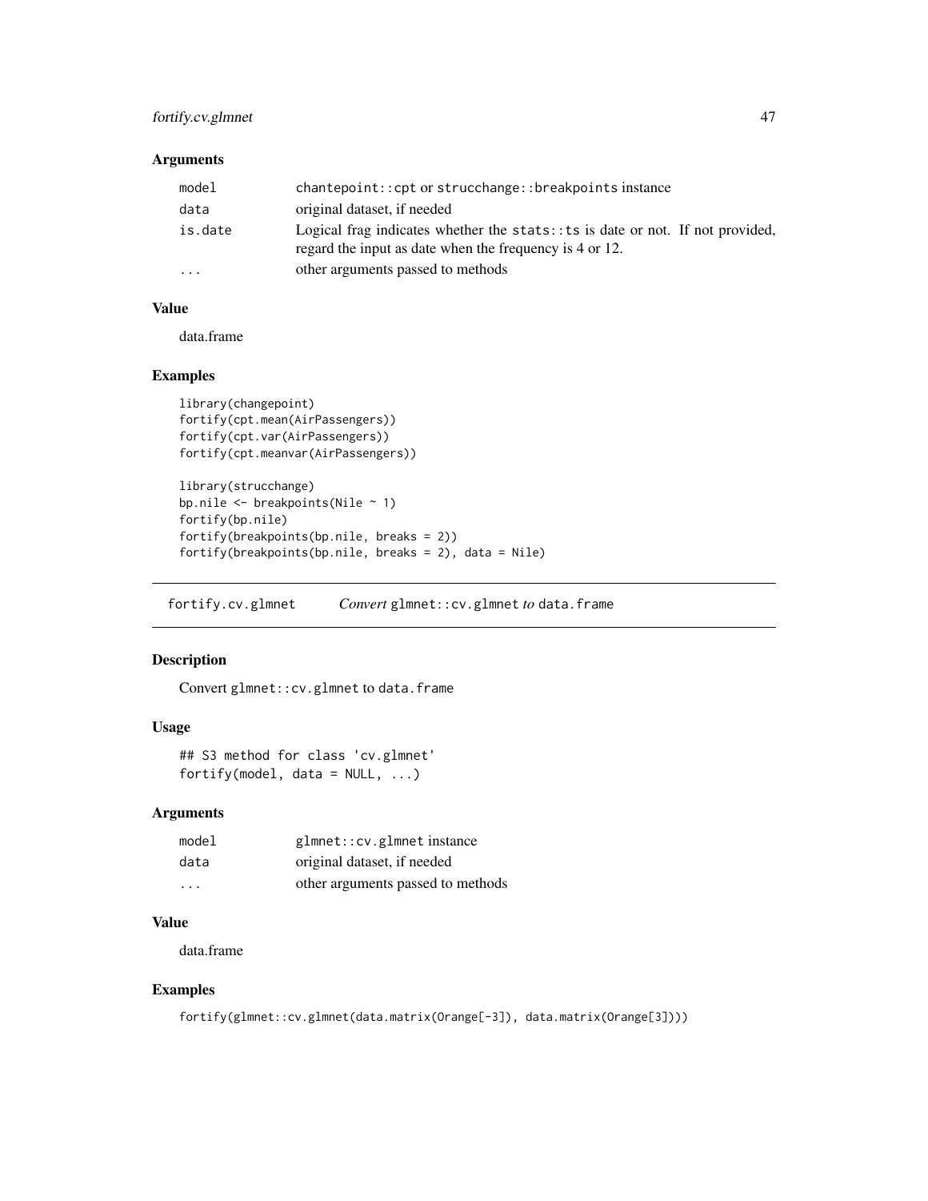### Arguments

| | |
|---|---|
| model | chantepoint::cpt or strucchange::breakpoints instance |
| data | original dataset, if needed |
| is.date | Logical frag indicates whether the stats::ts is date or not. If not provided, regard the input as date when the frequency is 4 or 12. |
| ... | other arguments passed to methods |

### Value

data.frame

### Examples

```
library(changepoint)
fortify(cpt.mean(AirPassengers))
fortify(cpt.var(AirPassengers))
fortify(cpt.meanvar(AirPassengers))

library(strucchange)
bp.nile <- breakpoints(Nile ~ 1)
fortify(bp.nile)
fortify(breakpoints(bp.nile, breaks = 2))
fortify(breakpoints(bp.nile, breaks = 2), data = Nile)
```

## fortify.cv.glmnet *Convert* glmnet::cv.glmnet *to* data.frame

### Description

Convert glmnet::cv.glmnet to data.frame

### Usage

```
## S3 method for class 'cv.glmnet'
fortify(model, data = NULL, ...)
```

### Arguments

| | |
|---|---|
| model | glmnet::cv.glmnet instance |
| data | original dataset, if needed |
| ... | other arguments passed to methods |

### Value

data.frame

### Examples

```
fortify(glmnet::cv.glmnet(data.matrix(Orange[-3]), data.matrix(Orange[3])))
```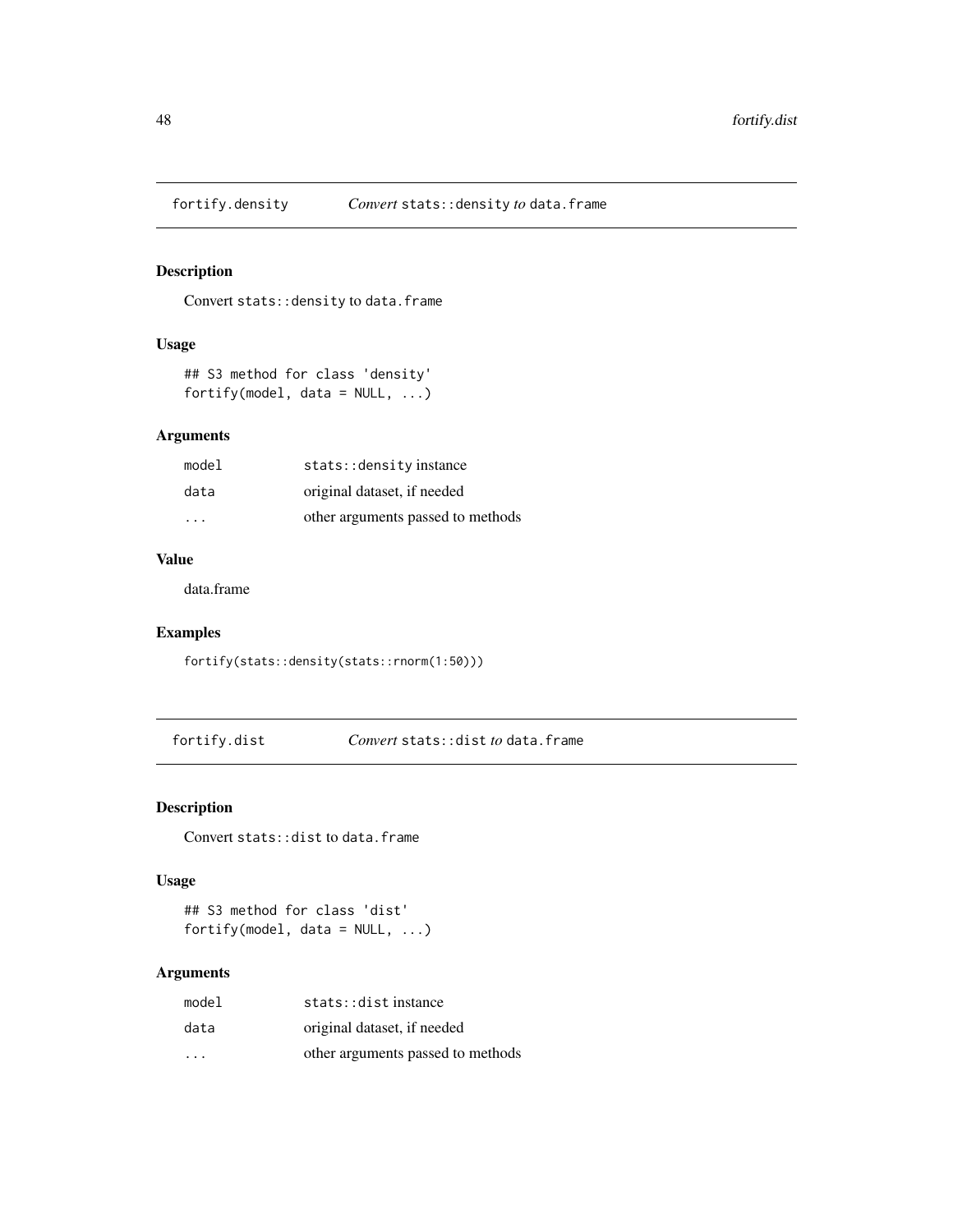## fortify.density    *Convert* `stats::density` *to* `data.frame`

### Description

Convert `stats::density` to `data.frame`

### Usage

```
## S3 method for class 'density'
fortify(model, data = NULL, ...)
```

### Arguments

| | |
|---|---|
| `model` | `stats::density` instance |
| `data` | original dataset, if needed |
| `...` | other arguments passed to methods |

### Value

data.frame

### Examples

```
fortify(stats::density(stats::rnorm(1:50)))
```

## fortify.dist    *Convert* `stats::dist` *to* `data.frame`

### Description

Convert `stats::dist` to `data.frame`

### Usage

```
## S3 method for class 'dist'
fortify(model, data = NULL, ...)
```

### Arguments

| | |
|---|---|
| `model` | `stats::dist` instance |
| `data` | original dataset, if needed |
| `...` | other arguments passed to methods |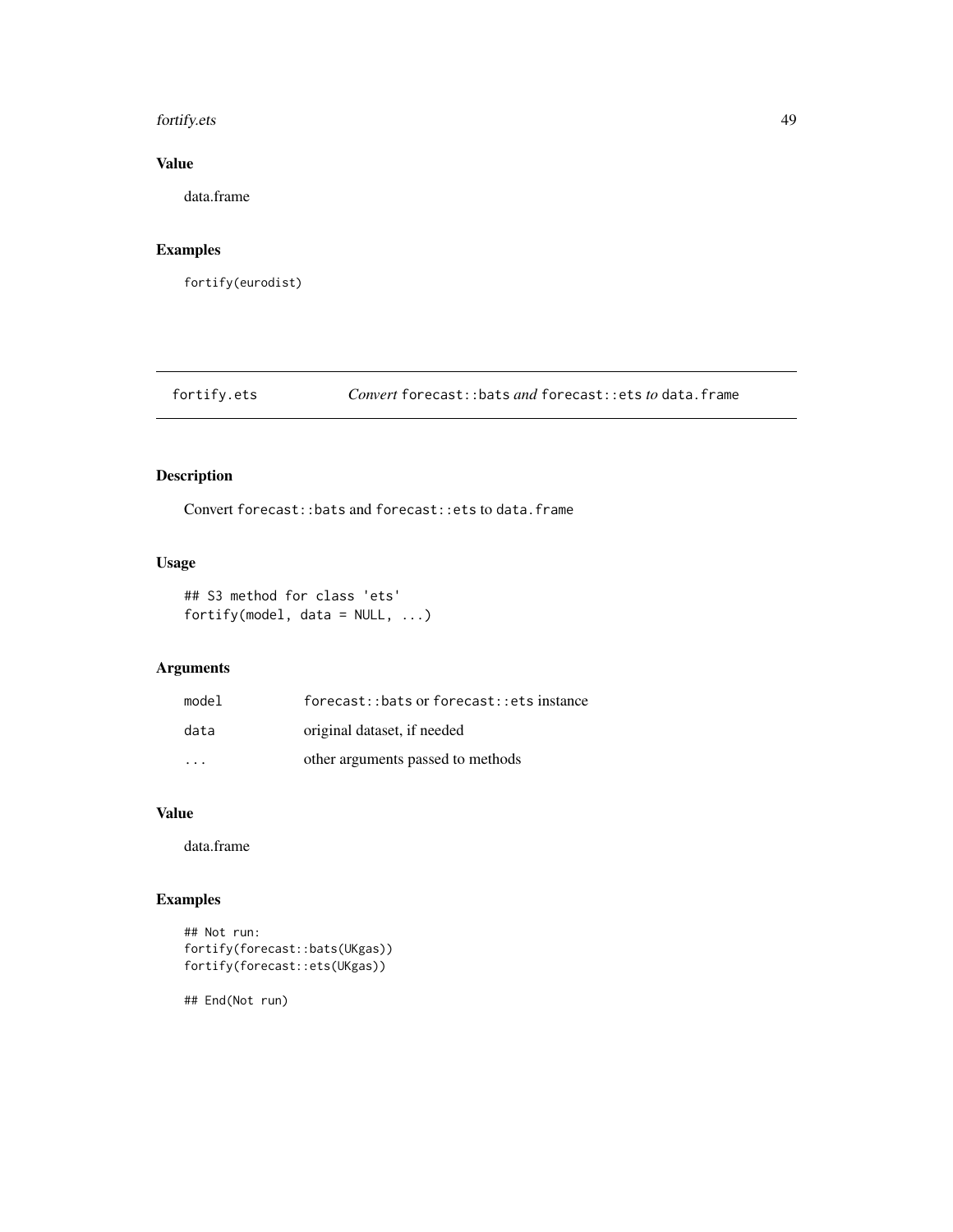## Value

data.frame

## Examples

```
fortify(eurodist)
```

# fortify.ets — *Convert* `forecast::bats` *and* `forecast::ets` *to* `data.frame`

## Description

Convert `forecast::bats` and `forecast::ets` to `data.frame`

## Usage

```
## S3 method for class 'ets'
fortify(model, data = NULL, ...)
```

## Arguments

| | |
|---|---|
| `model` | `forecast::bats` or `forecast::ets` instance |
| `data` | original dataset, if needed |
| `...` | other arguments passed to methods |

## Value

data.frame

## Examples

```
## Not run:
fortify(forecast::bats(UKgas))
fortify(forecast::ets(UKgas))

## End(Not run)
```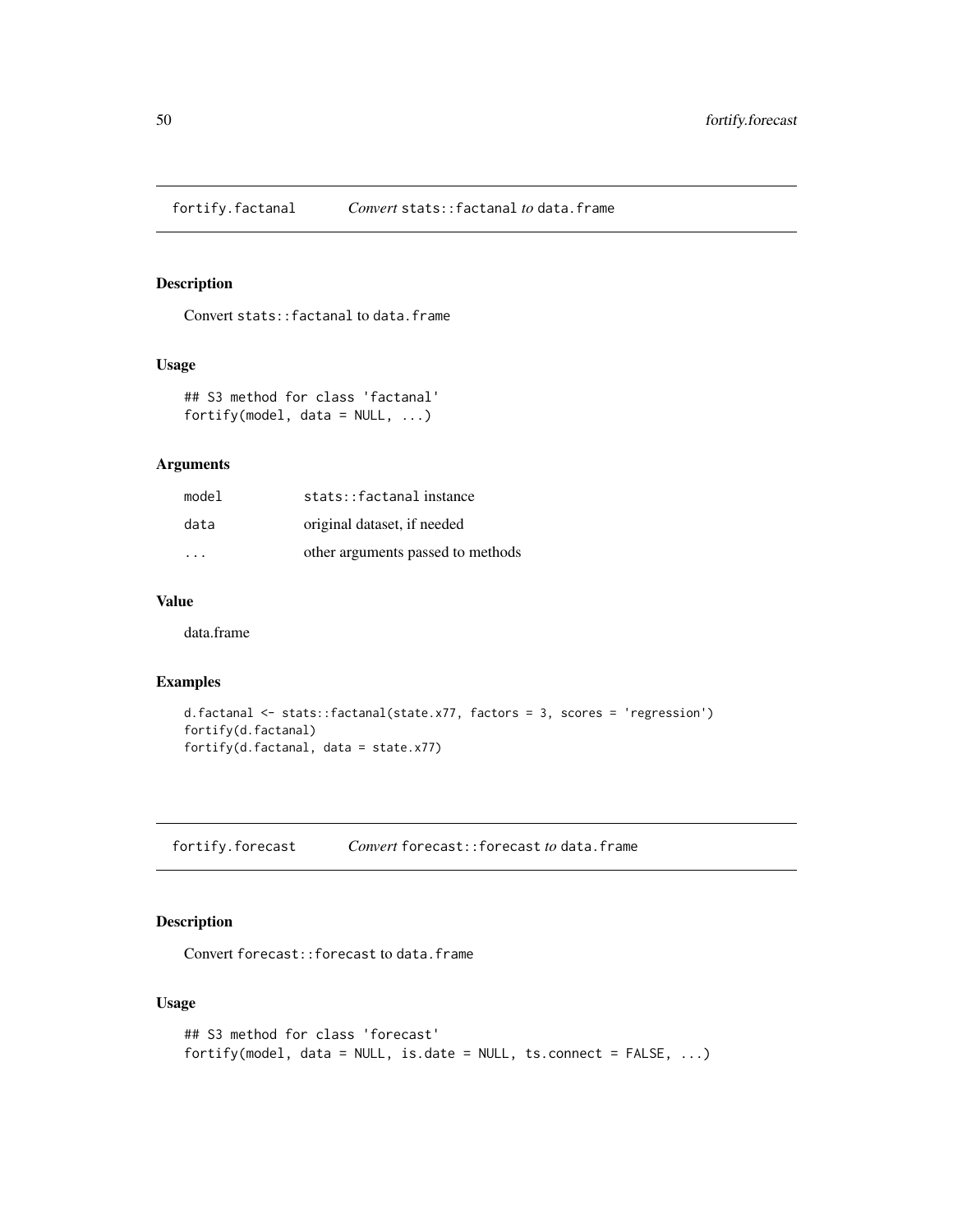## fortify.factanal *Convert* `stats::factanal` *to* `data.frame`

### Description

Convert `stats::factanal` to `data.frame`

### Usage

```
## S3 method for class 'factanal'
fortify(model, data = NULL, ...)
```

### Arguments

| | |
|---|---|
| `model` | `stats::factanal` instance |
| `data` | original dataset, if needed |
| `...` | other arguments passed to methods |

### Value

data.frame

### Examples

```
d.factanal <- stats::factanal(state.x77, factors = 3, scores = 'regression')
fortify(d.factanal)
fortify(d.factanal, data = state.x77)
```

## fortify.forecast *Convert* `forecast::forecast` *to* `data.frame`

### Description

Convert `forecast::forecast` to `data.frame`

### Usage

```
## S3 method for class 'forecast'
fortify(model, data = NULL, is.date = NULL, ts.connect = FALSE, ...)
```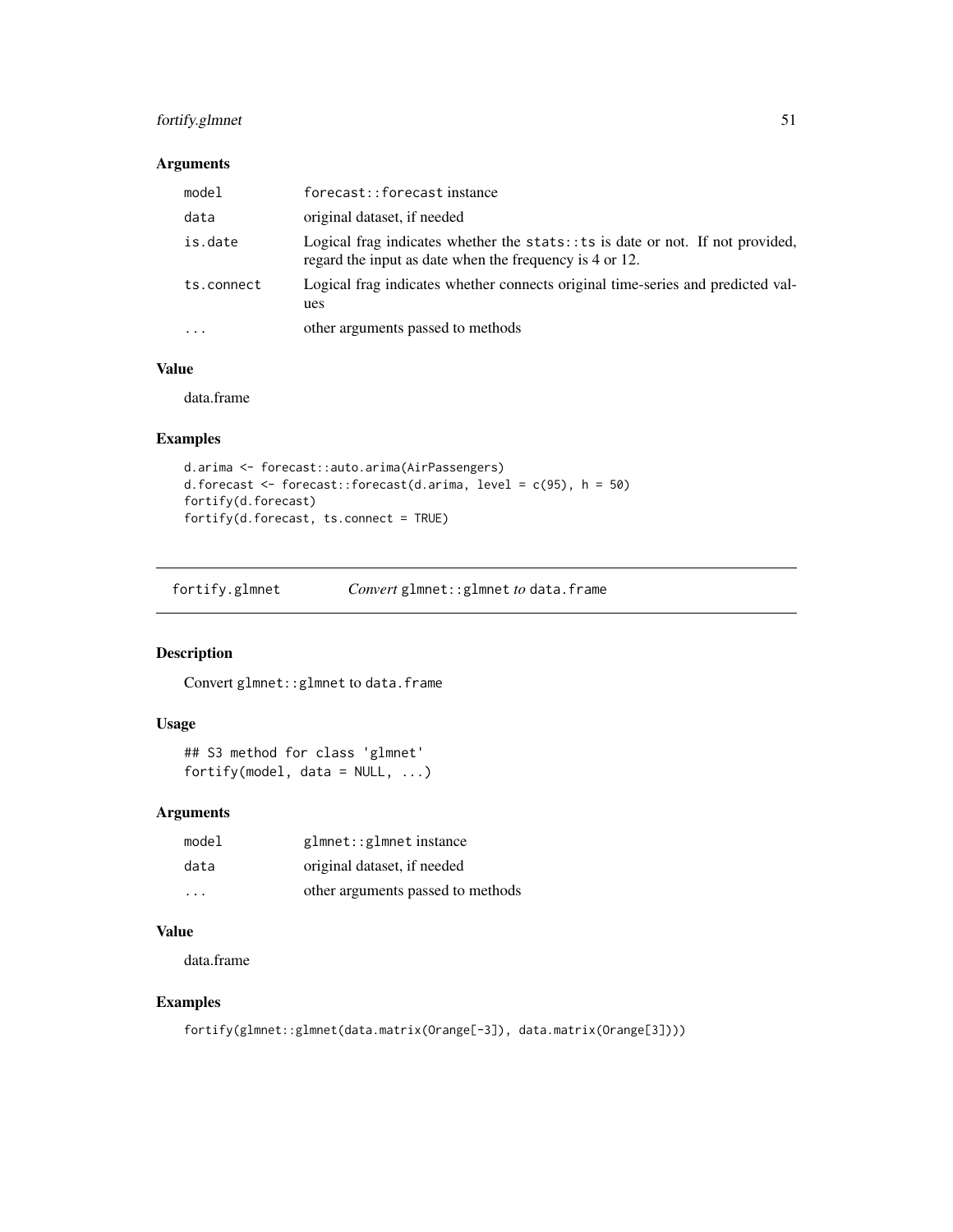### Arguments

| | |
|---|---|
| model | forecast::forecast instance |
| data | original dataset, if needed |
| is.date | Logical frag indicates whether the stats::ts is date or not. If not provided, regard the input as date when the frequency is 4 or 12. |
| ts.connect | Logical frag indicates whether connects original time-series and predicted values |
| ... | other arguments passed to methods |

### Value

data.frame

### Examples

```
d.arima <- forecast::auto.arima(AirPassengers)
d.forecast <- forecast::forecast(d.arima, level = c(95), h = 50)
fortify(d.forecast)
fortify(d.forecast, ts.connect = TRUE)
```

## fortify.glmnet — *Convert* glmnet::glmnet *to* data.frame

### Description

Convert glmnet::glmnet to data.frame

### Usage

```
## S3 method for class 'glmnet'
fortify(model, data = NULL, ...)
```

### Arguments

| | |
|---|---|
| model | glmnet::glmnet instance |
| data | original dataset, if needed |
| ... | other arguments passed to methods |

### Value

data.frame

### Examples

```
fortify(glmnet::glmnet(data.matrix(Orange[-3]), data.matrix(Orange[3])))
```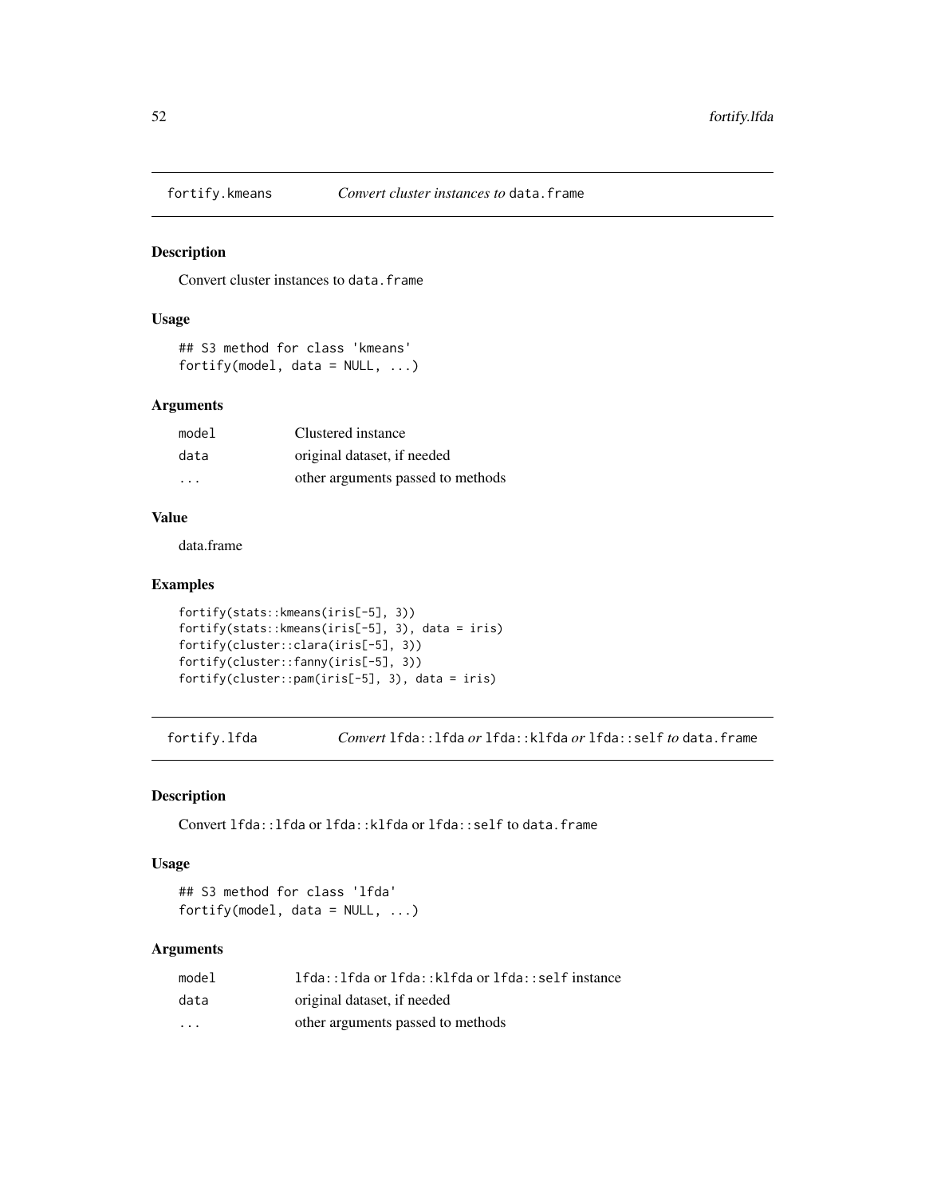## fortify.kmeans — *Convert cluster instances to* `data.frame`

### Description

Convert cluster instances to `data.frame`

### Usage

```
## S3 method for class 'kmeans'
fortify(model, data = NULL, ...)
```

### Arguments

| | |
|---|---|
| `model` | Clustered instance |
| `data` | original dataset, if needed |
| `...` | other arguments passed to methods |

### Value

data.frame

### Examples

```
fortify(stats::kmeans(iris[-5], 3))
fortify(stats::kmeans(iris[-5], 3), data = iris)
fortify(cluster::clara(iris[-5], 3))
fortify(cluster::fanny(iris[-5], 3))
fortify(cluster::pam(iris[-5], 3), data = iris)
```

## fortify.lfda — *Convert* `lfda::lfda` *or* `lfda::klfda` *or* `lfda::self` *to* `data.frame`

### Description

Convert `lfda::lfda` or `lfda::klfda` or `lfda::self` to `data.frame`

### Usage

```
## S3 method for class 'lfda'
fortify(model, data = NULL, ...)
```

### Arguments

| | |
|---|---|
| `model` | `lfda::lfda` or `lfda::klfda` or `lfda::self` instance |
| `data` | original dataset, if needed |
| `...` | other arguments passed to methods |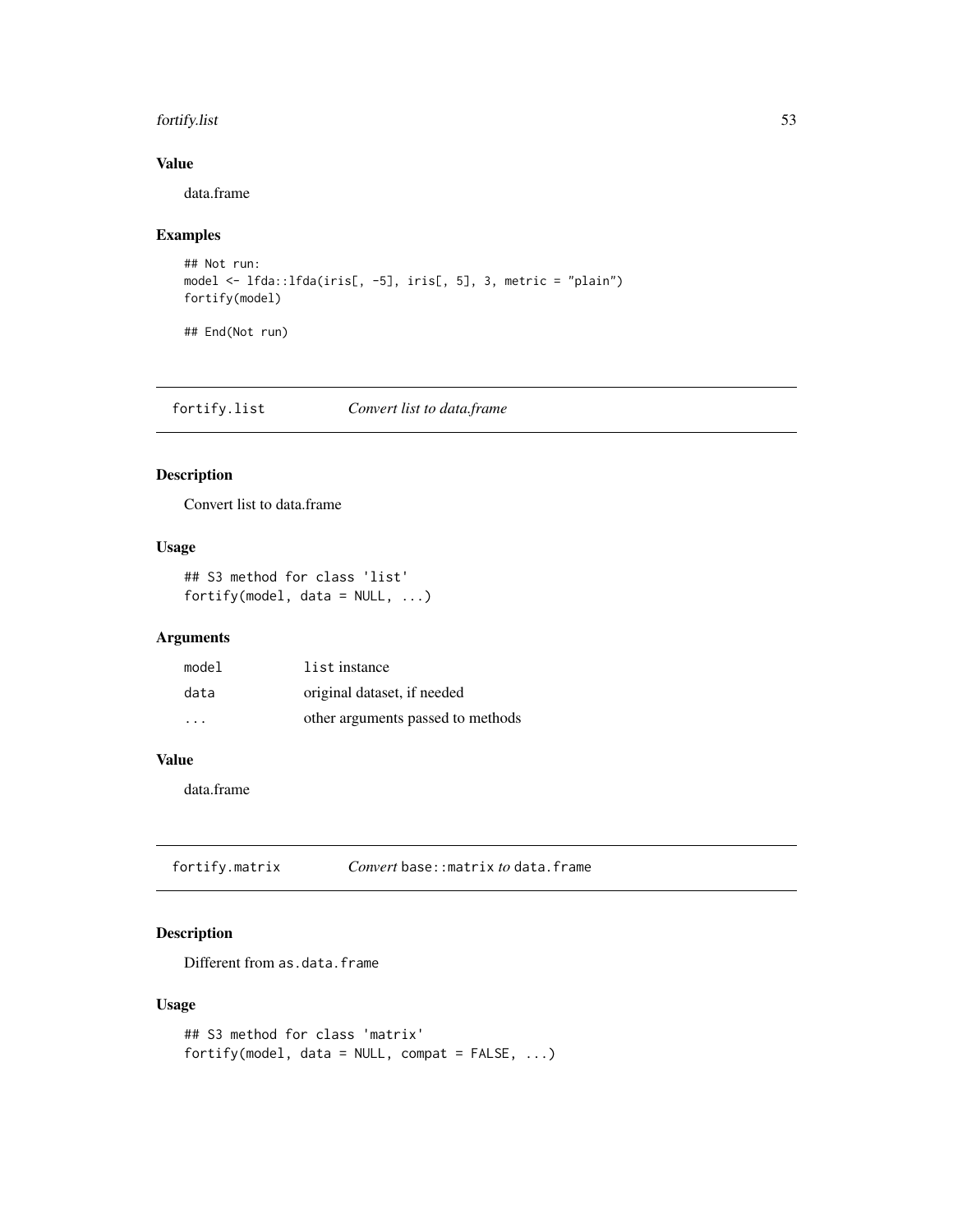### Value

data.frame

### Examples

```
## Not run:
model <- lfda::lfda(iris[, -5], iris[, 5], 3, metric = "plain")
fortify(model)

## End(Not run)
```

## fortify.list — *Convert list to data.frame*

### Description

Convert list to data.frame

### Usage

```
## S3 method for class 'list'
fortify(model, data = NULL, ...)
```

### Arguments

| | |
|---|---|
| model | list instance |
| data | original dataset, if needed |
| ... | other arguments passed to methods |

### Value

data.frame

## fortify.matrix — *Convert* `base::matrix` *to* `data.frame`

### Description

Different from `as.data.frame`

### Usage

```
## S3 method for class 'matrix'
fortify(model, data = NULL, compat = FALSE, ...)
```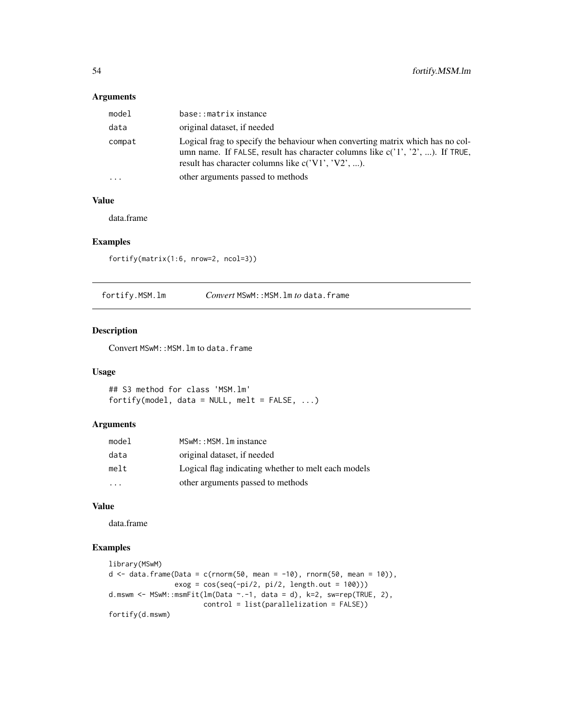### Arguments

| | |
|---|---|
| model | base::matrix instance |
| data | original dataset, if needed |
| compat | Logical frag to specify the behaviour when converting matrix which has no column name. If FALSE, result has character columns like c('1', '2', ...). If TRUE, result has character columns like c('V1', 'V2', ...). |
| ... | other arguments passed to methods |

### Value

data.frame

### Examples

```
fortify(matrix(1:6, nrow=2, ncol=3))
```

---

## fortify.MSM.lm    *Convert* MSwM::MSM.lm *to* data.frame

### Description

Convert MSwM::MSM.lm to data.frame

### Usage

```
## S3 method for class 'MSM.lm'
fortify(model, data = NULL, melt = FALSE, ...)
```

### Arguments

| | |
|---|---|
| model | MSwM::MSM.lm instance |
| data | original dataset, if needed |
| melt | Logical flag indicating whether to melt each models |
| ... | other arguments passed to methods |

### Value

data.frame

### Examples

```
library(MSwM)
d <- data.frame(Data = c(rnorm(50, mean = -10), rnorm(50, mean = 10)),
                exog = cos(seq(-pi/2, pi/2, length.out = 100)))
d.mswm <- MSwM::msmFit(lm(Data ~.-1, data = d), k=2, sw=rep(TRUE, 2),
                       control = list(parallelization = FALSE))
fortify(d.mswm)
```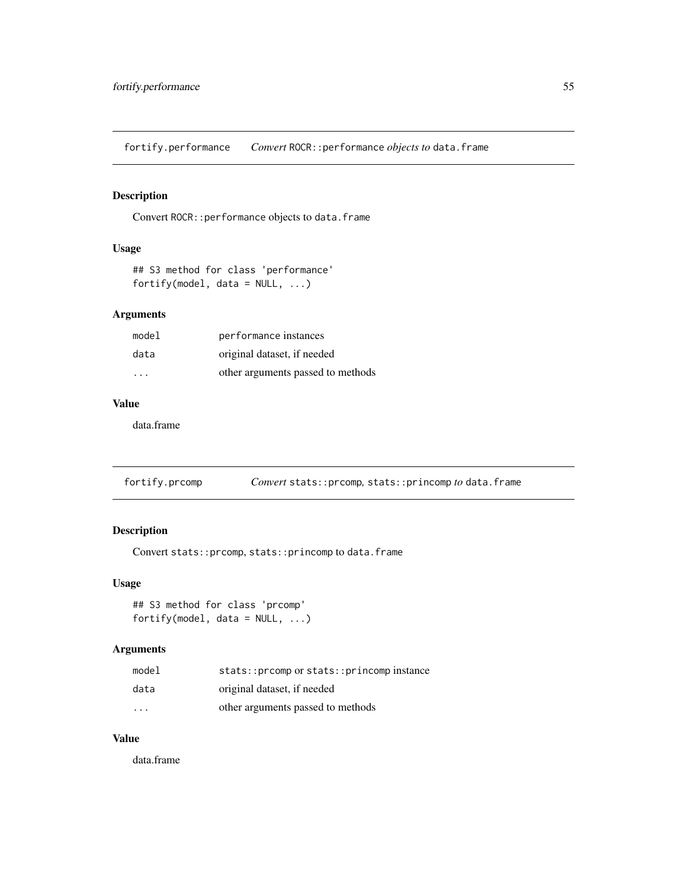## fortify.performance — *Convert* `ROCR::performance` *objects to* `data.frame`

### Description

Convert `ROCR::performance` objects to `data.frame`

### Usage

```
## S3 method for class 'performance'
fortify(model, data = NULL, ...)
```

### Arguments

| | |
|---|---|
| `model` | `performance` instances |
| `data` | original dataset, if needed |
| `...` | other arguments passed to methods |

### Value

data.frame

## fortify.prcomp — *Convert* `stats::prcomp`, `stats::princomp` *to* `data.frame`

### Description

Convert `stats::prcomp`, `stats::princomp` to `data.frame`

### Usage

```
## S3 method for class 'prcomp'
fortify(model, data = NULL, ...)
```

### Arguments

| | |
|---|---|
| `model` | `stats::prcomp` or `stats::princomp` instance |
| `data` | original dataset, if needed |
| `...` | other arguments passed to methods |

### Value

data.frame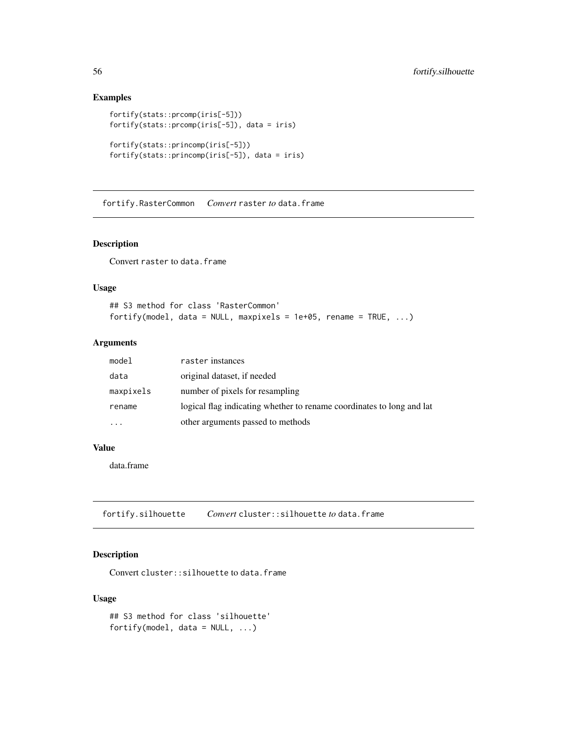## Examples

```
fortify(stats::prcomp(iris[-5]))
fortify(stats::prcomp(iris[-5]), data = iris)

fortify(stats::princomp(iris[-5]))
fortify(stats::princomp(iris[-5]), data = iris)
```

---

# fortify.RasterCommon    *Convert* raster *to* data.frame

## Description

Convert raster to data.frame

## Usage

```
## S3 method for class 'RasterCommon'
fortify(model, data = NULL, maxpixels = 1e+05, rename = TRUE, ...)
```

## Arguments

| | |
|---|---|
| model | raster instances |
| data | original dataset, if needed |
| maxpixels | number of pixels for resampling |
| rename | logical flag indicating whether to rename coordinates to long and lat |
| ... | other arguments passed to methods |

## Value

data.frame

---

# fortify.silhouette    *Convert* cluster::silhouette *to* data.frame

## Description

Convert cluster::silhouette to data.frame

## Usage

```
## S3 method for class 'silhouette'
fortify(model, data = NULL, ...)
```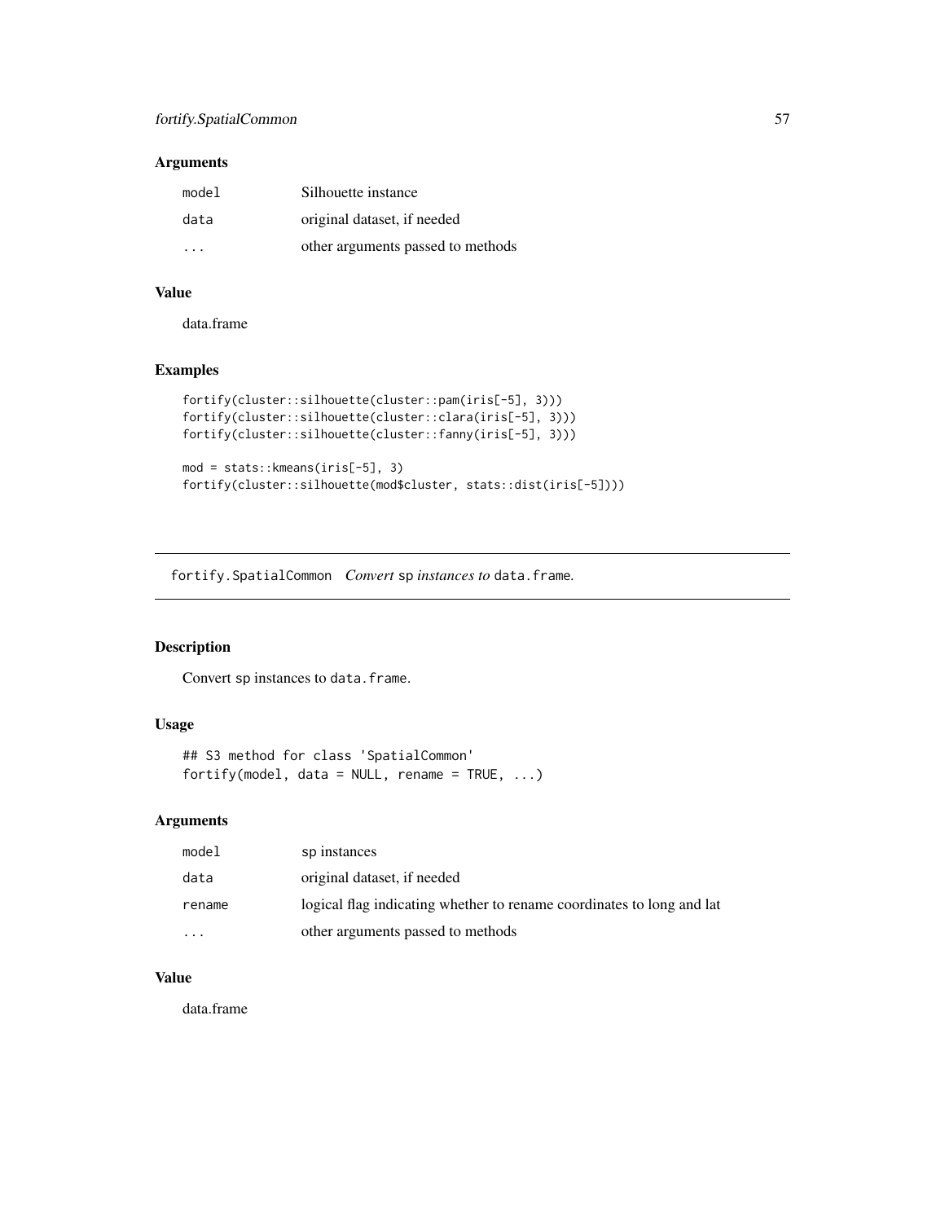### Arguments

| | |
|---|---|
| `model` | Silhouette instance |
| `data` | original dataset, if needed |
| `...` | other arguments passed to methods |

### Value

data.frame

### Examples

```
fortify(cluster::silhouette(cluster::pam(iris[-5], 3)))
fortify(cluster::silhouette(cluster::clara(iris[-5], 3)))
fortify(cluster::silhouette(cluster::fanny(iris[-5], 3)))

mod = stats::kmeans(iris[-5], 3)
fortify(cluster::silhouette(mod$cluster, stats::dist(iris[-5])))
```

---

## fortify.SpatialCommon *Convert `sp` instances to `data.frame`.*

---

### Description

Convert `sp` instances to `data.frame`.

### Usage

```
## S3 method for class 'SpatialCommon'
fortify(model, data = NULL, rename = TRUE, ...)
```

### Arguments

| | |
|---|---|
| `model` | `sp` instances |
| `data` | original dataset, if needed |
| `rename` | logical flag indicating whether to rename coordinates to long and lat |
| `...` | other arguments passed to methods |

### Value

data.frame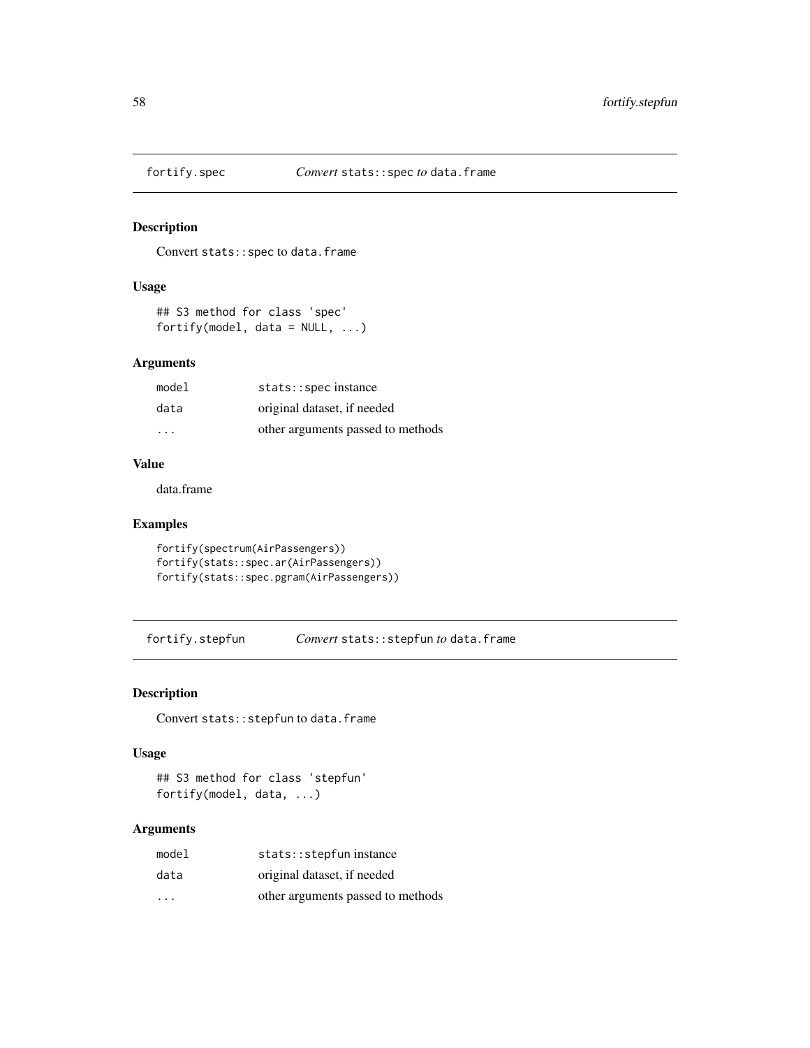## fortify.spec — *Convert* `stats::spec` *to* `data.frame`

### Description

Convert `stats::spec` to `data.frame`

### Usage

```
## S3 method for class 'spec'
fortify(model, data = NULL, ...)
```

### Arguments

| | |
|---|---|
| `model` | `stats::spec` instance |
| `data` | original dataset, if needed |
| `...` | other arguments passed to methods |

### Value

data.frame

### Examples

```
fortify(spectrum(AirPassengers))
fortify(stats::spec.ar(AirPassengers))
fortify(stats::spec.pgram(AirPassengers))
```

## fortify.stepfun — *Convert* `stats::stepfun` *to* `data.frame`

### Description

Convert `stats::stepfun` to `data.frame`

### Usage

```
## S3 method for class 'stepfun'
fortify(model, data, ...)
```

### Arguments

| | |
|---|---|
| `model` | `stats::stepfun` instance |
| `data` | original dataset, if needed |
| `...` | other arguments passed to methods |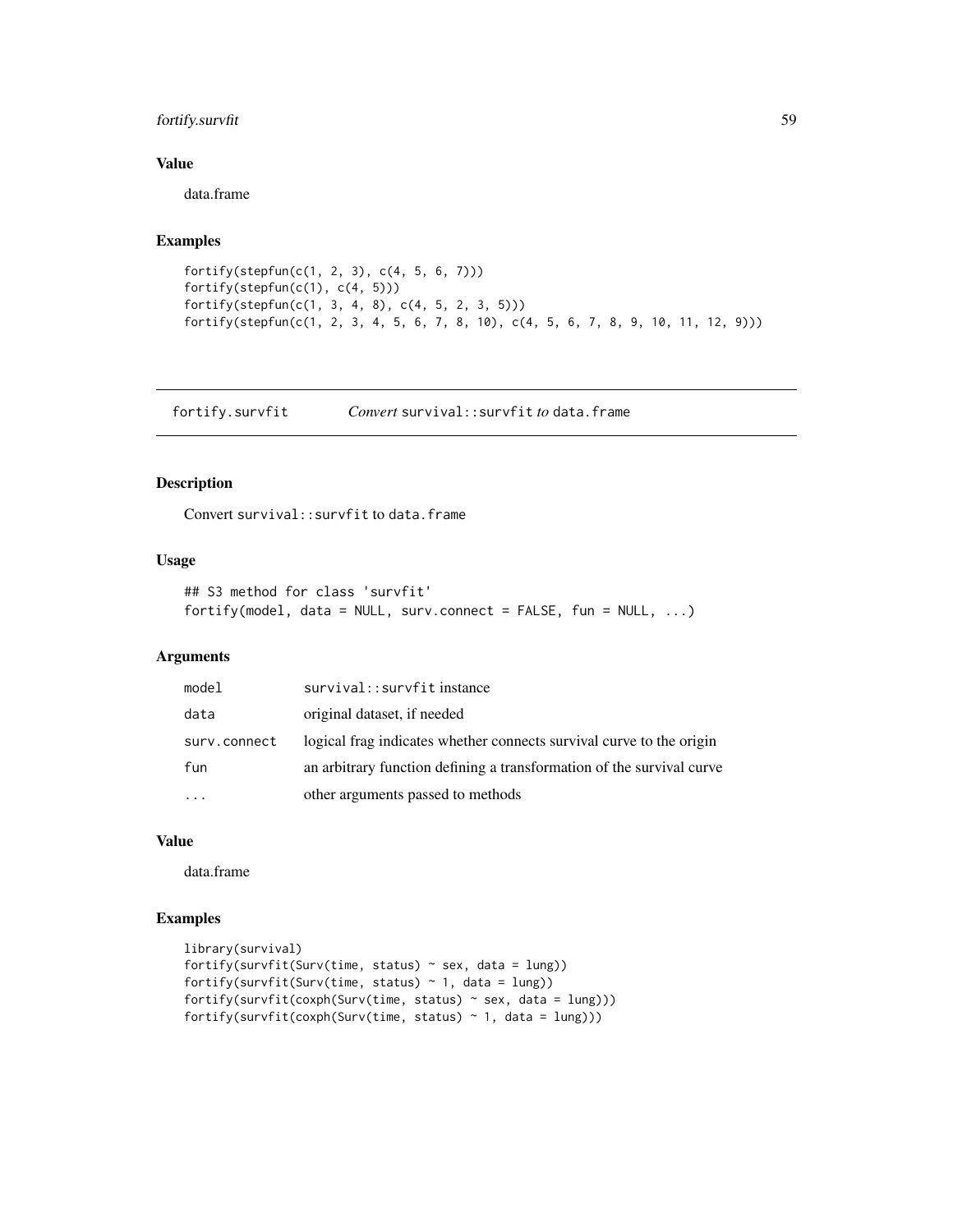## Value

data.frame

## Examples

```
fortify(stepfun(c(1, 2, 3), c(4, 5, 6, 7)))
fortify(stepfun(c(1), c(4, 5)))
fortify(stepfun(c(1, 3, 4, 8), c(4, 5, 2, 3, 5)))
fortify(stepfun(c(1, 2, 3, 4, 5, 6, 7, 8, 10), c(4, 5, 6, 7, 8, 9, 10, 11, 12, 9)))
```

---

# fortify.survfit — *Convert* `survival::survfit` *to* `data.frame`

## Description

Convert `survival::survfit` to `data.frame`

## Usage

```
## S3 method for class 'survfit'
fortify(model, data = NULL, surv.connect = FALSE, fun = NULL, ...)
```

## Arguments

| | |
|---|---|
| `model` | `survival::survfit` instance |
| `data` | original dataset, if needed |
| `surv.connect` | logical frag indicates whether connects survival curve to the origin |
| `fun` | an arbitrary function defining a transformation of the survival curve |
| `...` | other arguments passed to methods |

## Value

data.frame

## Examples

```
library(survival)
fortify(survfit(Surv(time, status) ~ sex, data = lung))
fortify(survfit(Surv(time, status) ~ 1, data = lung))
fortify(survfit(coxph(Surv(time, status) ~ sex, data = lung)))
fortify(survfit(coxph(Surv(time, status) ~ 1, data = lung)))
```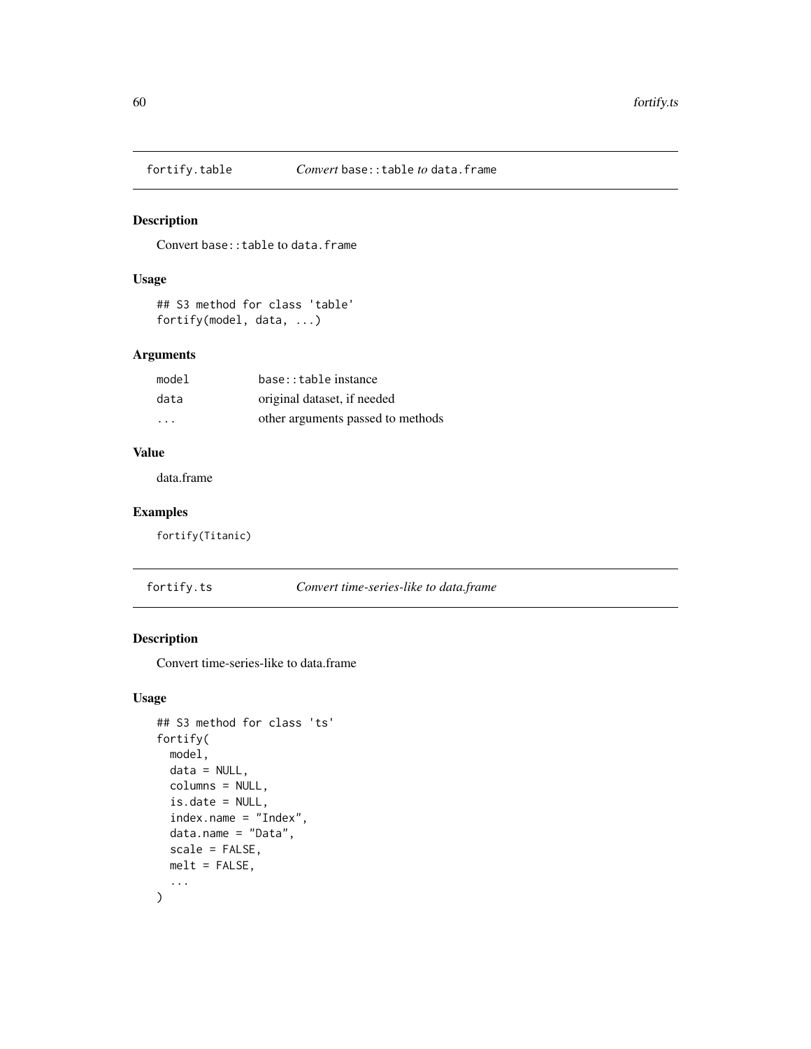## fortify.table *Convert* `base::table` *to* `data.frame`

### Description

Convert `base::table` to `data.frame`

### Usage

```
## S3 method for class 'table'
fortify(model, data, ...)
```

### Arguments

| | |
|---|---|
| `model` | `base::table` instance |
| `data` | original dataset, if needed |
| `...` | other arguments passed to methods |

### Value

data.frame

### Examples

```
fortify(Titanic)
```

## fortify.ts *Convert time-series-like to data.frame*

### Description

Convert time-series-like to data.frame

### Usage

```
## S3 method for class 'ts'
fortify(
  model,
  data = NULL,
  columns = NULL,
  is.date = NULL,
  index.name = "Index",
  data.name = "Data",
  scale = FALSE,
  melt = FALSE,
  ...
)
```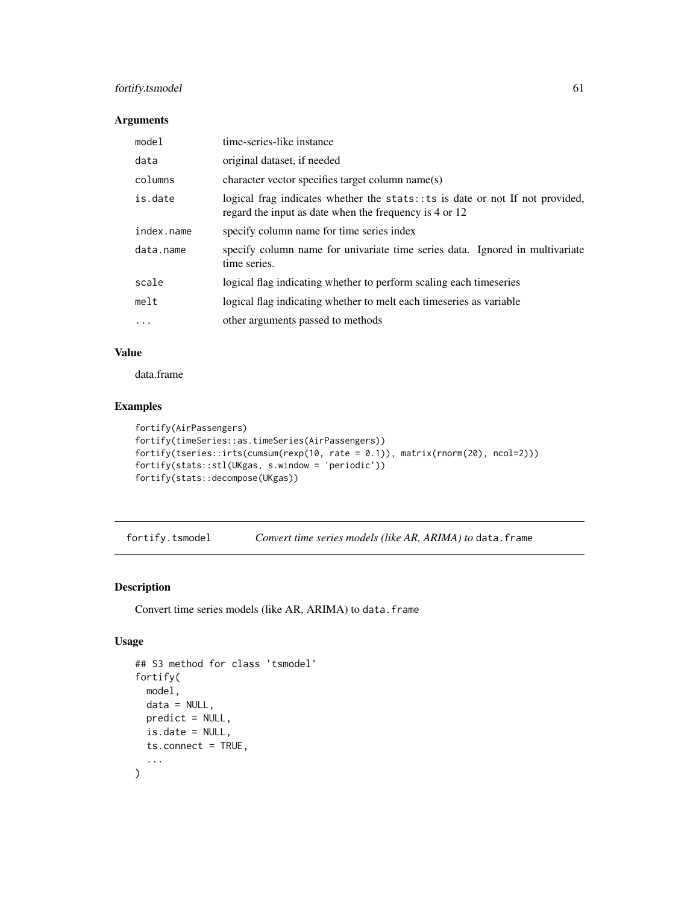## Arguments

| | |
|---|---|
| `model` | time-series-like instance |
| `data` | original dataset, if needed |
| `columns` | character vector specifies target column name(s) |
| `is.date` | logical frag indicates whether the `stats::ts` is date or not If not provided, regard the input as date when the frequency is 4 or 12 |
| `index.name` | specify column name for time series index |
| `data.name` | specify column name for univariate time series data. Ignored in multivariate time series. |
| `scale` | logical flag indicating whether to perform scaling each timeseries |
| `melt` | logical flag indicating whether to melt each timeseries as variable |
| `...` | other arguments passed to methods |

## Value

data.frame

## Examples

```
fortify(AirPassengers)
fortify(timeSeries::as.timeSeries(AirPassengers))
fortify(tseries::irts(cumsum(rexp(10, rate = 0.1)), matrix(rnorm(20), ncol=2)))
fortify(stats::stl(UKgas, s.window = 'periodic'))
fortify(stats::decompose(UKgas))
```

---

# fortify.tsmodel — *Convert time series models (like AR, ARIMA) to* `data.frame`

## Description

Convert time series models (like AR, ARIMA) to `data.frame`

## Usage

```
## S3 method for class 'tsmodel'
fortify(
  model,
  data = NULL,
  predict = NULL,
  is.date = NULL,
  ts.connect = TRUE,
  ...
)
```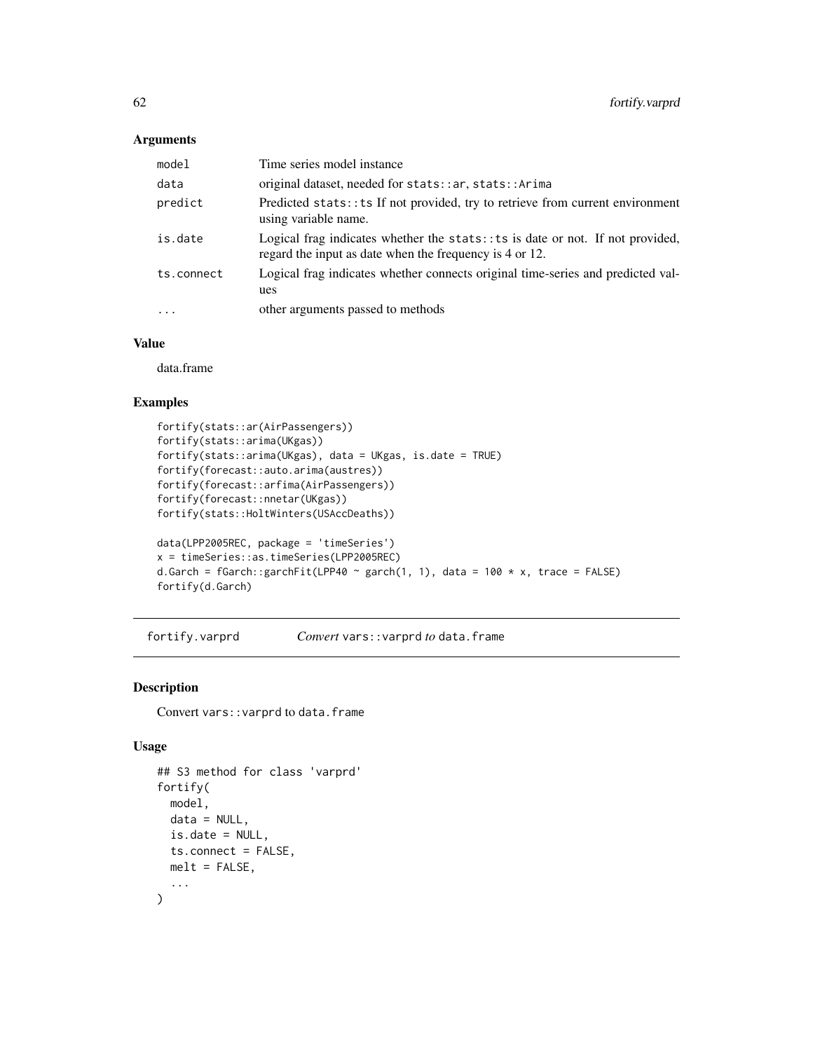### Arguments

| | |
|---|---|
| `model` | Time series model instance |
| `data` | original dataset, needed for `stats::ar`, `stats::Arima` |
| `predict` | Predicted `stats::ts` If not provided, try to retrieve from current environment using variable name. |
| `is.date` | Logical frag indicates whether the `stats::ts` is date or not. If not provided, regard the input as date when the frequency is 4 or 12. |
| `ts.connect` | Logical frag indicates whether connects original time-series and predicted values |
| `...` | other arguments passed to methods |

### Value

data.frame

### Examples

```
fortify(stats::ar(AirPassengers))
fortify(stats::arima(UKgas))
fortify(stats::arima(UKgas), data = UKgas, is.date = TRUE)
fortify(forecast::auto.arima(austres))
fortify(forecast::arfima(AirPassengers))
fortify(forecast::nnetar(UKgas))
fortify(stats::HoltWinters(USAccDeaths))

data(LPP2005REC, package = 'timeSeries')
x = timeSeries::as.timeSeries(LPP2005REC)
d.Garch = fGarch::garchFit(LPP40 ~ garch(1, 1), data = 100 * x, trace = FALSE)
fortify(d.Garch)
```

---

## fortify.varprd — *Convert* `vars::varprd` *to* `data.frame`

### Description

Convert `vars::varprd` to `data.frame`

### Usage

```
## S3 method for class 'varprd'
fortify(
  model,
  data = NULL,
  is.date = NULL,
  ts.connect = FALSE,
  melt = FALSE,
  ...
)
```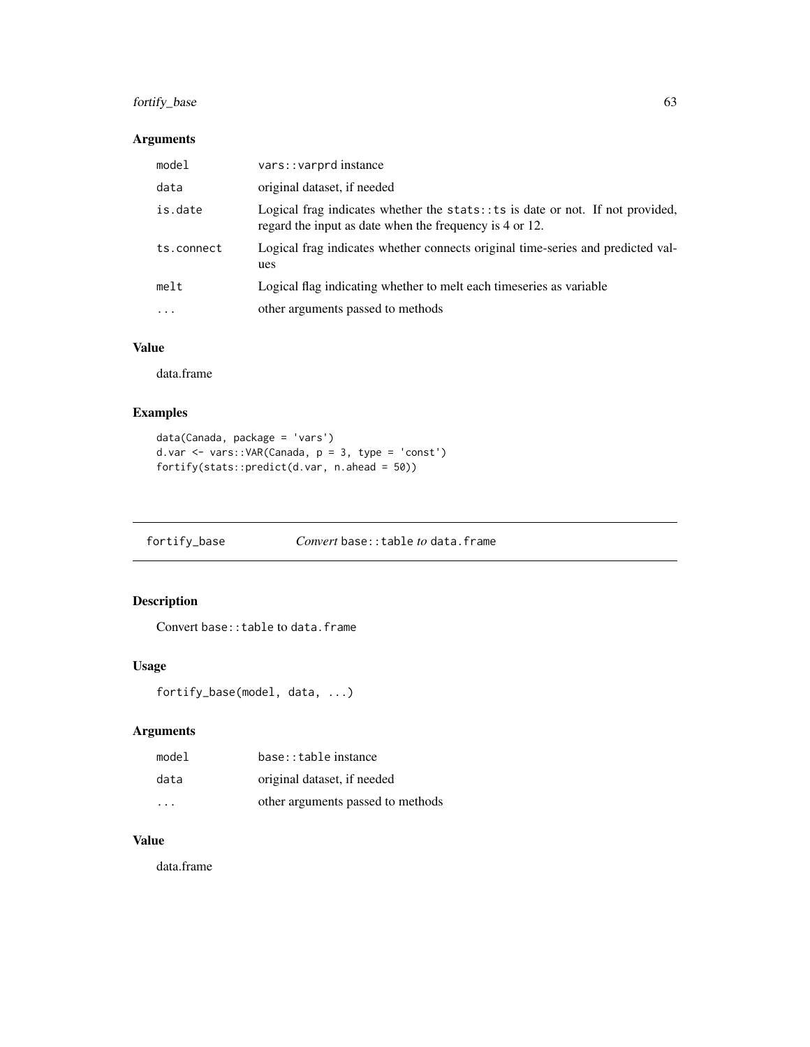## Arguments

| | |
|---|---|
| `model` | `vars::varprd` instance |
| `data` | original dataset, if needed |
| `is.date` | Logical frag indicates whether the `stats::ts` is date or not. If not provided, regard the input as date when the frequency is 4 or 12. |
| `ts.connect` | Logical frag indicates whether connects original time-series and predicted values |
| `melt` | Logical flag indicating whether to melt each timeseries as variable |
| `...` | other arguments passed to methods |

## Value

data.frame

## Examples

```
data(Canada, package = 'vars')
d.var <- vars::VAR(Canada, p = 3, type = 'const')
fortify(stats::predict(d.var, n.ahead = 50))
```

---

# fortify_base    *Convert* `base::table` *to* `data.frame`

## Description

Convert `base::table` to `data.frame`

## Usage

```
fortify_base(model, data, ...)
```

## Arguments

| | |
|---|---|
| `model` | `base::table` instance |
| `data` | original dataset, if needed |
| `...` | other arguments passed to methods |

## Value

data.frame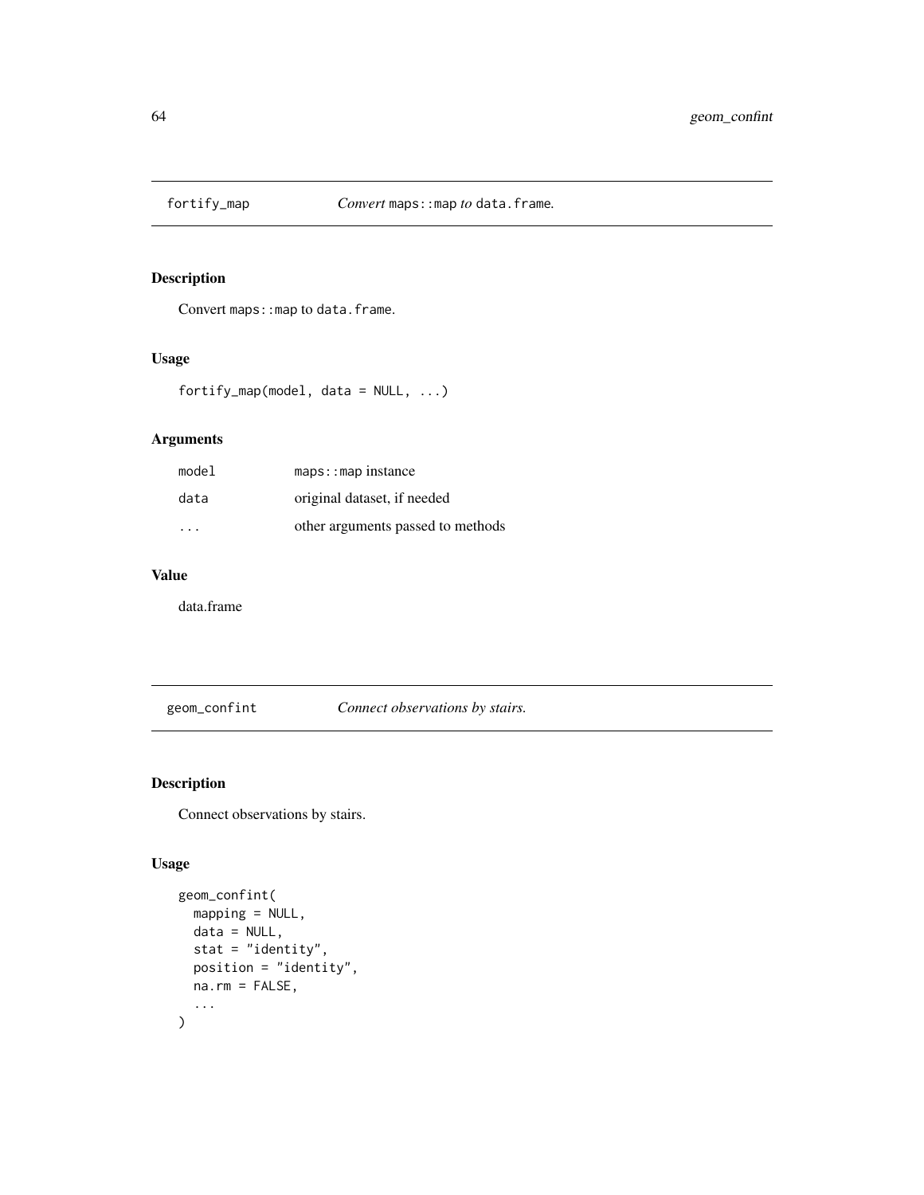## fortify_map — *Convert maps::map to data.frame.*

### Description

Convert `maps::map` to `data.frame`.

### Usage

```
fortify_map(model, data = NULL, ...)
```

### Arguments

| | |
|---|---|
| `model` | `maps::map` instance |
| `data` | original dataset, if needed |
| `...` | other arguments passed to methods |

### Value

data.frame

## geom_confint — *Connect observations by stairs.*

### Description

Connect observations by stairs.

### Usage

```
geom_confint(
  mapping = NULL,
  data = NULL,
  stat = "identity",
  position = "identity",
  na.rm = FALSE,
  ...
)
```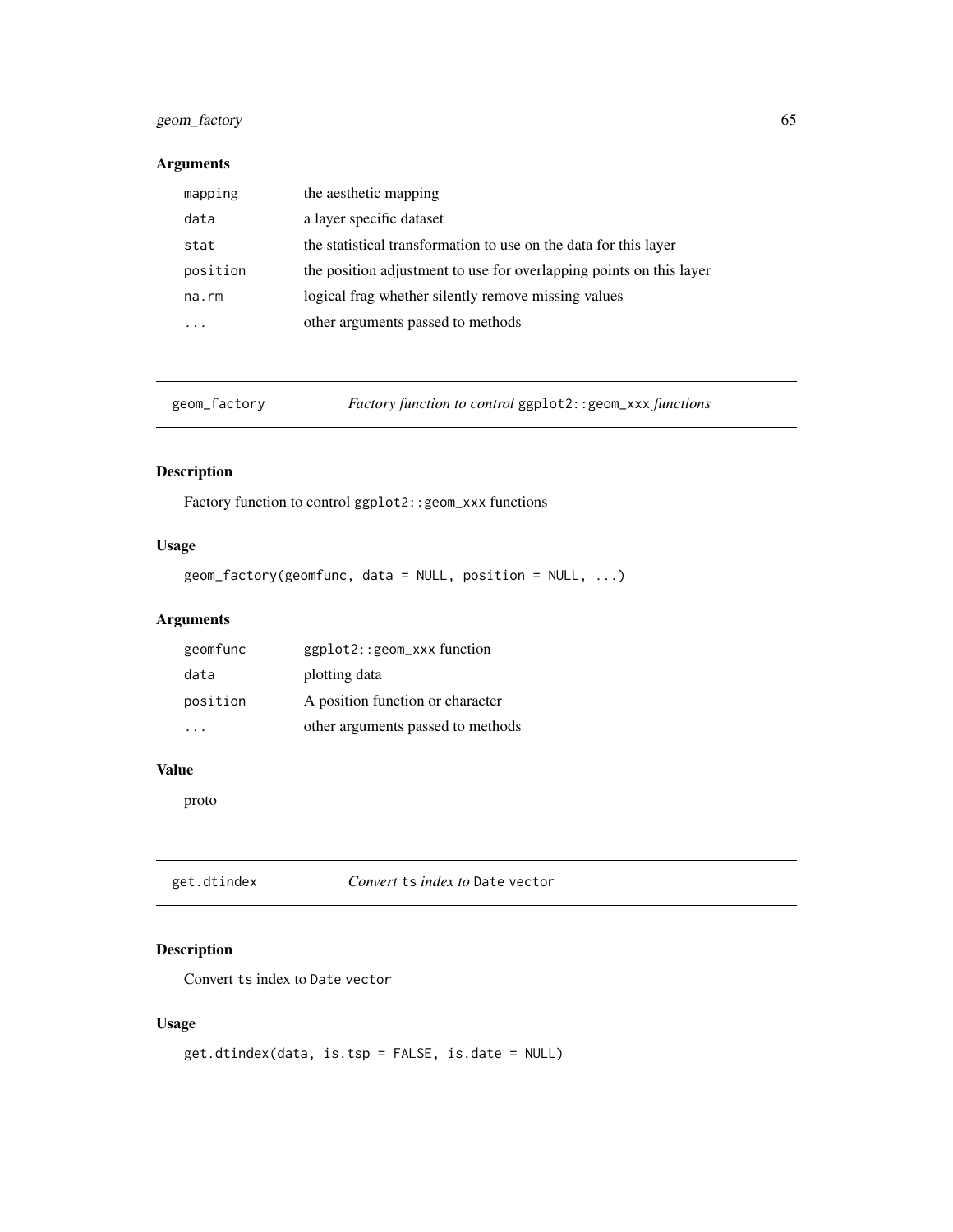## Arguments

| | |
|---|---|
| `mapping` | the aesthetic mapping |
| `data` | a layer specific dataset |
| `stat` | the statistical transformation to use on the data for this layer |
| `position` | the position adjustment to use for overlapping points on this layer |
| `na.rm` | logical frag whether silently remove missing values |
| `...` | other arguments passed to methods |

---

`geom_factory` *Factory function to control* `ggplot2::geom_xxx` *functions*

---

## Description

Factory function to control `ggplot2::geom_xxx` functions

## Usage

```
geom_factory(geomfunc, data = NULL, position = NULL, ...)
```

## Arguments

| | |
|---|---|
| `geomfunc` | `ggplot2::geom_xxx` function |
| `data` | plotting data |
| `position` | A position function or character |
| `...` | other arguments passed to methods |

## Value

proto

---

`get.dtindex` *Convert* `ts` *index to* `Date vector`

---

## Description

Convert `ts` index to `Date vector`

## Usage

```
get.dtindex(data, is.tsp = FALSE, is.date = NULL)
```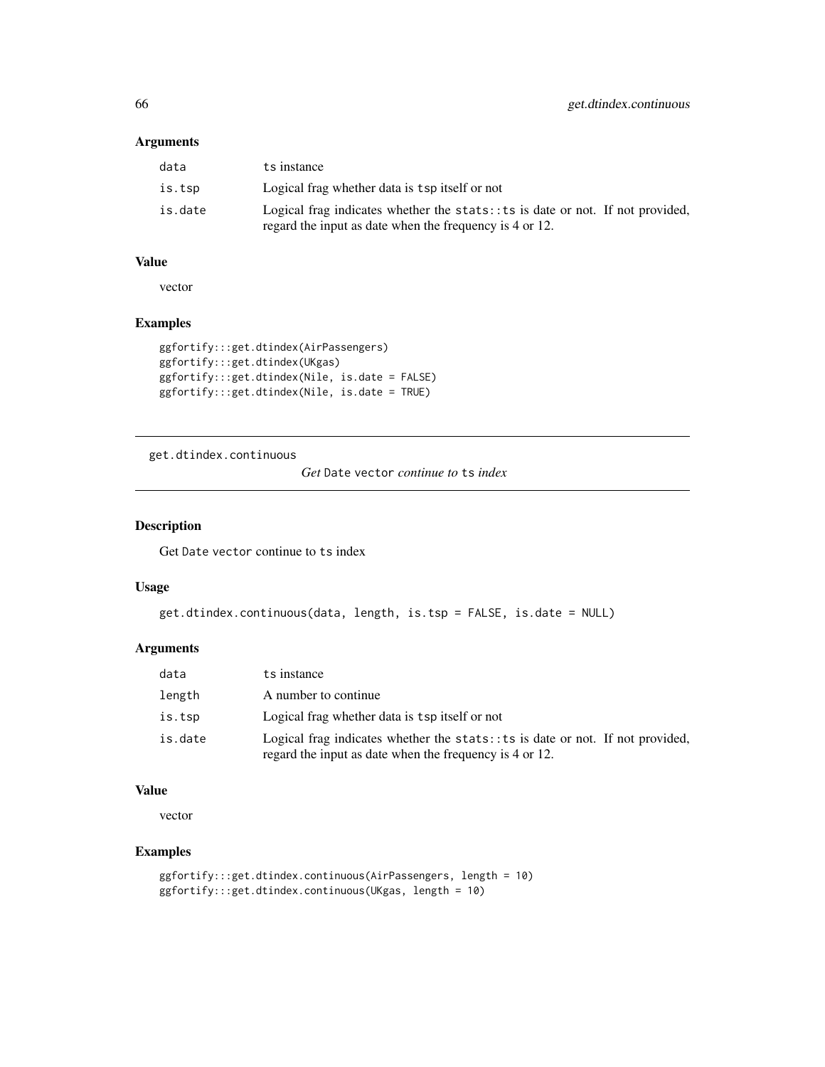### Arguments

| | |
|---|---|
| data | ts instance |
| is.tsp | Logical frag whether data is tsp itself or not |
| is.date | Logical frag indicates whether the stats::ts is date or not. If not provided, regard the input as date when the frequency is 4 or 12. |

### Value

vector

### Examples

```
ggfortify:::get.dtindex(AirPassengers)
ggfortify:::get.dtindex(UKgas)
ggfortify:::get.dtindex(Nile, is.date = FALSE)
ggfortify:::get.dtindex(Nile, is.date = TRUE)
```

---

## get.dtindex.continuous

*Get* Date vector *continue to* ts *index*

### Description

Get Date vector continue to ts index

### Usage

```
get.dtindex.continuous(data, length, is.tsp = FALSE, is.date = NULL)
```

### Arguments

| | |
|---|---|
| data | ts instance |
| length | A number to continue |
| is.tsp | Logical frag whether data is tsp itself or not |
| is.date | Logical frag indicates whether the stats::ts is date or not. If not provided, regard the input as date when the frequency is 4 or 12. |

### Value

vector

### Examples

```
ggfortify:::get.dtindex.continuous(AirPassengers, length = 10)
ggfortify:::get.dtindex.continuous(UKgas, length = 10)
```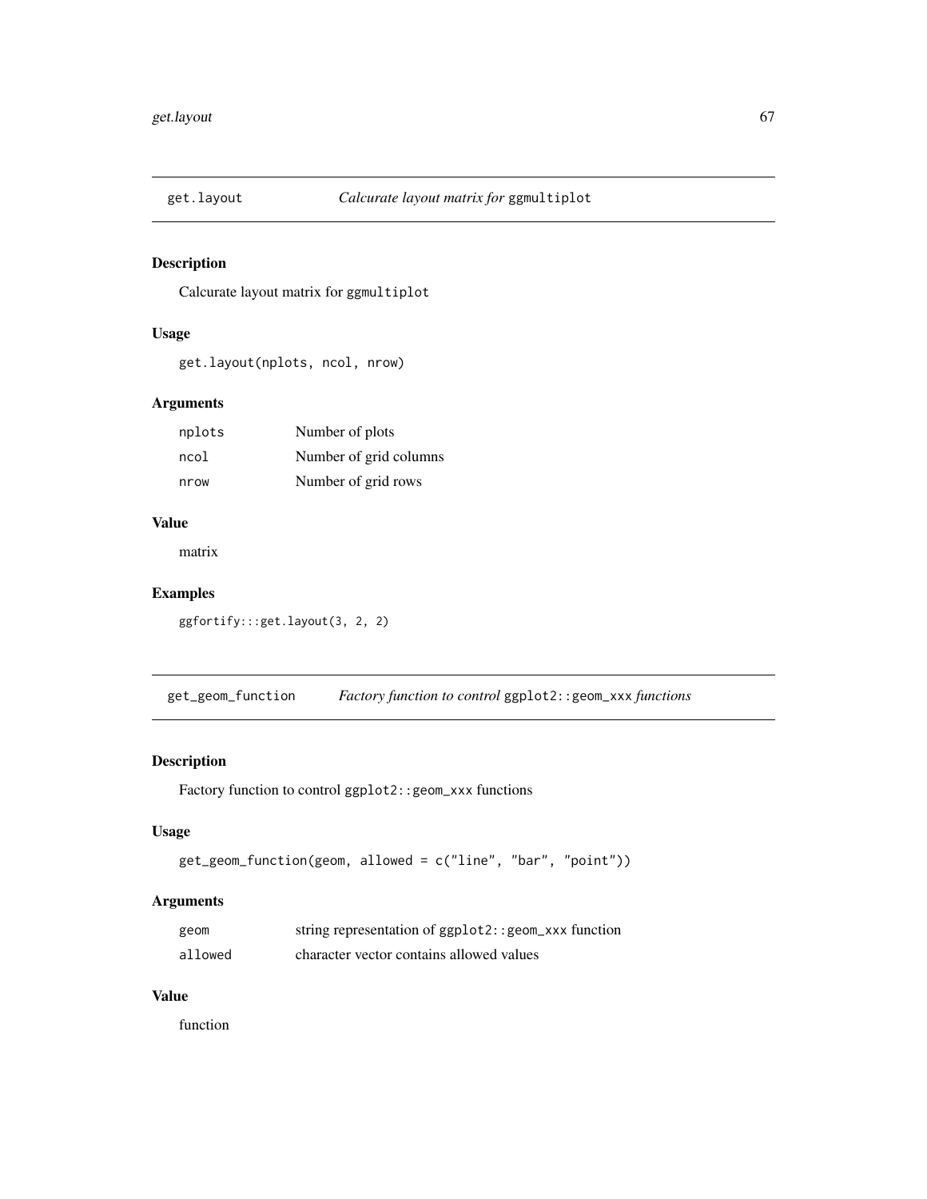## get.layout *Calcurate layout matrix for* `ggmultiplot`

### Description

Calcurate layout matrix for `ggmultiplot`

### Usage

```
get.layout(nplots, ncol, nrow)
```

### Arguments

| | |
|---|---|
| `nplots` | Number of plots |
| `ncol` | Number of grid columns |
| `nrow` | Number of grid rows |

### Value

matrix

### Examples

```
ggfortify:::get.layout(3, 2, 2)
```

## get_geom_function *Factory function to control* `ggplot2::geom_xxx` *functions*

### Description

Factory function to control `ggplot2::geom_xxx` functions

### Usage

```
get_geom_function(geom, allowed = c("line", "bar", "point"))
```

### Arguments

| | |
|---|---|
| `geom` | string representation of `ggplot2::geom_xxx` function |
| `allowed` | character vector contains allowed values |

### Value

function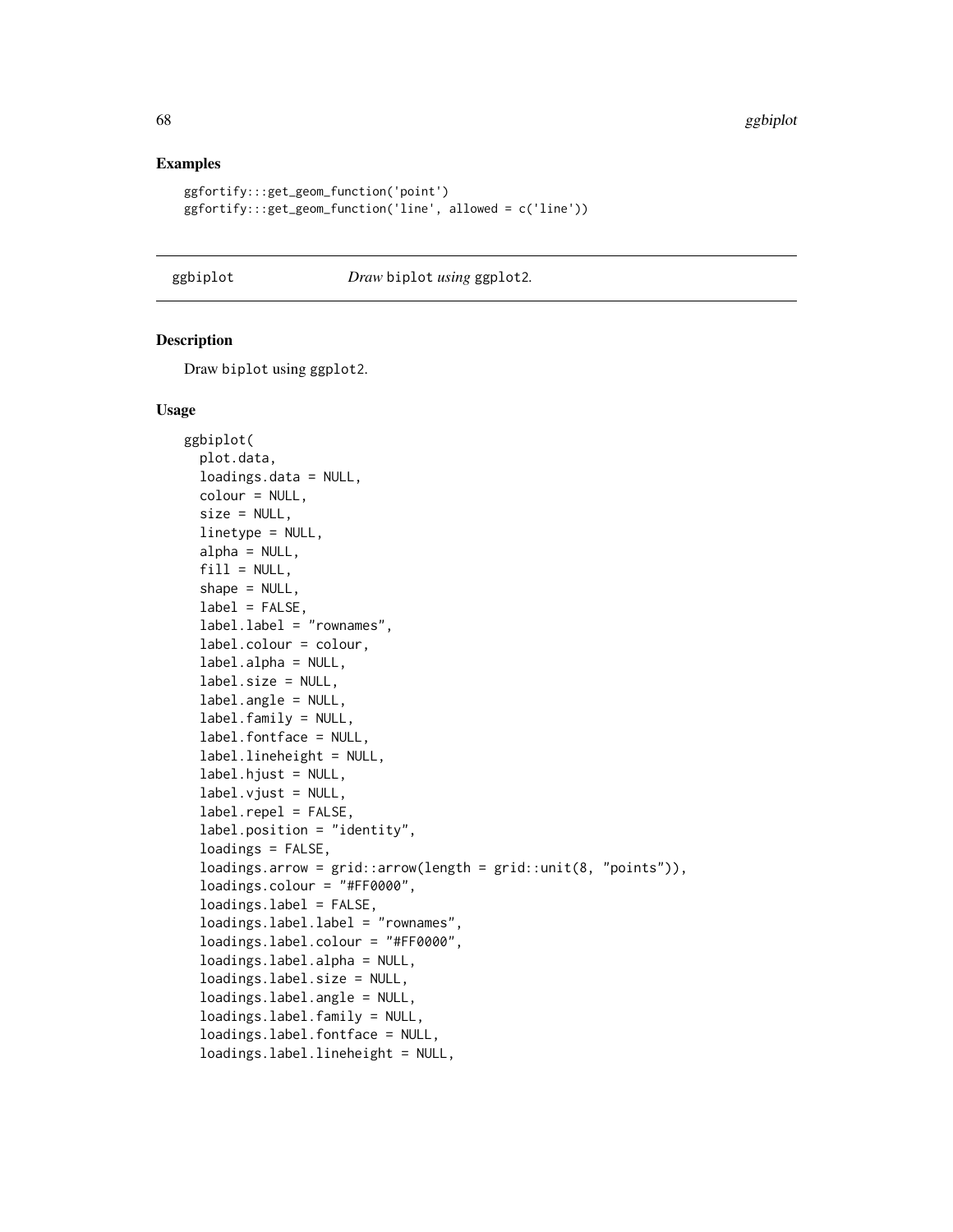## Examples

```
ggfortify:::get_geom_function('point')
ggfortify:::get_geom_function('line', allowed = c('line'))
```

---

ggbiplot *Draw* biplot *using* ggplot2.

---

### Description

Draw biplot using ggplot2.

### Usage

```
ggbiplot(
  plot.data,
  loadings.data = NULL,
  colour = NULL,
  size = NULL,
  linetype = NULL,
  alpha = NULL,
  fill = NULL,
  shape = NULL,
  label = FALSE,
  label.label = "rownames",
  label.colour = colour,
  label.alpha = NULL,
  label.size = NULL,
  label.angle = NULL,
  label.family = NULL,
  label.fontface = NULL,
  label.lineheight = NULL,
  label.hjust = NULL,
  label.vjust = NULL,
  label.repel = FALSE,
  label.position = "identity",
  loadings = FALSE,
  loadings.arrow = grid::arrow(length = grid::unit(8, "points")),
  loadings.colour = "#FF0000",
  loadings.label = FALSE,
  loadings.label.label = "rownames",
  loadings.label.colour = "#FF0000",
  loadings.label.alpha = NULL,
  loadings.label.size = NULL,
  loadings.label.angle = NULL,
  loadings.label.family = NULL,
  loadings.label.fontface = NULL,
  loadings.label.lineheight = NULL,
```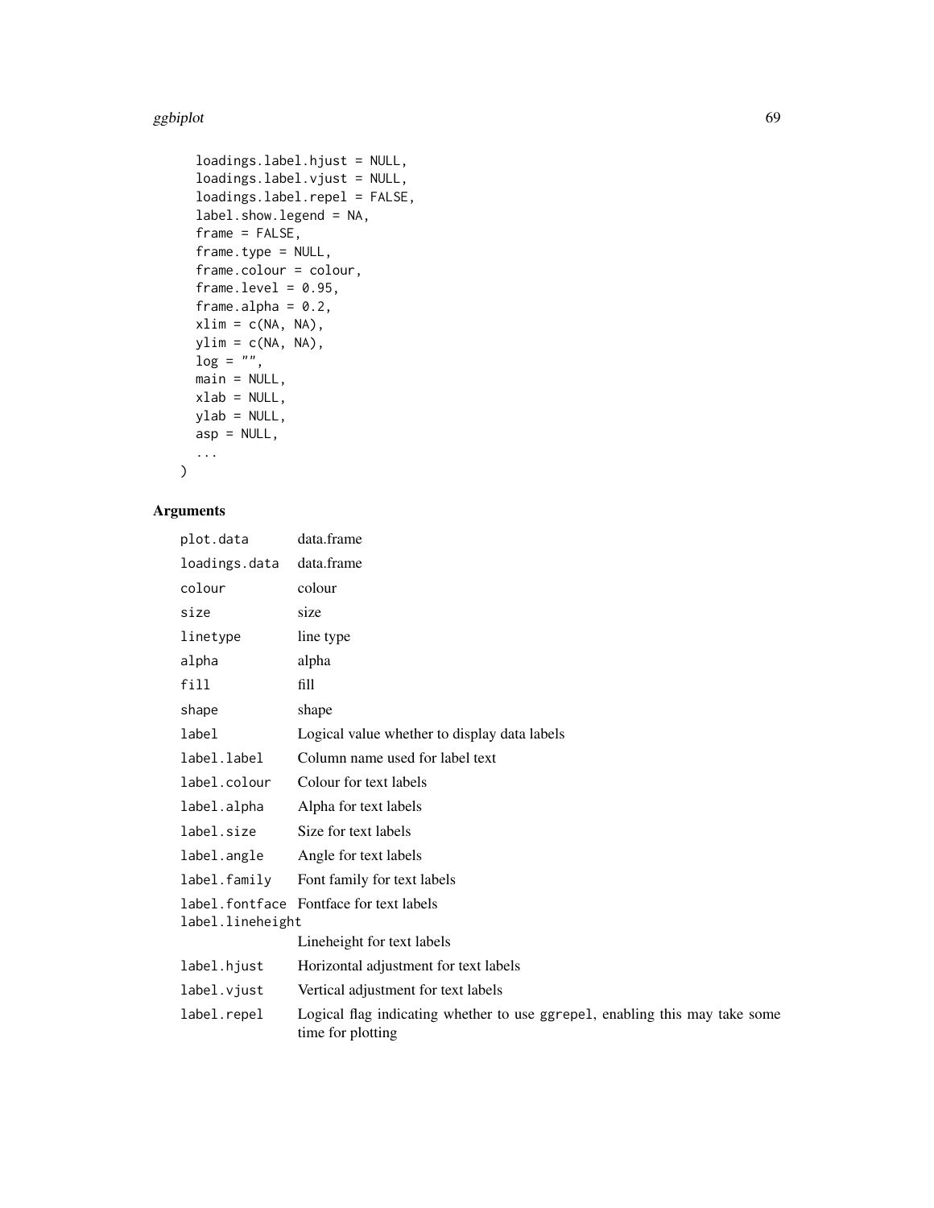```
  loadings.label.hjust = NULL,
  loadings.label.vjust = NULL,
  loadings.label.repel = FALSE,
  label.show.legend = NA,
  frame = FALSE,
  frame.type = NULL,
  frame.colour = colour,
  frame.level = 0.95,
  frame.alpha = 0.2,
  xlim = c(NA, NA),
  ylim = c(NA, NA),
  log = "",
  main = NULL,
  xlab = NULL,
  ylab = NULL,
  asp = NULL,
  ...
)
```

## Arguments

| Argument | Description |
|---|---|
| `plot.data` | data.frame |
| `loadings.data` | data.frame |
| `colour` | colour |
| `size` | size |
| `linetype` | line type |
| `alpha` | alpha |
| `fill` | fill |
| `shape` | shape |
| `label` | Logical value whether to display data labels |
| `label.label` | Column name used for label text |
| `label.colour` | Colour for text labels |
| `label.alpha` | Alpha for text labels |
| `label.size` | Size for text labels |
| `label.angle` | Angle for text labels |
| `label.family` | Font family for text labels |
| `label.fontface` | Fontface for text labels |
| `label.lineheight` | Lineheight for text labels |
| `label.hjust` | Horizontal adjustment for text labels |
| `label.vjust` | Vertical adjustment for text labels |
| `label.repel` | Logical flag indicating whether to use `ggrepel`, enabling this may take some time for plotting |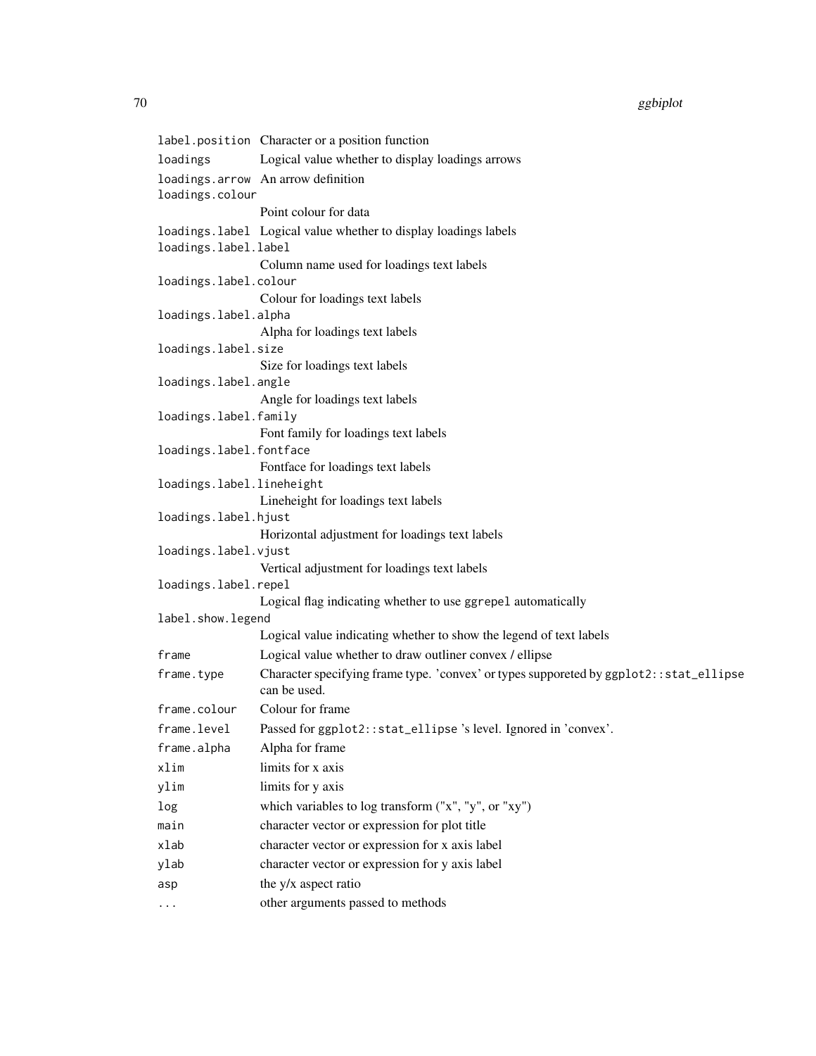| | |
|---|---|
| `label.position` | Character or a position function |
| `loadings` | Logical value whether to display loadings arrows |
| `loadings.arrow` | An arrow definition |
| `loadings.colour` | Point colour for data |
| `loadings.label` | Logical value whether to display loadings labels |
| `loadings.label.label` | Column name used for loadings text labels |
| `loadings.label.colour` | Colour for loadings text labels |
| `loadings.label.alpha` | Alpha for loadings text labels |
| `loadings.label.size` | Size for loadings text labels |
| `loadings.label.angle` | Angle for loadings text labels |
| `loadings.label.family` | Font family for loadings text labels |
| `loadings.label.fontface` | Fontface for loadings text labels |
| `loadings.label.lineheight` | Lineheight for loadings text labels |
| `loadings.label.hjust` | Horizontal adjustment for loadings text labels |
| `loadings.label.vjust` | Vertical adjustment for loadings text labels |
| `loadings.label.repel` | Logical flag indicating whether to use `ggrepel` automatically |
| `label.show.legend` | Logical value indicating whether to show the legend of text labels |
| `frame` | Logical value whether to draw outliner convex / ellipse |
| `frame.type` | Character specifying frame type. 'convex' or types supporeted by `ggplot2::stat_ellipse` can be used. |
| `frame.colour` | Colour for frame |
| `frame.level` | Passed for `ggplot2::stat_ellipse` 's level. Ignored in 'convex'. |
| `frame.alpha` | Alpha for frame |
| `xlim` | limits for x axis |
| `ylim` | limits for y axis |
| `log` | which variables to log transform ("x", "y", or "xy") |
| `main` | character vector or expression for plot title |
| `xlab` | character vector or expression for x axis label |
| `ylab` | character vector or expression for y axis label |
| `asp` | the y/x aspect ratio |
| `...` | other arguments passed to methods |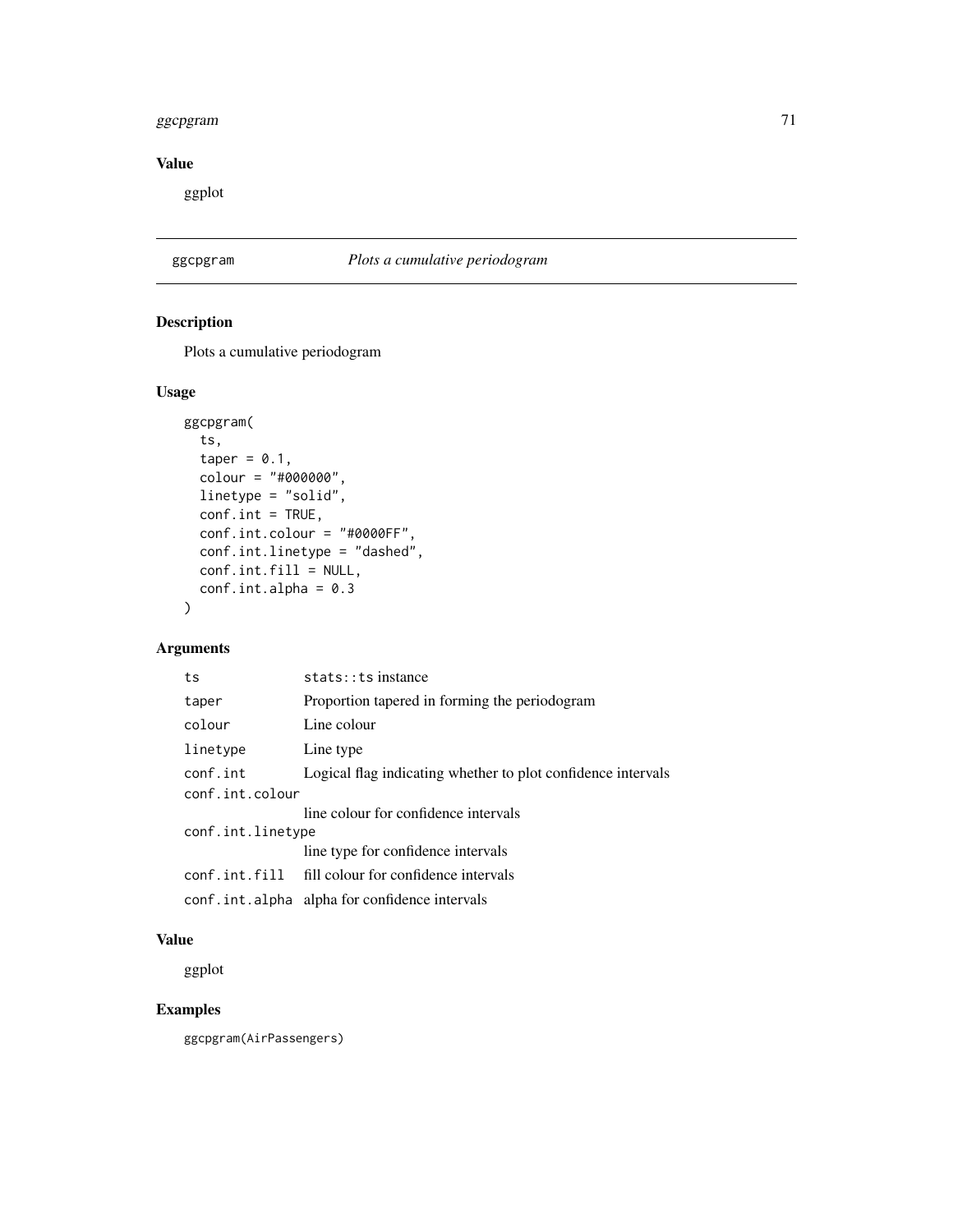## Value

ggplot

## ggcpgram — *Plots a cumulative periodogram*

### Description

Plots a cumulative periodogram

### Usage

```
ggcpgram(
  ts,
  taper = 0.1,
  colour = "#000000",
  linetype = "solid",
  conf.int = TRUE,
  conf.int.colour = "#0000FF",
  conf.int.linetype = "dashed",
  conf.int.fill = NULL,
  conf.int.alpha = 0.3
)
```

### Arguments

| | |
|---|---|
| `ts` | `stats::ts` instance |
| `taper` | Proportion tapered in forming the periodogram |
| `colour` | Line colour |
| `linetype` | Line type |
| `conf.int` | Logical flag indicating whether to plot confidence intervals |
| `conf.int.colour` | line colour for confidence intervals |
| `conf.int.linetype` | line type for confidence intervals |
| `conf.int.fill` | fill colour for confidence intervals |
| `conf.int.alpha` | alpha for confidence intervals |

### Value

ggplot

### Examples

```
ggcpgram(AirPassengers)
```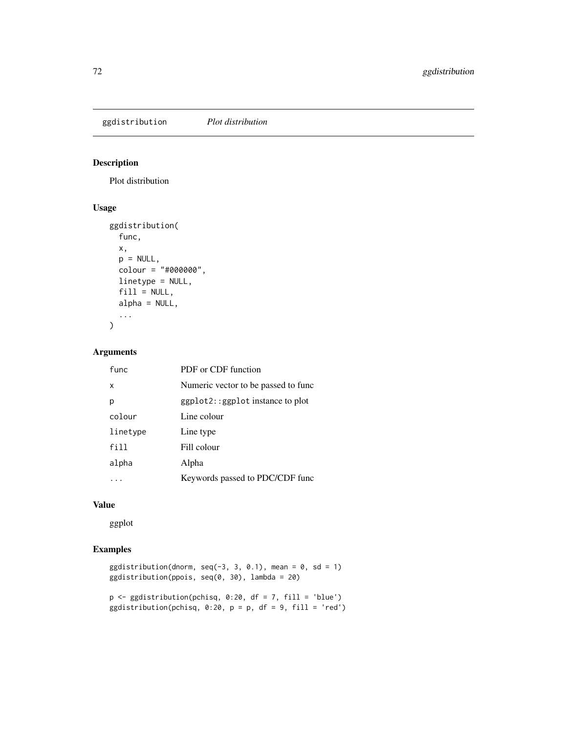## ggdistribution *Plot distribution*

### Description

Plot distribution

### Usage

```
ggdistribution(
  func,
  x,
  p = NULL,
  colour = "#000000",
  linetype = NULL,
  fill = NULL,
  alpha = NULL,
  ...
)
```

### Arguments

| | |
|---|---|
| func | PDF or CDF function |
| x | Numeric vector to be passed to func |
| p | `ggplot2::ggplot` instance to plot |
| colour | Line colour |
| linetype | Line type |
| fill | Fill colour |
| alpha | Alpha |
| ... | Keywords passed to PDC/CDF func |

### Value

ggplot

### Examples

```
ggdistribution(dnorm, seq(-3, 3, 0.1), mean = 0, sd = 1)
ggdistribution(ppois, seq(0, 30), lambda = 20)

p <- ggdistribution(pchisq, 0:20, df = 7, fill = 'blue')
ggdistribution(pchisq, 0:20, p = p, df = 9, fill = 'red')
```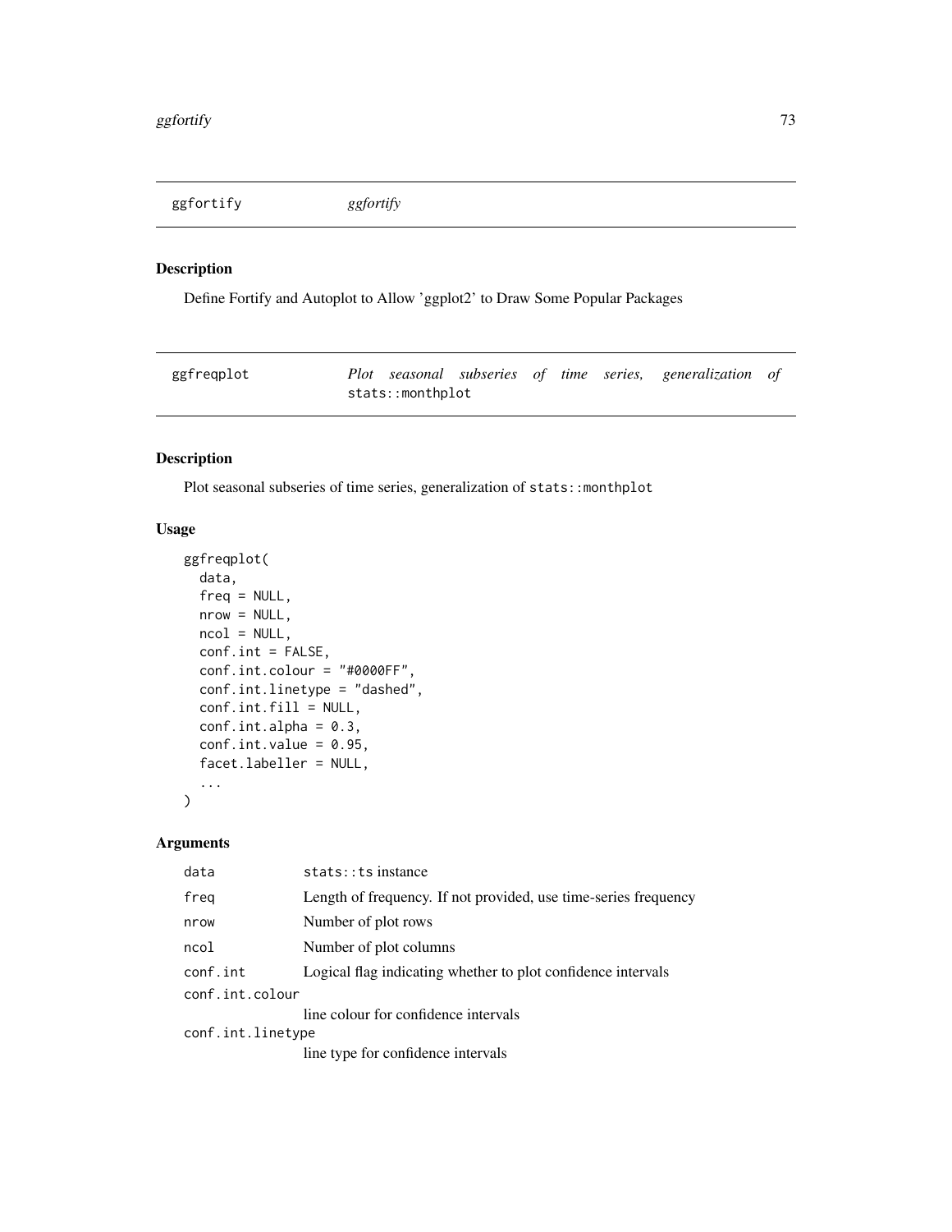## ggfortify *ggfortify*

### Description

Define Fortify and Autoplot to Allow 'ggplot2' to Draw Some Popular Packages

## ggfreqplot *Plot seasonal subseries of time series, generalization of* `stats::monthplot`

### Description

Plot seasonal subseries of time series, generalization of `stats::monthplot`

### Usage

```
ggfreqplot(
  data,
  freq = NULL,
  nrow = NULL,
  ncol = NULL,
  conf.int = FALSE,
  conf.int.colour = "#0000FF",
  conf.int.linetype = "dashed",
  conf.int.fill = NULL,
  conf.int.alpha = 0.3,
  conf.int.value = 0.95,
  facet.labeller = NULL,
  ...
)
```

### Arguments

| | |
|---|---|
| `data` | `stats::ts` instance |
| `freq` | Length of frequency. If not provided, use time-series frequency |
| `nrow` | Number of plot rows |
| `ncol` | Number of plot columns |
| `conf.int` | Logical flag indicating whether to plot confidence intervals |
| `conf.int.colour` | line colour for confidence intervals |
| `conf.int.linetype` | line type for confidence intervals |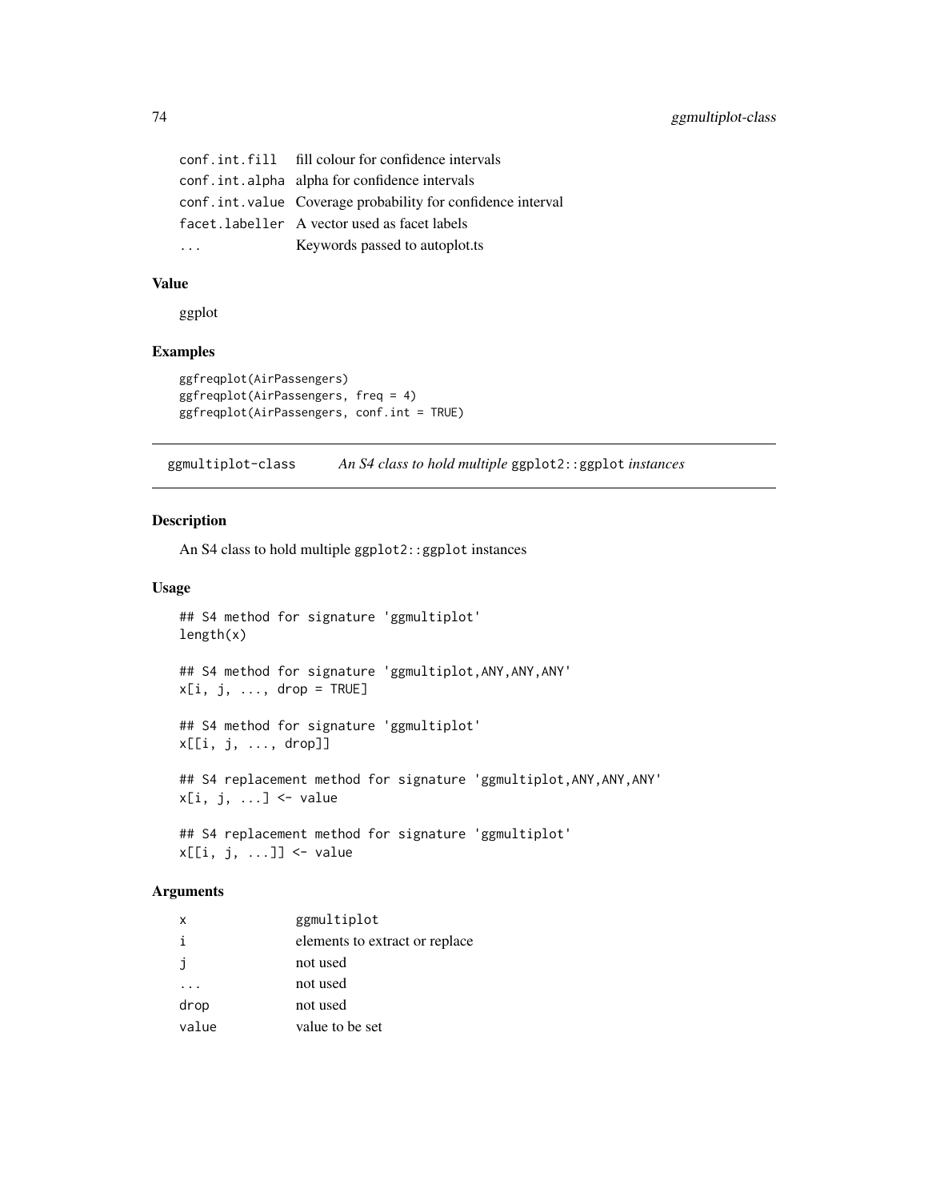| | |
|---|---|
| conf.int.fill | fill colour for confidence intervals |
| conf.int.alpha | alpha for confidence intervals |
| conf.int.value | Coverage probability for confidence interval |
| facet.labeller | A vector used as facet labels |
| ... | Keywords passed to autoplot.ts |

### Value

ggplot

### Examples

```
ggfreqplot(AirPassengers)
ggfreqplot(AirPassengers, freq = 4)
ggfreqplot(AirPassengers, conf.int = TRUE)
```

---

## ggmultiplot-class    *An S4 class to hold multiple* ggplot2::ggplot *instances*

### Description

An S4 class to hold multiple ggplot2::ggplot instances

### Usage

```
## S4 method for signature 'ggmultiplot'
length(x)

## S4 method for signature 'ggmultiplot,ANY,ANY,ANY'
x[i, j, ..., drop = TRUE]

## S4 method for signature 'ggmultiplot'
x[[i, j, ..., drop]]

## S4 replacement method for signature 'ggmultiplot,ANY,ANY,ANY'
x[i, j, ...] <- value

## S4 replacement method for signature 'ggmultiplot'
x[[i, j, ...]] <- value
```

### Arguments

| | |
|---|---|
| x | ggmultiplot |
| i | elements to extract or replace |
| j | not used |
| ... | not used |
| drop | not used |
| value | value to be set |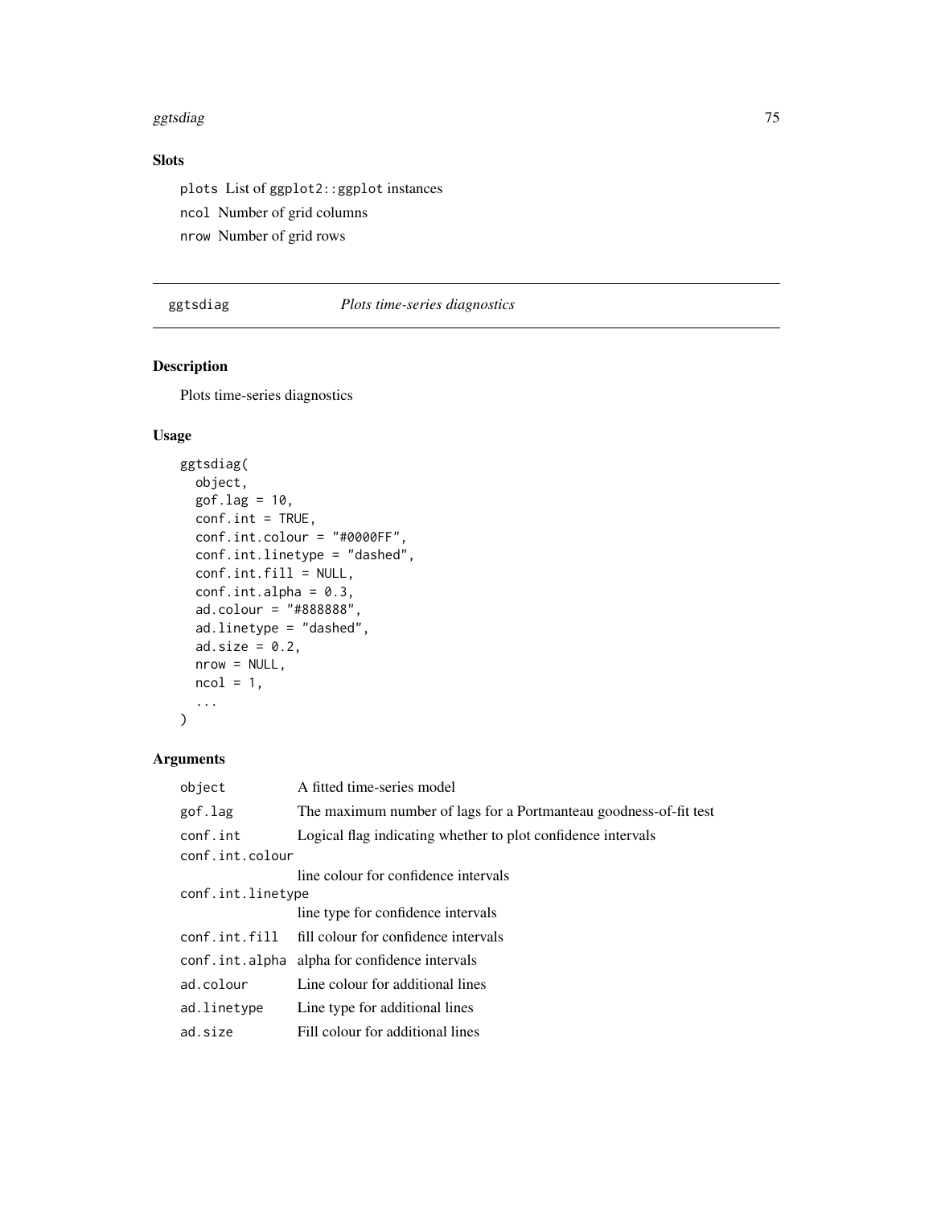## Slots

plots List of ggplot2::ggplot instances

ncol Number of grid columns

nrow Number of grid rows

---

ggtsdiag *Plots time-series diagnostics*

---

## Description

Plots time-series diagnostics

## Usage

```
ggtsdiag(
  object,
  gof.lag = 10,
  conf.int = TRUE,
  conf.int.colour = "#0000FF",
  conf.int.linetype = "dashed",
  conf.int.fill = NULL,
  conf.int.alpha = 0.3,
  ad.colour = "#888888",
  ad.linetype = "dashed",
  ad.size = 0.2,
  nrow = NULL,
  ncol = 1,
  ...
)
```

## Arguments

| | |
|---|---|
| object | A fitted time-series model |
| gof.lag | The maximum number of lags for a Portmanteau goodness-of-fit test |
| conf.int | Logical flag indicating whether to plot confidence intervals |
| conf.int.colour | line colour for confidence intervals |
| conf.int.linetype | line type for confidence intervals |
| conf.int.fill | fill colour for confidence intervals |
| conf.int.alpha | alpha for confidence intervals |
| ad.colour | Line colour for additional lines |
| ad.linetype | Line type for additional lines |
| ad.size | Fill colour for additional lines |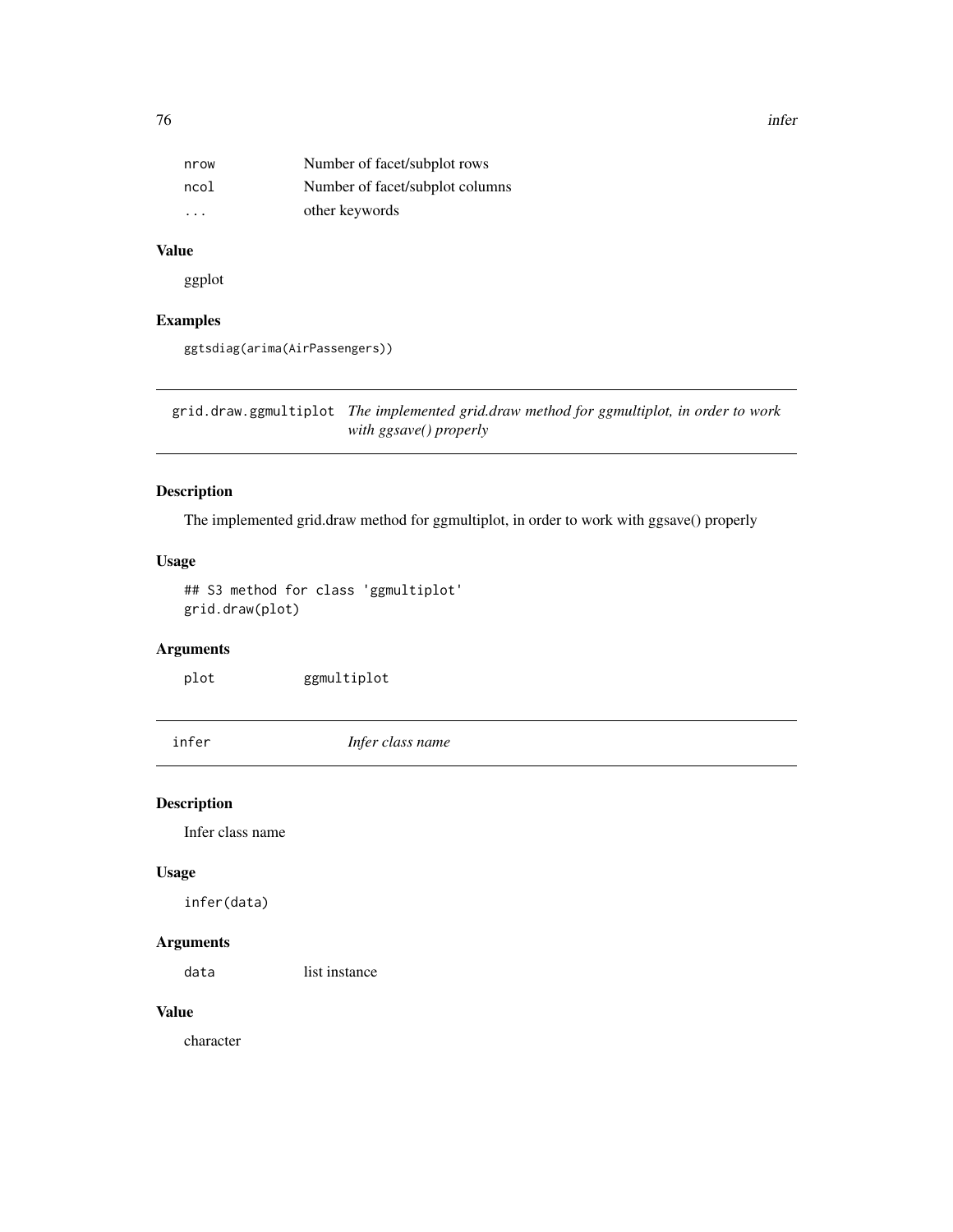| | |
|---|---|
| nrow | Number of facet/subplot rows |
| ncol | Number of facet/subplot columns |
| ... | other keywords |

### Value

ggplot

### Examples

```
ggtsdiag(arima(AirPassengers))
```

---

## grid.draw.ggmultiplot *The implemented grid.draw method for ggmultiplot, in order to work with ggsave() properly*

### Description

The implemented grid.draw method for ggmultiplot, in order to work with ggsave() properly

### Usage

```
## S3 method for class 'ggmultiplot'
grid.draw(plot)
```

### Arguments

| | |
|---|---|
| plot | ggmultiplot |

---

## infer *Infer class name*

### Description

Infer class name

### Usage

```
infer(data)
```

### Arguments

| | |
|---|---|
| data | list instance |

### Value

character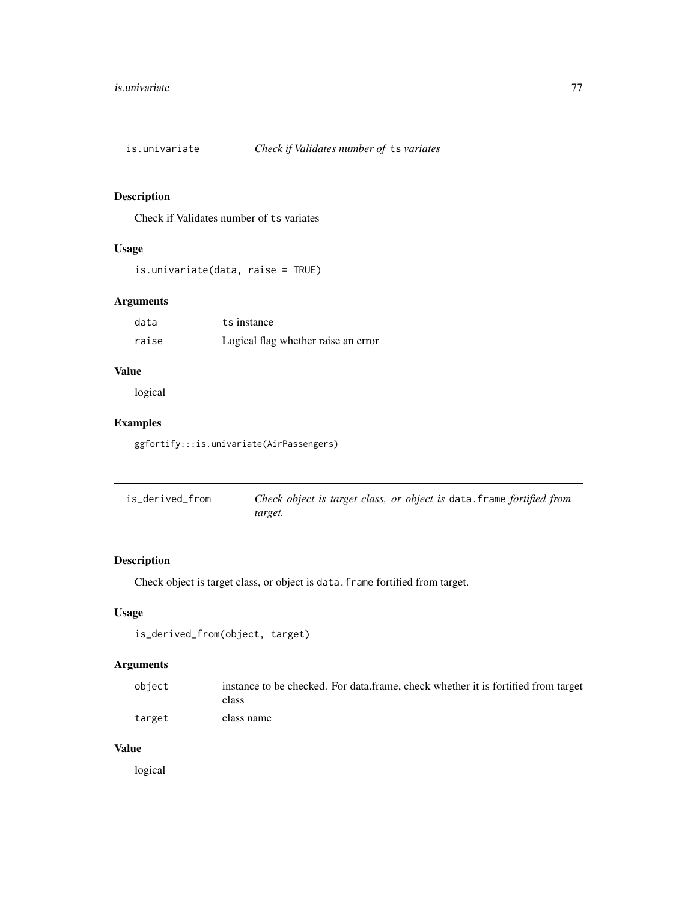## is.univariate — *Check if Validates number of* `ts` *variates*

### Description

Check if Validates number of `ts` variates

### Usage

```
is.univariate(data, raise = TRUE)
```

### Arguments

| | |
|---|---|
| `data` | `ts` instance |
| `raise` | Logical flag whether raise an error |

### Value

logical

### Examples

```
ggfortify:::is.univariate(AirPassengers)
```

## is_derived_from — *Check object is target class, or object is* `data.frame` *fortified from target.*

### Description

Check object is target class, or object is `data.frame` fortified from target.

### Usage

```
is_derived_from(object, target)
```

### Arguments

| | |
|---|---|
| `object` | instance to be checked. For data.frame, check whether it is fortified from target class |
| `target` | class name |

### Value

logical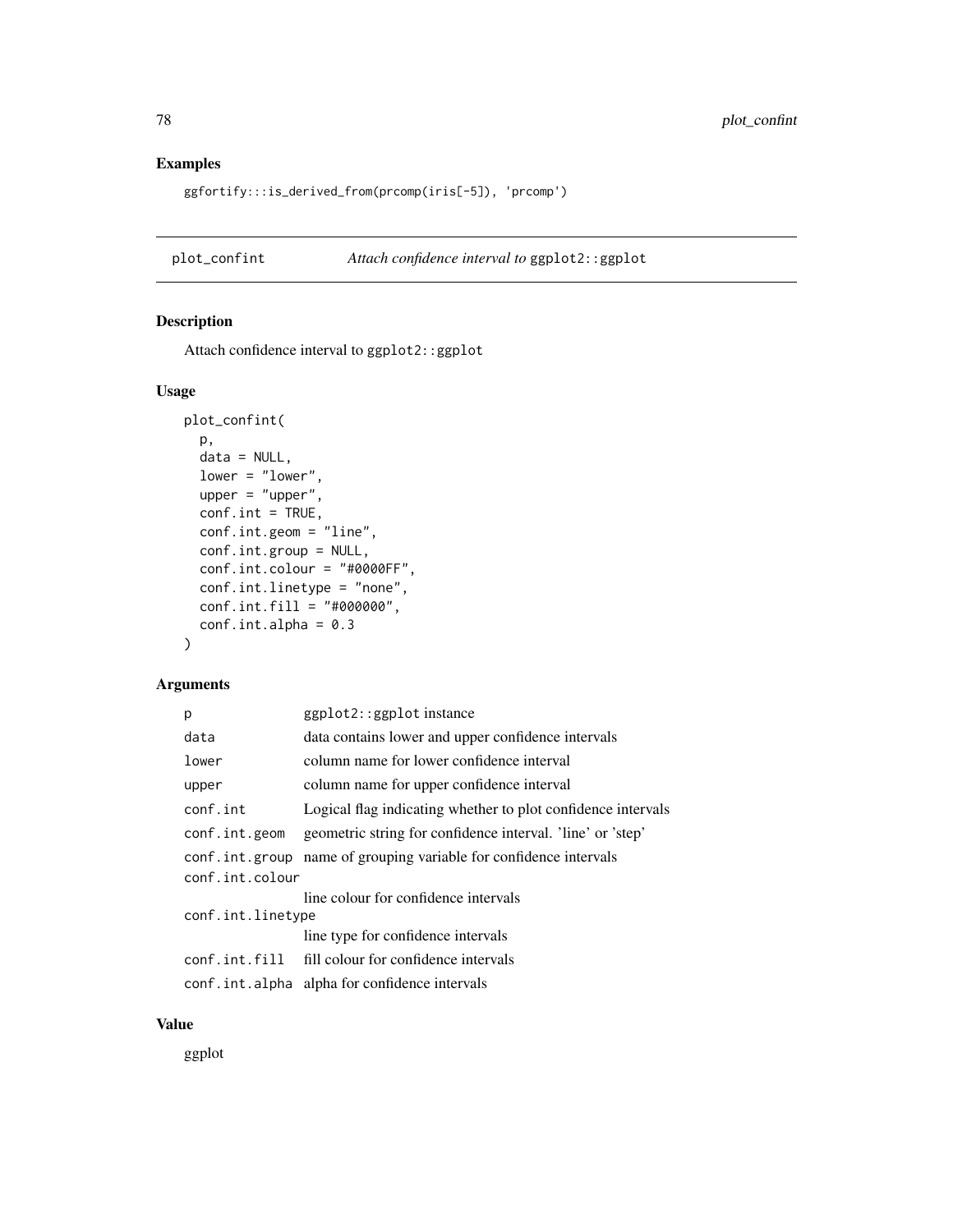## Examples

```
ggfortify:::is_derived_from(prcomp(iris[-5]), 'prcomp')
```

---

## plot_confint — *Attach confidence interval to* `ggplot2::ggplot`

### Description

Attach confidence interval to `ggplot2::ggplot`

### Usage

```
plot_confint(
  p,
  data = NULL,
  lower = "lower",
  upper = "upper",
  conf.int = TRUE,
  conf.int.geom = "line",
  conf.int.group = NULL,
  conf.int.colour = "#0000FF",
  conf.int.linetype = "none",
  conf.int.fill = "#000000",
  conf.int.alpha = 0.3
)
```

### Arguments

| Argument | Description |
|---|---|
| `p` | `ggplot2::ggplot` instance |
| `data` | data contains lower and upper confidence intervals |
| `lower` | column name for lower confidence interval |
| `upper` | column name for upper confidence interval |
| `conf.int` | Logical flag indicating whether to plot confidence intervals |
| `conf.int.geom` | geometric string for confidence interval. 'line' or 'step' |
| `conf.int.group` | name of grouping variable for confidence intervals |
| `conf.int.colour` | line colour for confidence intervals |
| `conf.int.linetype` | line type for confidence intervals |
| `conf.int.fill` | fill colour for confidence intervals |
| `conf.int.alpha` | alpha for confidence intervals |

### Value

ggplot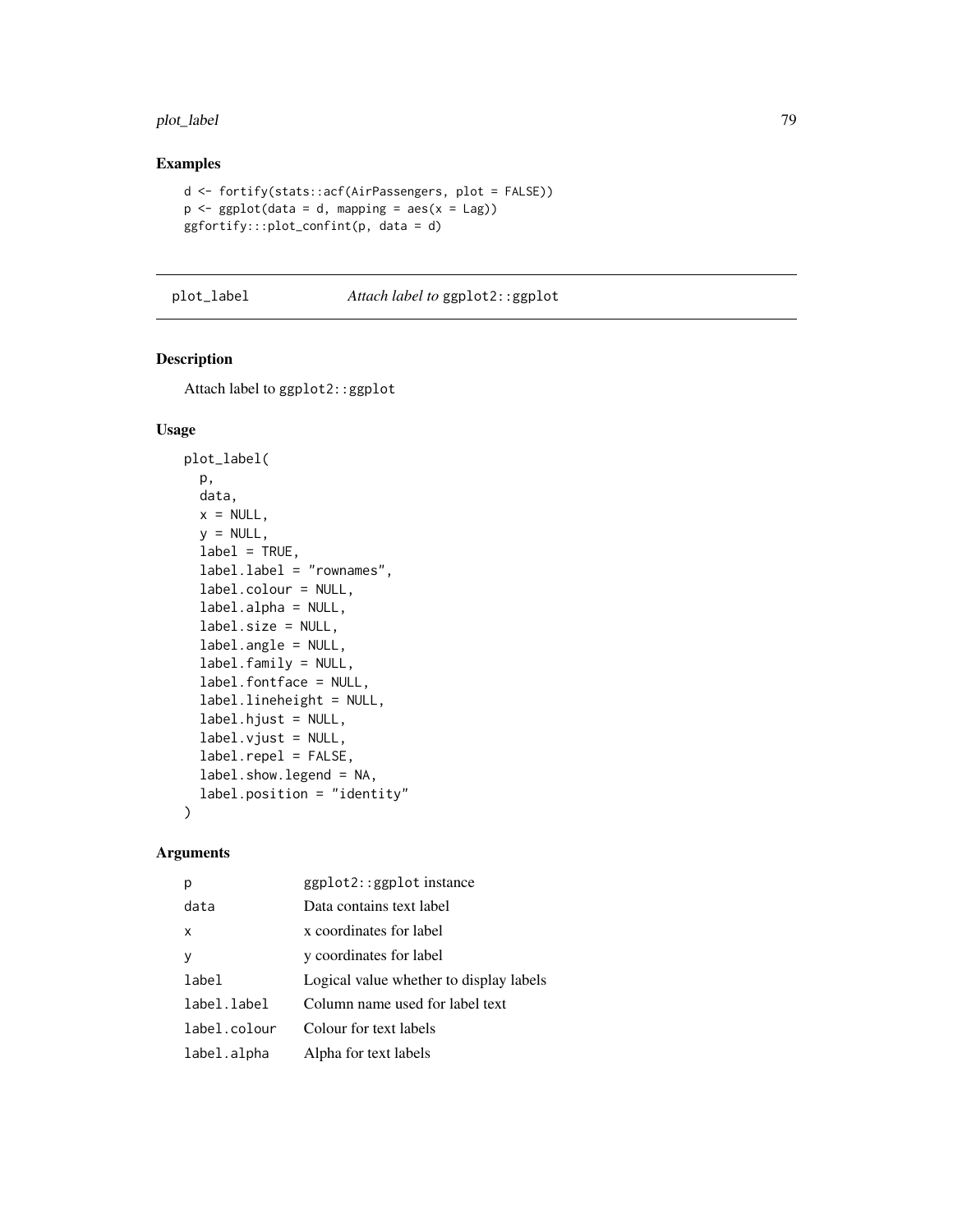## Examples

```
d <- fortify(stats::acf(AirPassengers, plot = FALSE))
p <- ggplot(data = d, mapping = aes(x = Lag))
ggfortify:::plot_confint(p, data = d)
```

---

## plot_label — *Attach label to* `ggplot2::ggplot`

### Description

Attach label to `ggplot2::ggplot`

### Usage

```
plot_label(
  p,
  data,
  x = NULL,
  y = NULL,
  label = TRUE,
  label.label = "rownames",
  label.colour = NULL,
  label.alpha = NULL,
  label.size = NULL,
  label.angle = NULL,
  label.family = NULL,
  label.fontface = NULL,
  label.lineheight = NULL,
  label.hjust = NULL,
  label.vjust = NULL,
  label.repel = FALSE,
  label.show.legend = NA,
  label.position = "identity"
)
```

### Arguments

| | |
|---|---|
| `p` | `ggplot2::ggplot` instance |
| `data` | Data contains text label |
| `x` | x coordinates for label |
| `y` | y coordinates for label |
| `label` | Logical value whether to display labels |
| `label.label` | Column name used for label text |
| `label.colour` | Colour for text labels |
| `label.alpha` | Alpha for text labels |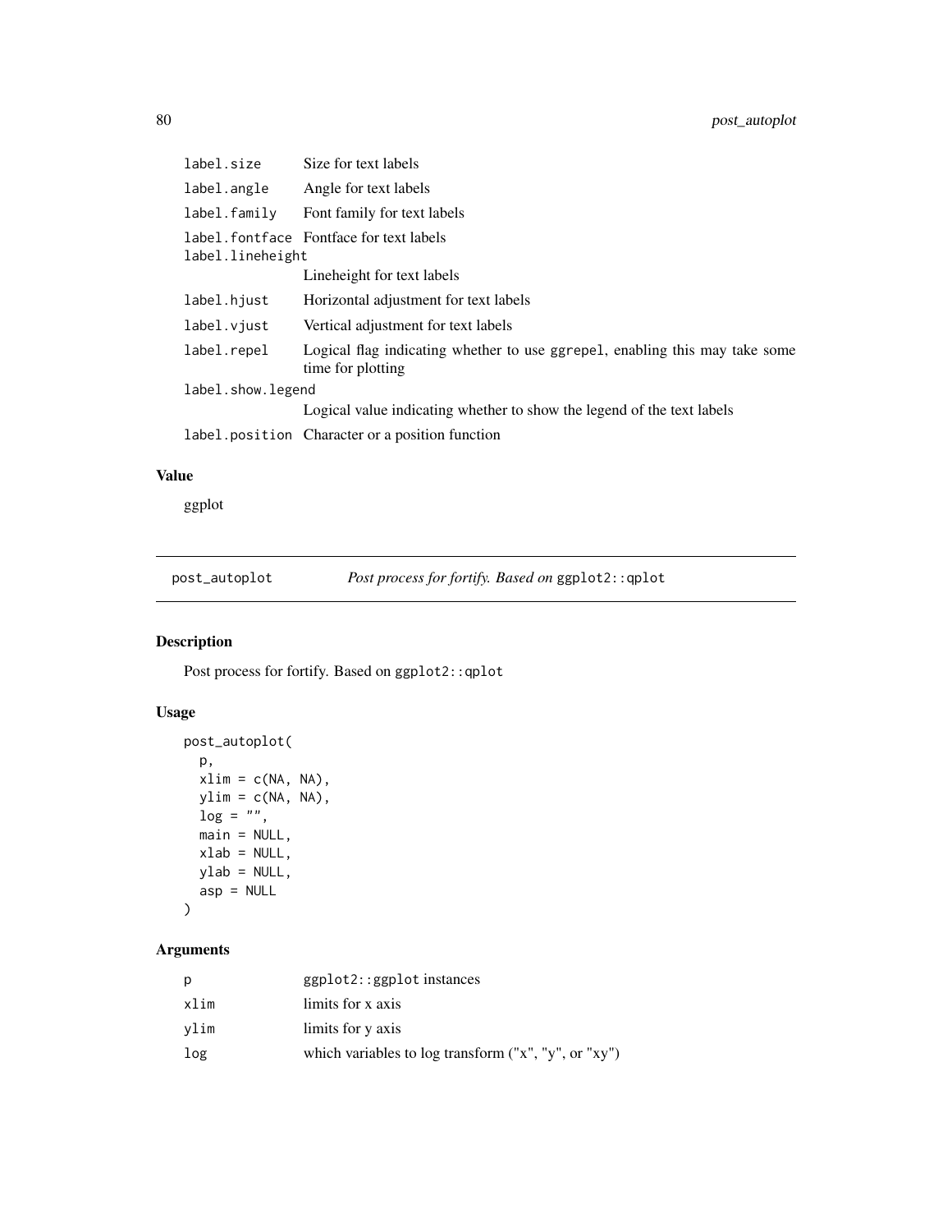| | |
|---|---|
| label.size | Size for text labels |
| label.angle | Angle for text labels |
| label.family | Font family for text labels |
| label.fontface | Fontface for text labels |
| label.lineheight | Lineheight for text labels |
| label.hjust | Horizontal adjustment for text labels |
| label.vjust | Vertical adjustment for text labels |
| label.repel | Logical flag indicating whether to use ggrepel, enabling this may take some time for plotting |
| label.show.legend | Logical value indicating whether to show the legend of the text labels |
| label.position | Character or a position function |

## Value

ggplot

---

# post_autoplot — *Post process for fortify. Based on* `ggplot2::qplot`

## Description

Post process for fortify. Based on `ggplot2::qplot`

## Usage

```
post_autoplot(
  p,
  xlim = c(NA, NA),
  ylim = c(NA, NA),
  log = "",
  main = NULL,
  xlab = NULL,
  ylab = NULL,
  asp = NULL
)
```

## Arguments

| | |
|---|---|
| p | `ggplot2::ggplot` instances |
| xlim | limits for x axis |
| ylim | limits for y axis |
| log | which variables to log transform ("x", "y", or "xy") |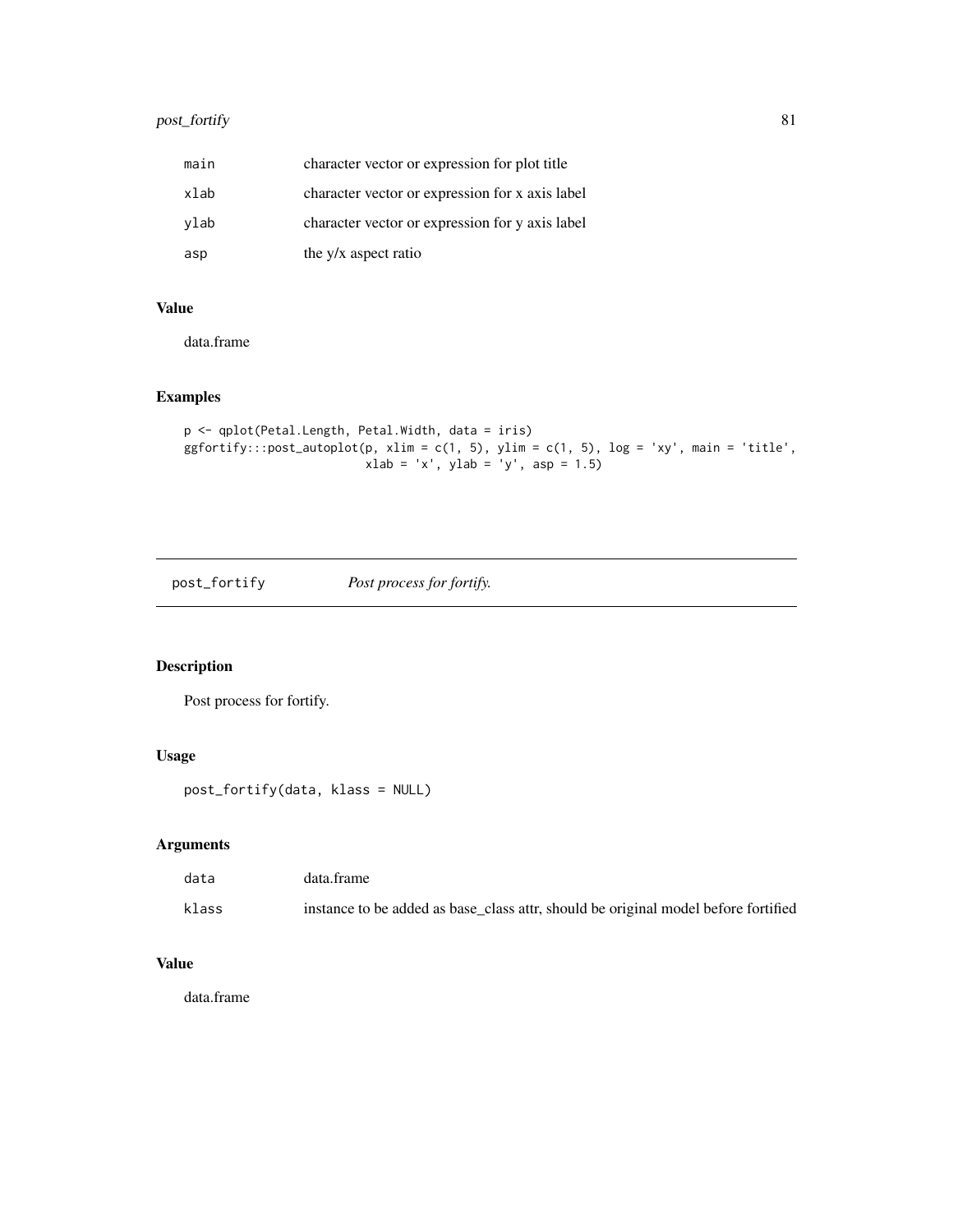| | |
|---|---|
| main | character vector or expression for plot title |
| xlab | character vector or expression for x axis label |
| ylab | character vector or expression for y axis label |
| asp | the y/x aspect ratio |

### Value

data.frame

### Examples

```
p <- qplot(Petal.Length, Petal.Width, data = iris)
ggfortify:::post_autoplot(p, xlim = c(1, 5), ylim = c(1, 5), log = 'xy', main = 'title',
                          xlab = 'x', ylab = 'y', asp = 1.5)
```

## post_fortify &emsp; *Post process for fortify.*

### Description

Post process for fortify.

### Usage

```
post_fortify(data, klass = NULL)
```

### Arguments

| | |
|---|---|
| data | data.frame |
| klass | instance to be added as base_class attr, should be original model before fortified |

### Value

data.frame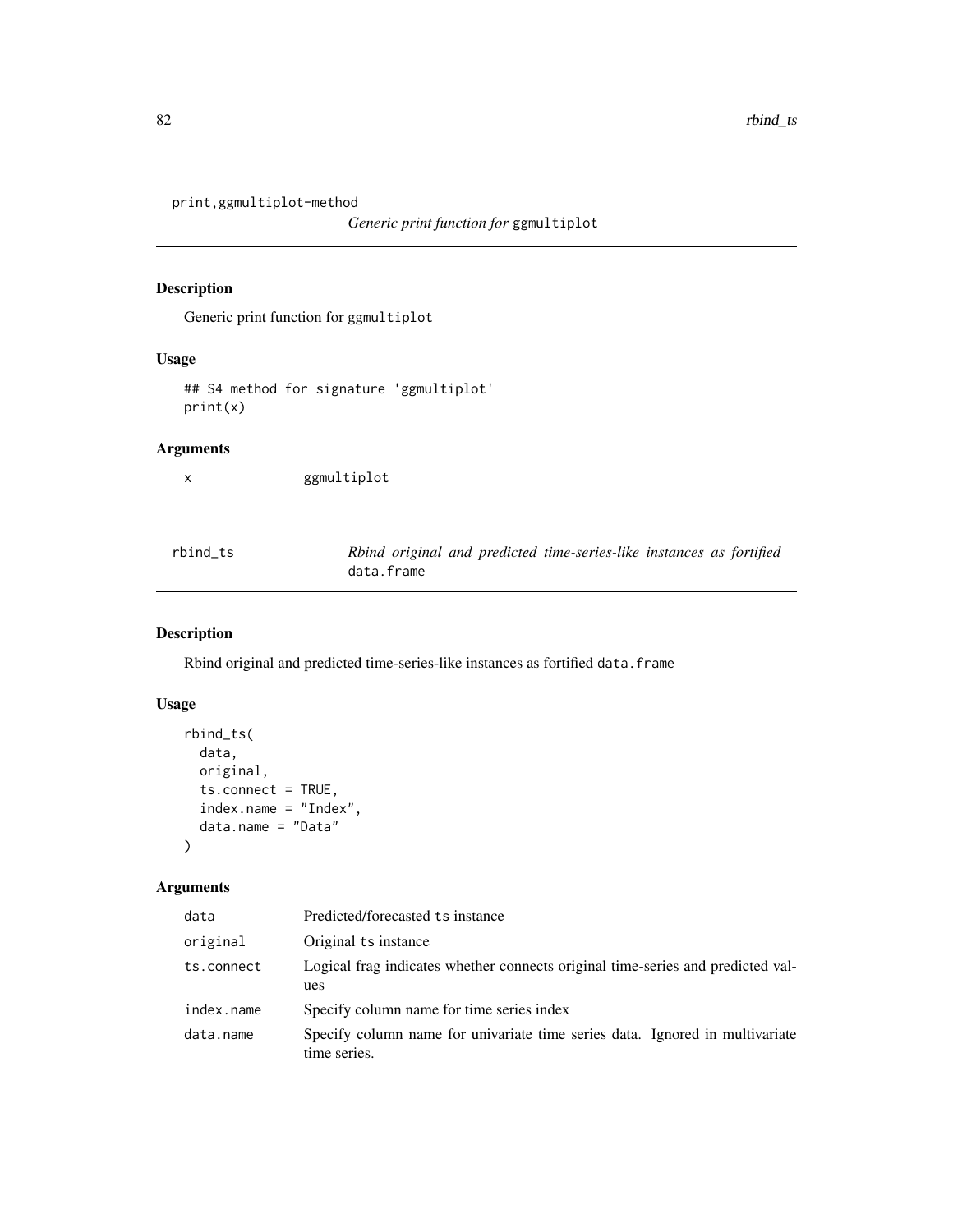## print,ggmultiplot-method

*Generic print function for* `ggmultiplot`

### Description

Generic print function for ggmultiplot

### Usage

```
## S4 method for signature 'ggmultiplot'
print(x)
```

### Arguments

| | |
|---|---|
| x | ggmultiplot |

## rbind_ts

*Rbind original and predicted time-series-like instances as fortified* `data.frame`

### Description

Rbind original and predicted time-series-like instances as fortified `data.frame`

### Usage

```
rbind_ts(
  data,
  original,
  ts.connect = TRUE,
  index.name = "Index",
  data.name = "Data"
)
```

### Arguments

| | |
|---|---|
| data | Predicted/forecasted `ts` instance |
| original | Original `ts` instance |
| ts.connect | Logical frag indicates whether connects original time-series and predicted values |
| index.name | Specify column name for time series index |
| data.name | Specify column name for univariate time series data. Ignored in multivariate time series. |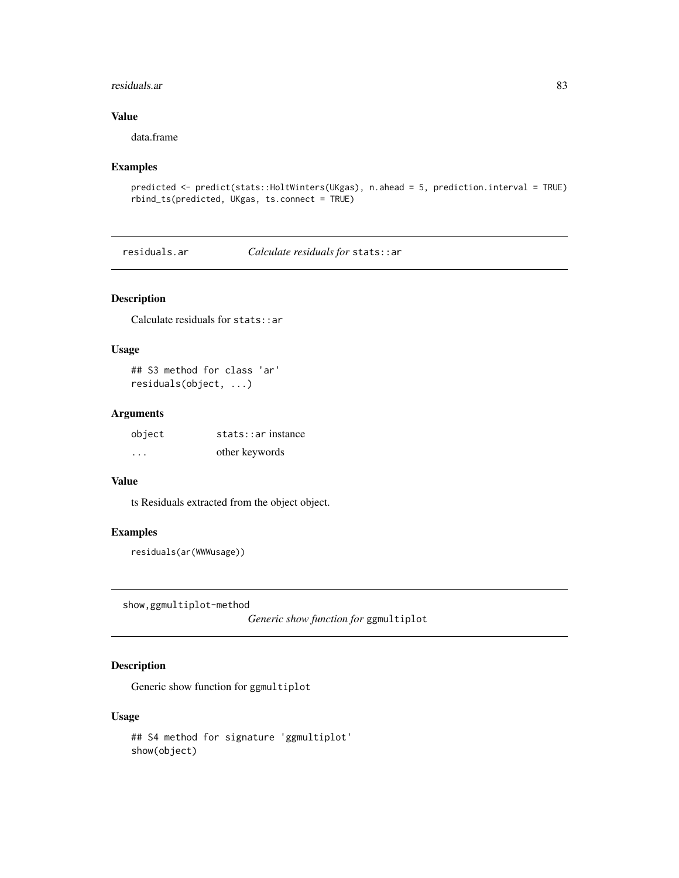### Value

data.frame

### Examples

```
predicted <- predict(stats::HoltWinters(UKgas), n.ahead = 5, prediction.interval = TRUE)
rbind_ts(predicted, UKgas, ts.connect = TRUE)
```

---

## residuals.ar — *Calculate residuals for* `stats::ar`

### Description

Calculate residuals for `stats::ar`

### Usage

```
## S3 method for class 'ar'
residuals(object, ...)
```

### Arguments

| | |
|---|---|
| `object` | `stats::ar` instance |
| `...` | other keywords |

### Value

ts Residuals extracted from the object object.

### Examples

```
residuals(ar(WWWusage))
```

---

## show,ggmultiplot-method — *Generic show function for* `ggmultiplot`

### Description

Generic show function for `ggmultiplot`

### Usage

```
## S4 method for signature 'ggmultiplot'
show(object)
```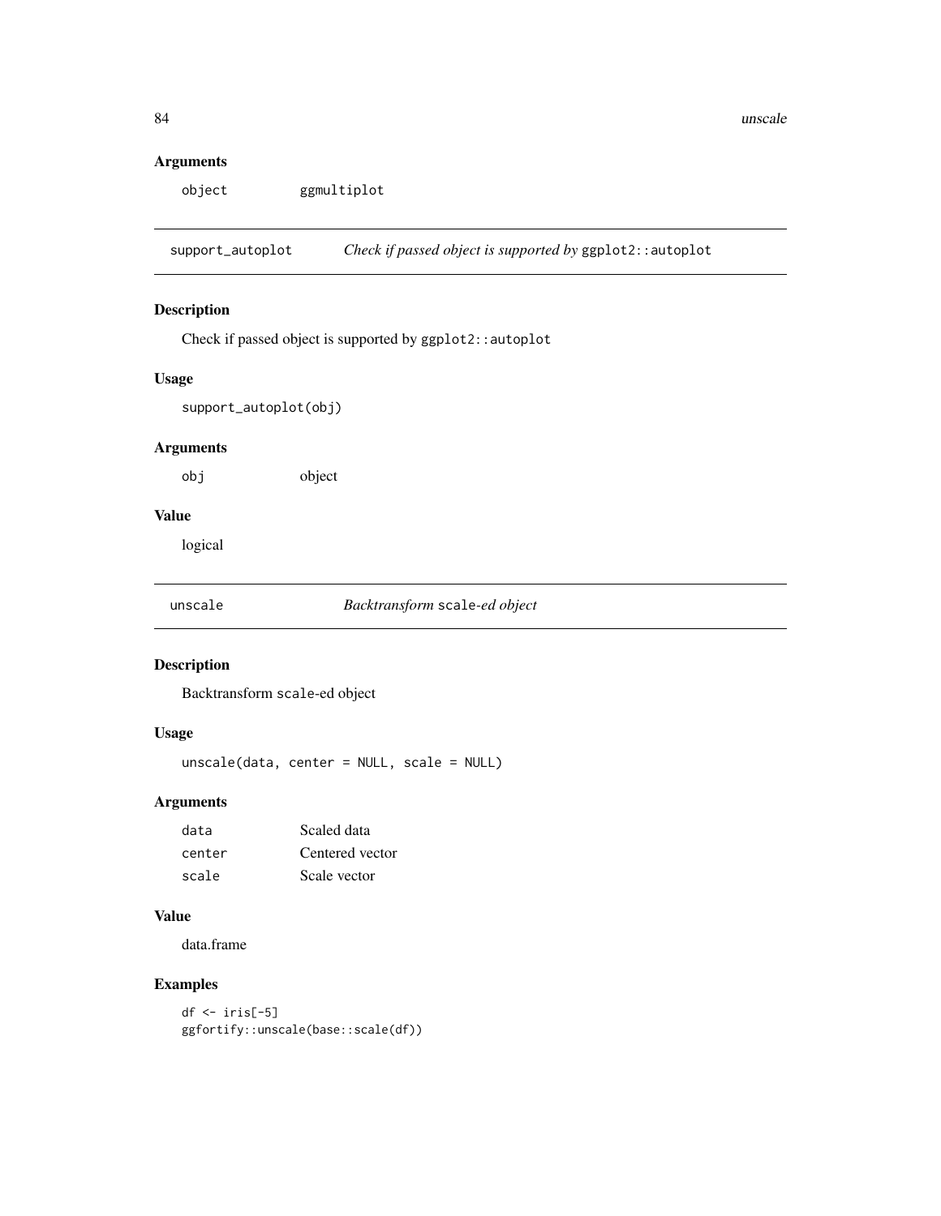## Arguments

| | |
|---|---|
| object | ggmultiplot |

---

## support_autoplot — *Check if passed object is supported by* `ggplot2::autoplot`

### Description

Check if passed object is supported by `ggplot2::autoplot`

### Usage

```
support_autoplot(obj)
```

### Arguments

| | |
|---|---|
| obj | object |

### Value

logical

---

## unscale — *Backtransform* `scale`*-ed object*

### Description

Backtransform `scale`-ed object

### Usage

```
unscale(data, center = NULL, scale = NULL)
```

### Arguments

| | |
|---|---|
| data | Scaled data |
| center | Centered vector |
| scale | Scale vector |

### Value

data.frame

### Examples

```
df <- iris[-5]
ggfortify::unscale(base::scale(df))
```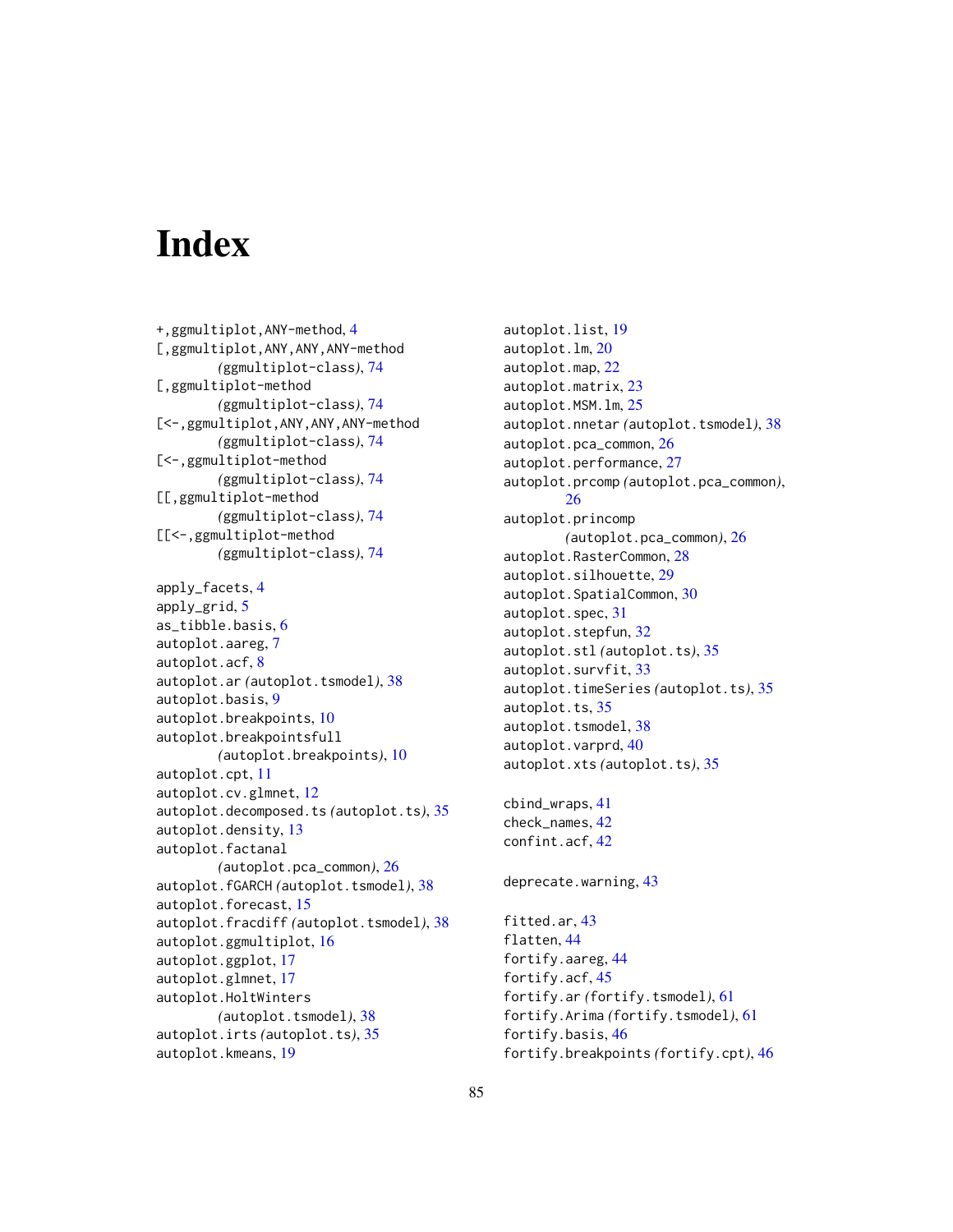# Index

+,ggmultiplot,ANY-method, 4
[,ggmultiplot,ANY,ANY,ANY-method (ggmultiplot-class), 74
[,ggmultiplot-method (ggmultiplot-class), 74
[<-,ggmultiplot,ANY,ANY,ANY-method (ggmultiplot-class), 74
[<-,ggmultiplot-method (ggmultiplot-class), 74
[[,ggmultiplot-method (ggmultiplot-class), 74
[[<-,ggmultiplot-method (ggmultiplot-class), 74

apply_facets, 4
apply_grid, 5
as_tibble.basis, 6
autoplot.aareg, 7
autoplot.acf, 8
autoplot.ar (autoplot.tsmodel), 38
autoplot.basis, 9
autoplot.breakpoints, 10
autoplot.breakpointsfull (autoplot.breakpoints), 10
autoplot.cpt, 11
autoplot.cv.glmnet, 12
autoplot.decomposed.ts (autoplot.ts), 35
autoplot.density, 13
autoplot.factanal (autoplot.pca_common), 26
autoplot.fGARCH (autoplot.tsmodel), 38
autoplot.forecast, 15
autoplot.fracdiff (autoplot.tsmodel), 38
autoplot.ggmultiplot, 16
autoplot.ggplot, 17
autoplot.glmnet, 17
autoplot.HoltWinters (autoplot.tsmodel), 38
autoplot.irts (autoplot.ts), 35
autoplot.kmeans, 19
autoplot.list, 19
autoplot.lm, 20
autoplot.map, 22
autoplot.matrix, 23
autoplot.MSM.lm, 25
autoplot.nnetar (autoplot.tsmodel), 38
autoplot.pca_common, 26
autoplot.performance, 27
autoplot.prcomp (autoplot.pca_common), 26
autoplot.princomp (autoplot.pca_common), 26
autoplot.RasterCommon, 28
autoplot.silhouette, 29
autoplot.SpatialCommon, 30
autoplot.spec, 31
autoplot.stepfun, 32
autoplot.stl (autoplot.ts), 35
autoplot.survfit, 33
autoplot.timeSeries (autoplot.ts), 35
autoplot.ts, 35
autoplot.tsmodel, 38
autoplot.varprd, 40
autoplot.xts (autoplot.ts), 35

cbind_wraps, 41
check_names, 42
confint.acf, 42

deprecate.warning, 43

fitted.ar, 43
flatten, 44
fortify.aareg, 44
fortify.acf, 45
fortify.ar (fortify.tsmodel), 61
fortify.Arima (fortify.tsmodel), 61
fortify.basis, 46
fortify.breakpoints (fortify.cpt), 46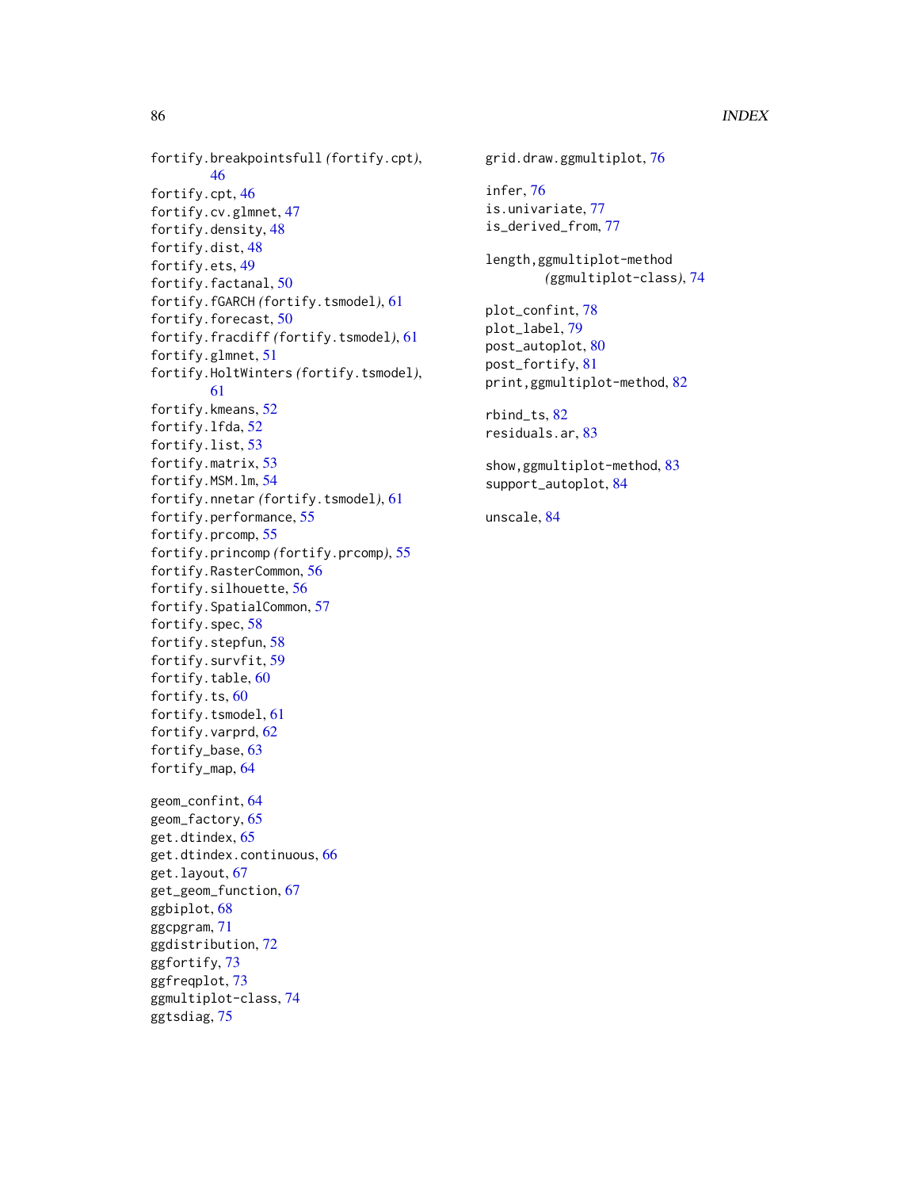fortify.breakpointsfull *(fortify.cpt)*, 46
fortify.cpt, 46
fortify.cv.glmnet, 47
fortify.density, 48
fortify.dist, 48
fortify.ets, 49
fortify.factanal, 50
fortify.fGARCH *(fortify.tsmodel)*, 61
fortify.forecast, 50
fortify.fracdiff *(fortify.tsmodel)*, 61
fortify.glmnet, 51
fortify.HoltWinters *(fortify.tsmodel)*, 61
fortify.kmeans, 52
fortify.lfda, 52
fortify.list, 53
fortify.matrix, 53
fortify.MSM.lm, 54
fortify.nnetar *(fortify.tsmodel)*, 61
fortify.performance, 55
fortify.prcomp, 55
fortify.princomp *(fortify.prcomp)*, 55
fortify.RasterCommon, 56
fortify.silhouette, 56
fortify.SpatialCommon, 57
fortify.spec, 58
fortify.stepfun, 58
fortify.survfit, 59
fortify.table, 60
fortify.ts, 60
fortify.tsmodel, 61
fortify.varprd, 62
fortify_base, 63
fortify_map, 64

geom_confint, 64
geom_factory, 65
get.dtindex, 65
get.dtindex.continuous, 66
get.layout, 67
get_geom_function, 67
ggbiplot, 68
ggcpgram, 71
ggdistribution, 72
ggfortify, 73
ggfreqplot, 73
ggmultiplot-class, 74
ggtsdiag, 75
grid.draw.ggmultiplot, 76

infer, 76
is.univariate, 77
is_derived_from, 77

length,ggmultiplot-method *(ggmultiplot-class)*, 74

plot_confint, 78
plot_label, 79
post_autoplot, 80
post_fortify, 81
print,ggmultiplot-method, 82

rbind_ts, 82
residuals.ar, 83

show,ggmultiplot-method, 83
support_autoplot, 84

unscale, 84